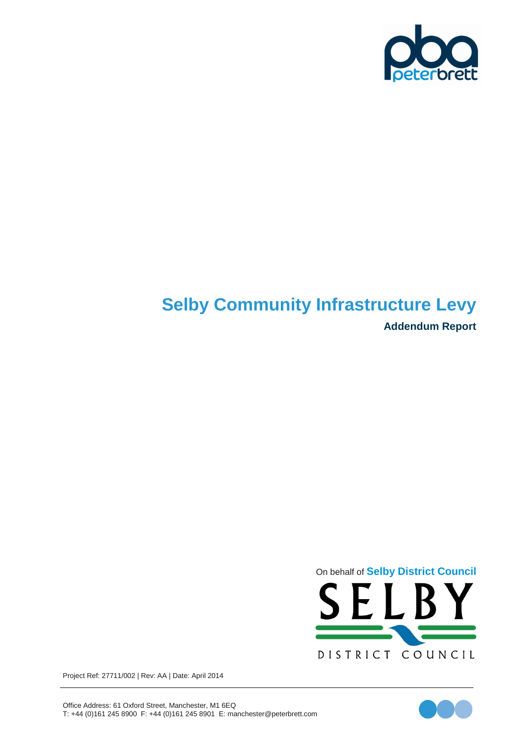# Selby Community Infrastructure Levy

## Addendum Report

On behalf of **Selby District Council**

Project Ref: 27711/002 | Rev: AA | Date: April 2014

Office Address: 61 Oxford Street, Manchester, M1 6EQ
T: +44 (0)161 245 8900 F: +44 (0)161 245 8901 E: manchester@peterbrett.com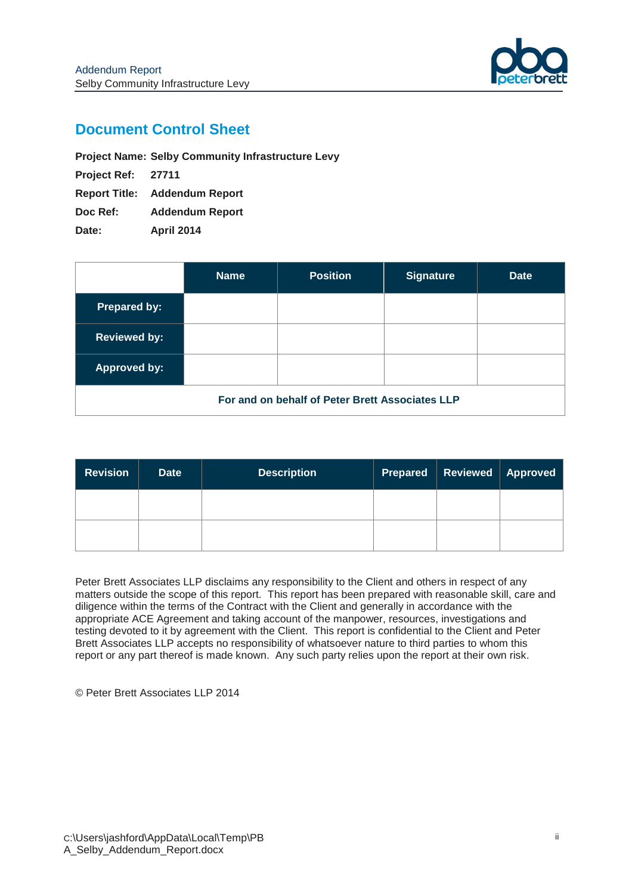# Document Control Sheet

**Project Name:** **Selby Community Infrastructure Levy**

**Project Ref:** **27711**

**Report Title:** **Addendum Report**

**Doc Ref:** **Addendum Report**

**Date:** **April 2014**

| | Name | Position | Signature | Date |
|---|---|---|---|---|
| **Prepared by:** | | | | |
| **Reviewed by:** | | | | |
| **Approved by:** | | | | |
| **For and on behalf of Peter Brett Associates LLP** | | | | |

| Revision | Date | Description | Prepared | Reviewed | Approved |
|---|---|---|---|---|---|
| | | | | | |
| | | | | | |

Peter Brett Associates LLP disclaims any responsibility to the Client and others in respect of any matters outside the scope of this report. This report has been prepared with reasonable skill, care and diligence within the terms of the Contract with the Client and generally in accordance with the appropriate ACE Agreement and taking account of the manpower, resources, investigations and testing devoted to it by agreement with the Client. This report is confidential to the Client and Peter Brett Associates LLP accepts no responsibility of whatsoever nature to third parties to whom this report or any part thereof is made known. Any such party relies upon the report at their own risk.

© Peter Brett Associates LLP 2014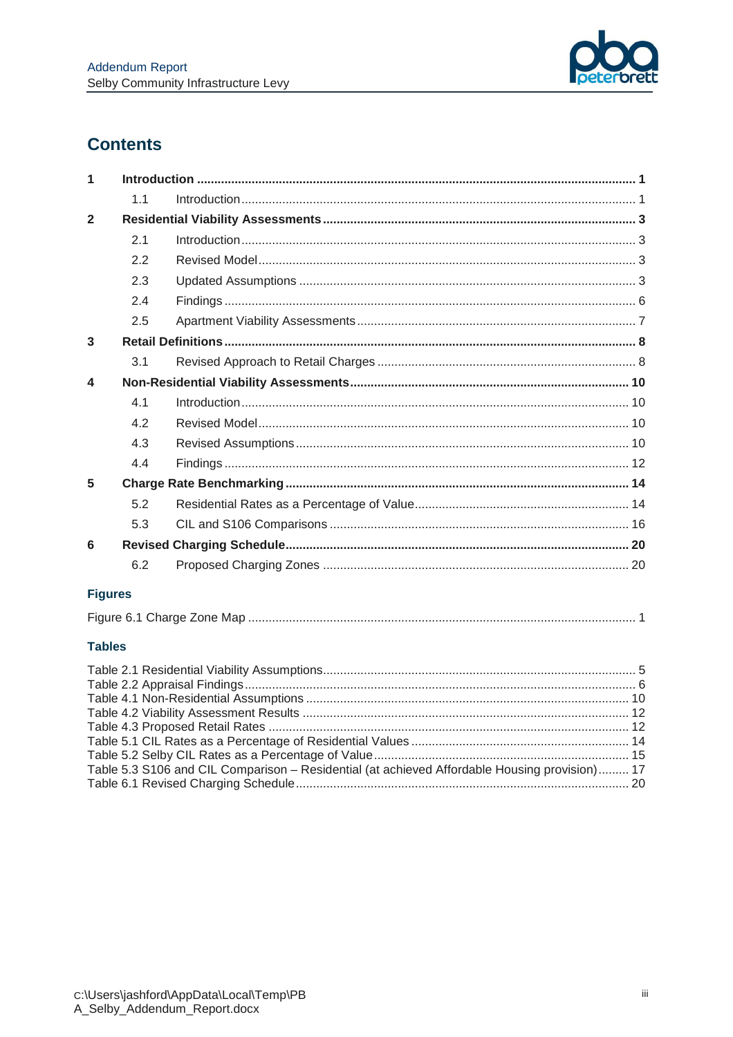# Contents

| | | | |
|---|---|---|---|
| **1** | **Introduction** | | **1** |
| | 1.1 | Introduction | 1 |
| **2** | **Residential Viability Assessments** | | **3** |
| | 2.1 | Introduction | 3 |
| | 2.2 | Revised Model | 3 |
| | 2.3 | Updated Assumptions | 3 |
| | 2.4 | Findings | 6 |
| | 2.5 | Apartment Viability Assessments | 7 |
| **3** | **Retail Definitions** | | **8** |
| | 3.1 | Revised Approach to Retail Charges | 8 |
| **4** | **Non-Residential Viability Assessments** | | **10** |
| | 4.1 | Introduction | 10 |
| | 4.2 | Revised Model | 10 |
| | 4.3 | Revised Assumptions | 10 |
| | 4.4 | Findings | 12 |
| **5** | **Charge Rate Benchmarking** | | **14** |
| | 5.2 | Residential Rates as a Percentage of Value | 14 |
| | 5.3 | CIL and S106 Comparisons | 16 |
| **6** | **Revised Charging Schedule** | | **20** |
| | 6.2 | Proposed Charging Zones | 20 |

## Figures

Figure 6.1 Charge Zone Map ..... 1

## Tables

Table 2.1 Residential Viability Assumptions ..... 5
Table 2.2 Appraisal Findings ..... 6
Table 4.1 Non-Residential Assumptions ..... 10
Table 4.2 Viability Assessment Results ..... 12
Table 4.3 Proposed Retail Rates ..... 12
Table 5.1 CIL Rates as a Percentage of Residential Values ..... 14
Table 5.2 Selby CIL Rates as a Percentage of Value ..... 15
Table 5.3 S106 and CIL Comparison – Residential (at achieved Affordable Housing provision) ..... 17
Table 6.1 Revised Charging Schedule ..... 20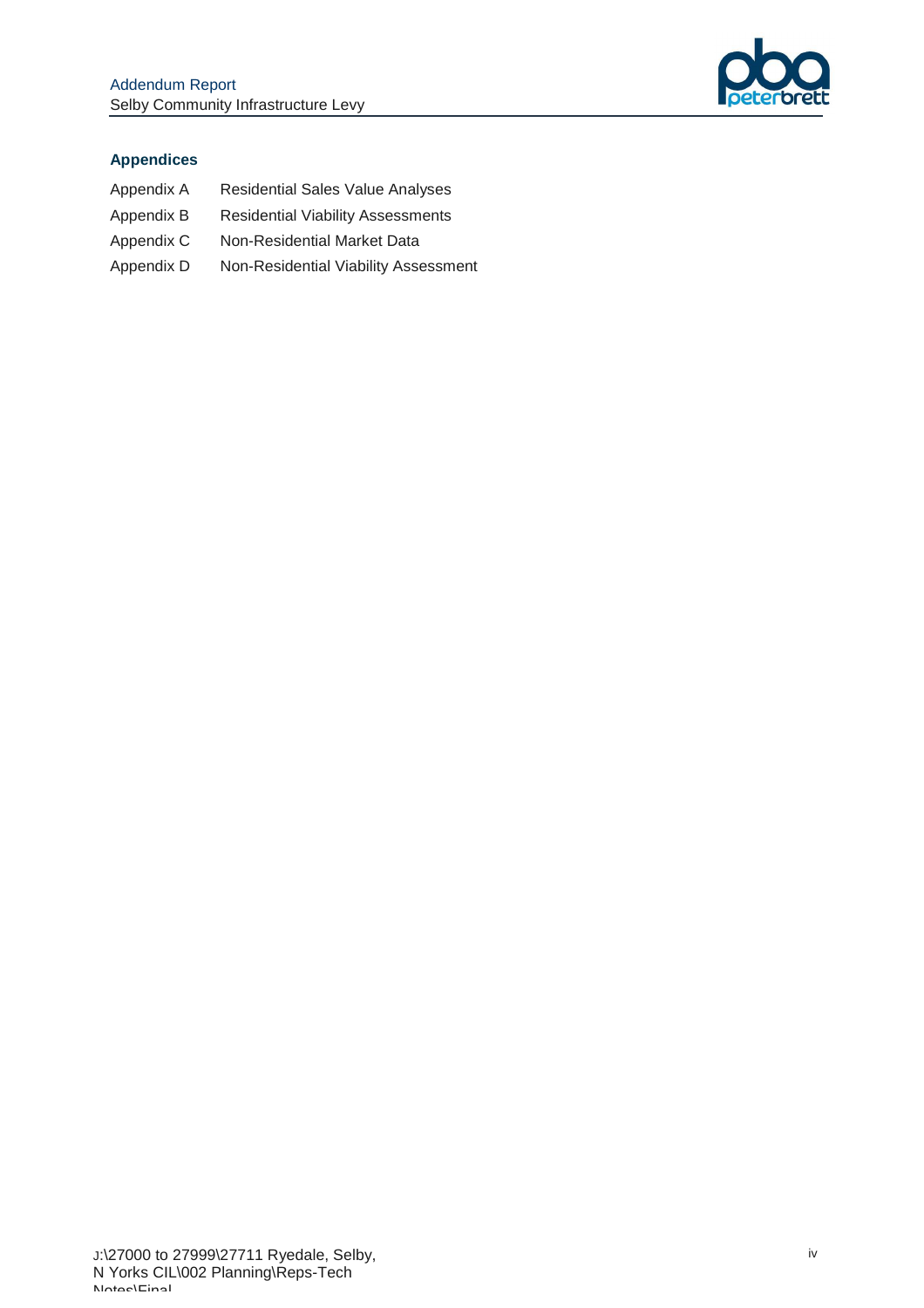## Appendices

| | |
|---|---|
| Appendix A | Residential Sales Value Analyses |
| Appendix B | Residential Viability Assessments |
| Appendix C | Non-Residential Market Data |
| Appendix D | Non-Residential Viability Assessment |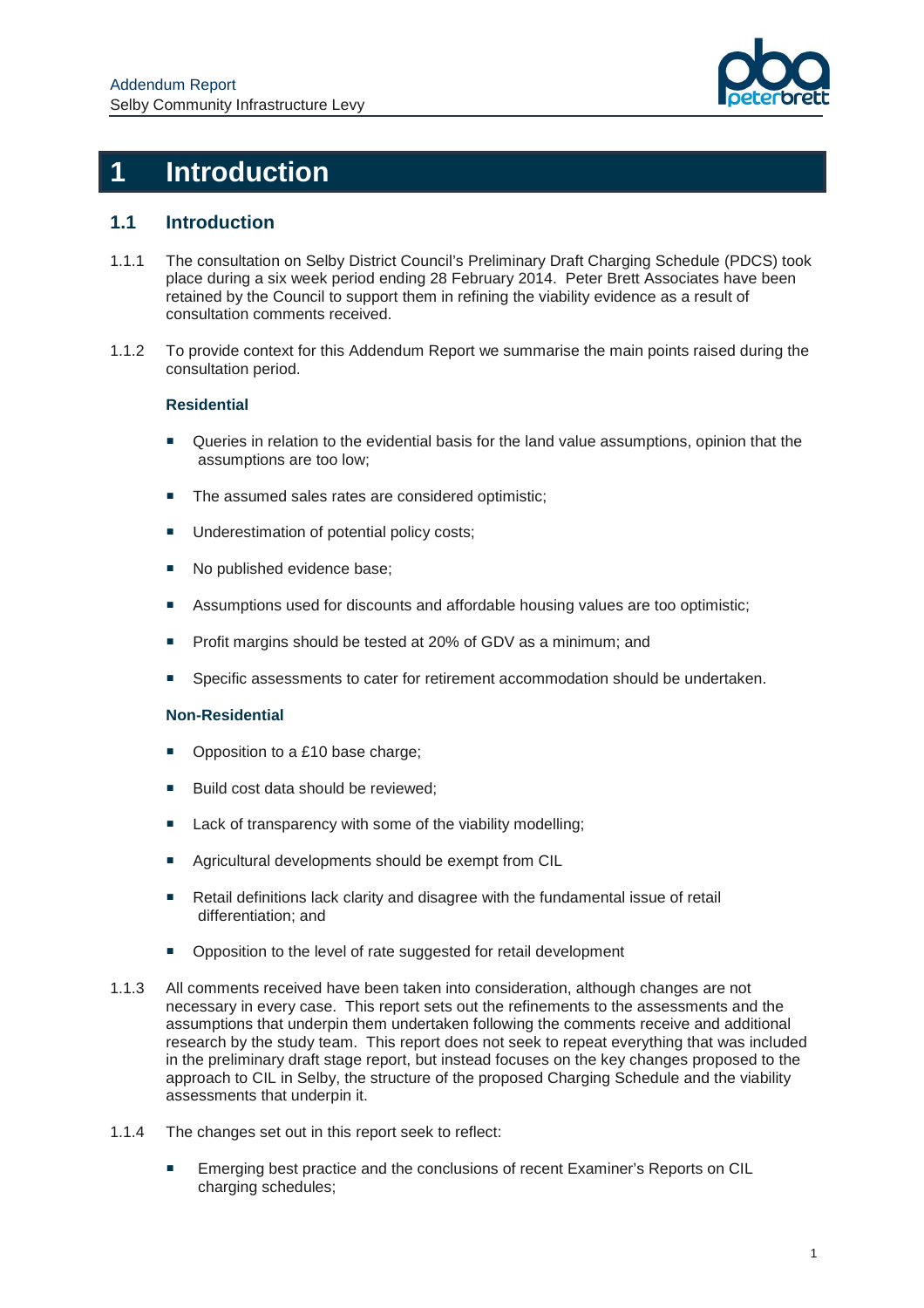# 1 Introduction

## 1.1 Introduction

1.1.1 The consultation on Selby District Council's Preliminary Draft Charging Schedule (PDCS) took place during a six week period ending 28 February 2014. Peter Brett Associates have been retained by the Council to support them in refining the viability evidence as a result of consultation comments received.

1.1.2 To provide context for this Addendum Report we summarise the main points raised during the consultation period.

**Residential**

- Queries in relation to the evidential basis for the land value assumptions, opinion that the assumptions are too low;
- The assumed sales rates are considered optimistic;
- Underestimation of potential policy costs;
- No published evidence base;
- Assumptions used for discounts and affordable housing values are too optimistic;
- Profit margins should be tested at 20% of GDV as a minimum; and
- Specific assessments to cater for retirement accommodation should be undertaken.

**Non-Residential**

- Opposition to a £10 base charge;
- Build cost data should be reviewed;
- Lack of transparency with some of the viability modelling;
- Agricultural developments should be exempt from CIL
- Retail definitions lack clarity and disagree with the fundamental issue of retail differentiation; and
- Opposition to the level of rate suggested for retail development

1.1.3 All comments received have been taken into consideration, although changes are not necessary in every case. This report sets out the refinements to the assessments and the assumptions that underpin them undertaken following the comments receive and additional research by the study team. This report does not seek to repeat everything that was included in the preliminary draft stage report, but instead focuses on the key changes proposed to the approach to CIL in Selby, the structure of the proposed Charging Schedule and the viability assessments that underpin it.

1.1.4 The changes set out in this report seek to reflect:

- Emerging best practice and the conclusions of recent Examiner's Reports on CIL charging schedules;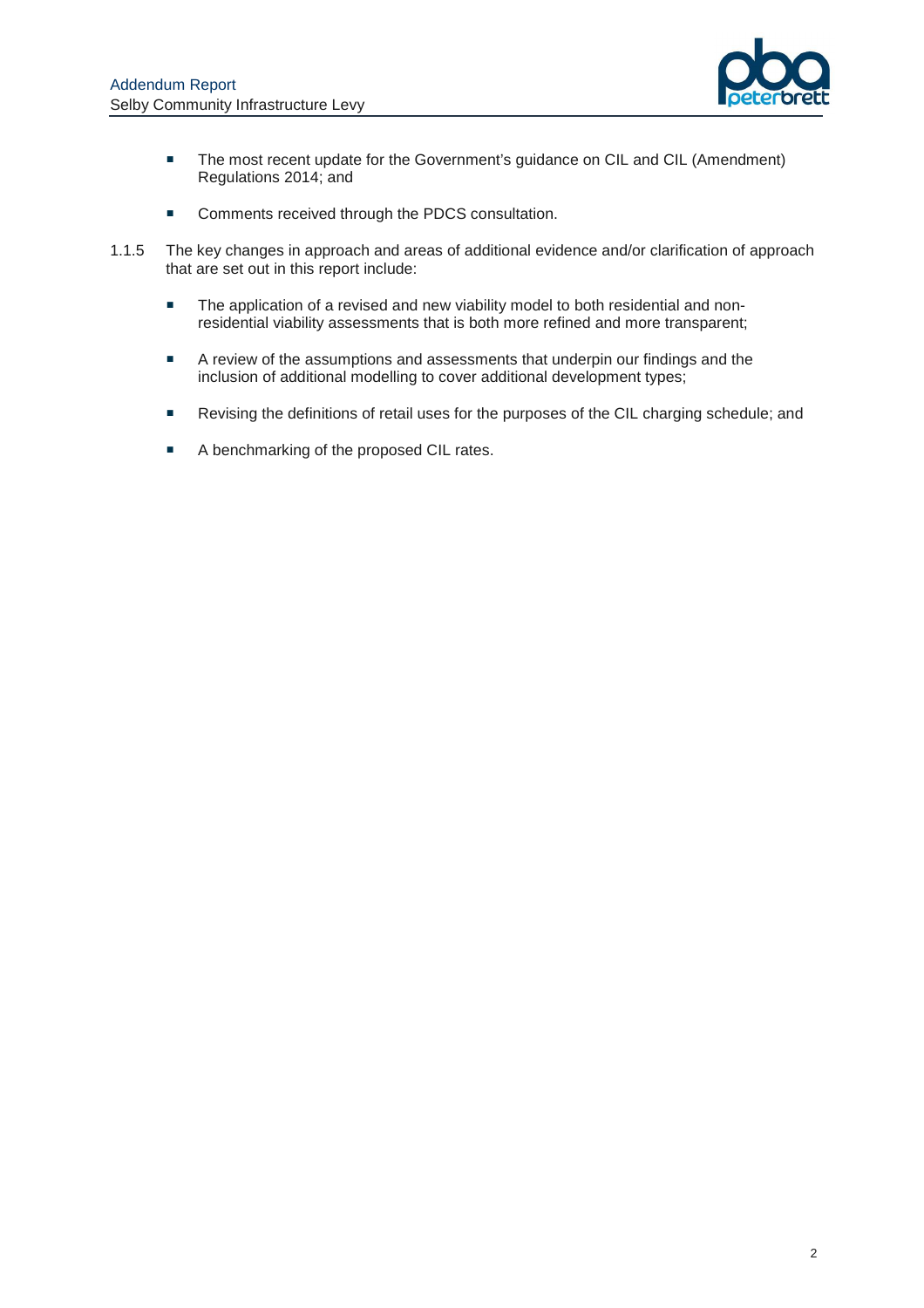- The most recent update for the Government's guidance on CIL and CIL (Amendment) Regulations 2014; and
- Comments received through the PDCS consultation.

1.1.5 The key changes in approach and areas of additional evidence and/or clarification of approach that are set out in this report include:

- The application of a revised and new viability model to both residential and non-residential viability assessments that is both more refined and more transparent;
- A review of the assumptions and assessments that underpin our findings and the inclusion of additional modelling to cover additional development types;
- Revising the definitions of retail uses for the purposes of the CIL charging schedule; and
- A benchmarking of the proposed CIL rates.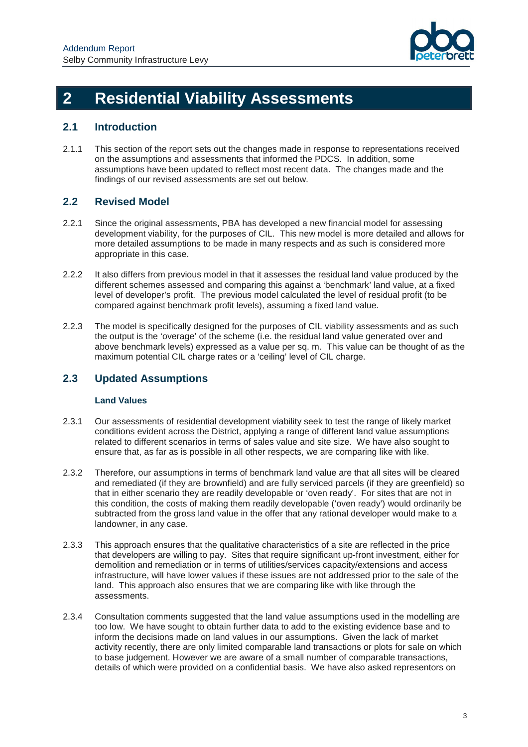# 2 Residential Viability Assessments

## 2.1 Introduction

2.1.1 This section of the report sets out the changes made in response to representations received on the assumptions and assessments that informed the PDCS. In addition, some assumptions have been updated to reflect most recent data. The changes made and the findings of our revised assessments are set out below.

## 2.2 Revised Model

2.2.1 Since the original assessments, PBA has developed a new financial model for assessing development viability, for the purposes of CIL. This new model is more detailed and allows for more detailed assumptions to be made in many respects and as such is considered more appropriate in this case.

2.2.2 It also differs from previous model in that it assesses the residual land value produced by the different schemes assessed and comparing this against a 'benchmark' land value, at a fixed level of developer's profit. The previous model calculated the level of residual profit (to be compared against benchmark profit levels), assuming a fixed land value.

2.2.3 The model is specifically designed for the purposes of CIL viability assessments and as such the output is the 'overage' of the scheme (i.e. the residual land value generated over and above benchmark levels) expressed as a value per sq. m. This value can be thought of as the maximum potential CIL charge rates or a 'ceiling' level of CIL charge.

## 2.3 Updated Assumptions

### Land Values

2.3.1 Our assessments of residential development viability seek to test the range of likely market conditions evident across the District, applying a range of different land value assumptions related to different scenarios in terms of sales value and site size. We have also sought to ensure that, as far as is possible in all other respects, we are comparing like with like.

2.3.2 Therefore, our assumptions in terms of benchmark land value are that all sites will be cleared and remediated (if they are brownfield) and are fully serviced parcels (if they are greenfield) so that in either scenario they are readily developable or 'oven ready'. For sites that are not in this condition, the costs of making them readily developable ('oven ready') would ordinarily be subtracted from the gross land value in the offer that any rational developer would make to a landowner, in any case.

2.3.3 This approach ensures that the qualitative characteristics of a site are reflected in the price that developers are willing to pay. Sites that require significant up-front investment, either for demolition and remediation or in terms of utilities/services capacity/extensions and access infrastructure, will have lower values if these issues are not addressed prior to the sale of the land. This approach also ensures that we are comparing like with like through the assessments.

2.3.4 Consultation comments suggested that the land value assumptions used in the modelling are too low. We have sought to obtain further data to add to the existing evidence base and to inform the decisions made on land values in our assumptions. Given the lack of market activity recently, there are only limited comparable land transactions or plots for sale on which to base judgement. However we are aware of a small number of comparable transactions, details of which were provided on a confidential basis. We have also asked representors on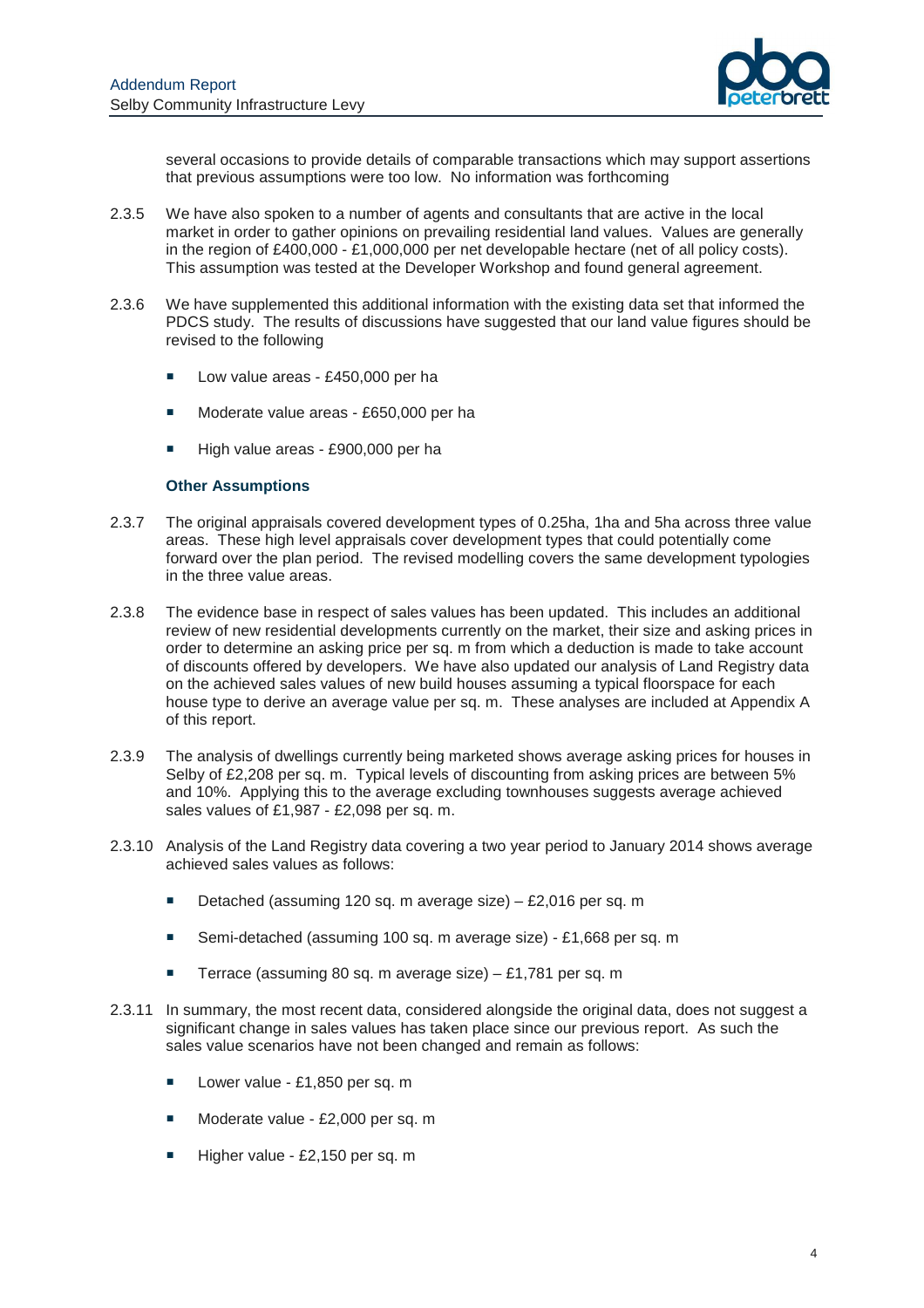several occasions to provide details of comparable transactions which may support assertions that previous assumptions were too low. No information was forthcoming

2.3.5 We have also spoken to a number of agents and consultants that are active in the local market in order to gather opinions on prevailing residential land values. Values are generally in the region of £400,000 - £1,000,000 per net developable hectare (net of all policy costs). This assumption was tested at the Developer Workshop and found general agreement.

2.3.6 We have supplemented this additional information with the existing data set that informed the PDCS study. The results of discussions have suggested that our land value figures should be revised to the following

- Low value areas - £450,000 per ha
- Moderate value areas - £650,000 per ha
- High value areas - £900,000 per ha

### Other Assumptions

2.3.7 The original appraisals covered development types of 0.25ha, 1ha and 5ha across three value areas. These high level appraisals cover development types that could potentially come forward over the plan period. The revised modelling covers the same development typologies in the three value areas.

2.3.8 The evidence base in respect of sales values has been updated. This includes an additional review of new residential developments currently on the market, their size and asking prices in order to determine an asking price per sq. m from which a deduction is made to take account of discounts offered by developers. We have also updated our analysis of Land Registry data on the achieved sales values of new build houses assuming a typical floorspace for each house type to derive an average value per sq. m. These analyses are included at Appendix A of this report.

2.3.9 The analysis of dwellings currently being marketed shows average asking prices for houses in Selby of £2,208 per sq. m. Typical levels of discounting from asking prices are between 5% and 10%. Applying this to the average excluding townhouses suggests average achieved sales values of £1,987 - £2,098 per sq. m.

2.3.10 Analysis of the Land Registry data covering a two year period to January 2014 shows average achieved sales values as follows:

- Detached (assuming 120 sq. m average size) – £2,016 per sq. m
- Semi-detached (assuming 100 sq. m average size) - £1,668 per sq. m
- Terrace (assuming 80 sq. m average size) – £1,781 per sq. m

2.3.11 In summary, the most recent data, considered alongside the original data, does not suggest a significant change in sales values has taken place since our previous report. As such the sales value scenarios have not been changed and remain as follows:

- Lower value - £1,850 per sq. m
- Moderate value - £2,000 per sq. m
- Higher value - £2,150 per sq. m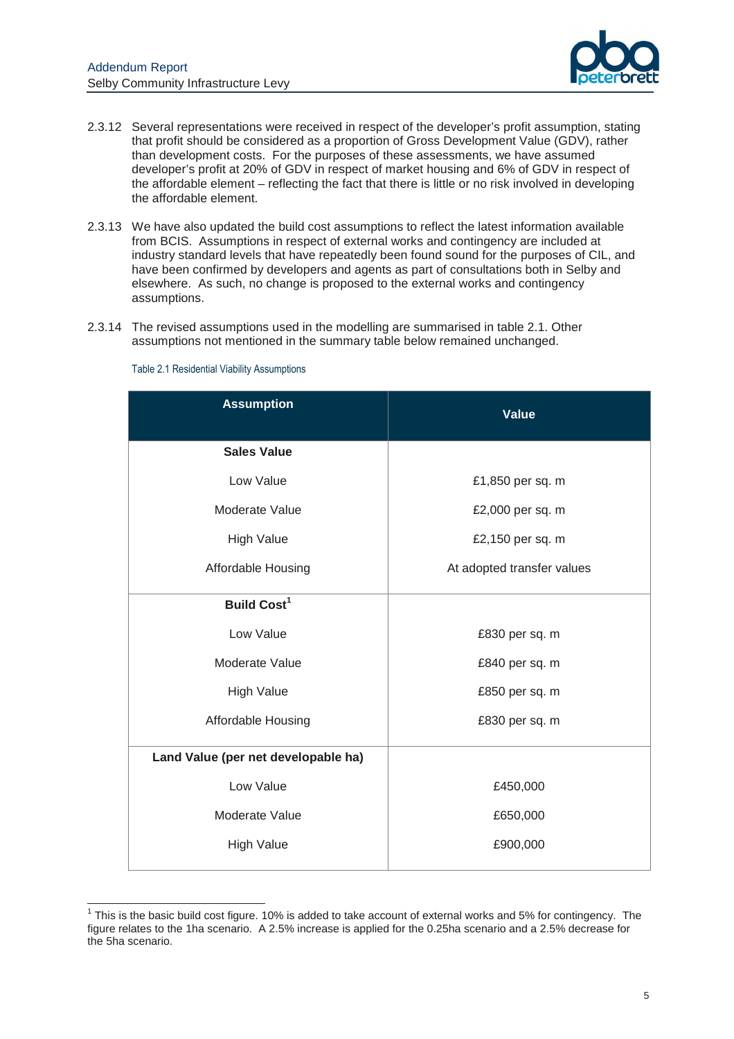2.3.12 Several representations were received in respect of the developer's profit assumption, stating that profit should be considered as a proportion of Gross Development Value (GDV), rather than development costs. For the purposes of these assessments, we have assumed developer's profit at 20% of GDV in respect of market housing and 6% of GDV in respect of the affordable element – reflecting the fact that there is little or no risk involved in developing the affordable element.

2.3.13 We have also updated the build cost assumptions to reflect the latest information available from BCIS. Assumptions in respect of external works and contingency are included at industry standard levels that have repeatedly been found sound for the purposes of CIL, and have been confirmed by developers and agents as part of consultations both in Selby and elsewhere. As such, no change is proposed to the external works and contingency assumptions.

2.3.14 The revised assumptions used in the modelling are summarised in table 2.1. Other assumptions not mentioned in the summary table below remained unchanged.

Table 2.1 Residential Viability Assumptions

| Assumption | Value |
|---|---|
| **Sales Value** | |
| Low Value | £1,850 per sq. m |
| Moderate Value | £2,000 per sq. m |
| High Value | £2,150 per sq. m |
| Affordable Housing | At adopted transfer values |
| **Build Cost**[1] | |
| Low Value | £830 per sq. m |
| Moderate Value | £840 per sq. m |
| High Value | £850 per sq. m |
| Affordable Housing | £830 per sq. m |
| **Land Value (per net developable ha)** | |
| Low Value | £450,000 |
| Moderate Value | £650,000 |
| High Value | £900,000 |

[1] This is the basic build cost figure. 10% is added to take account of external works and 5% for contingency. The figure relates to the 1ha scenario. A 2.5% increase is applied for the 0.25ha scenario and a 2.5% decrease for the 5ha scenario.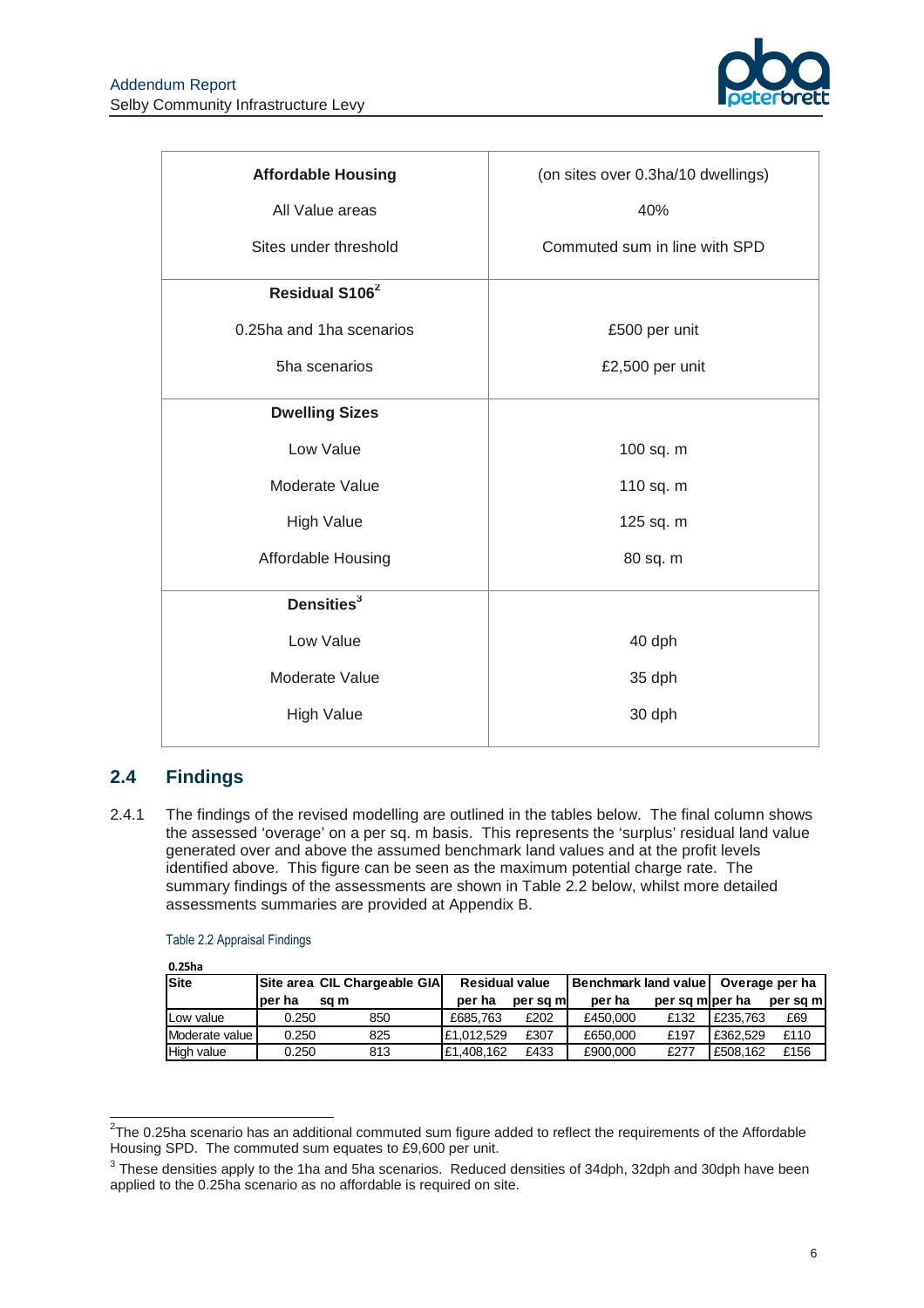| Affordable Housing | (on sites over 0.3ha/10 dwellings) |
|---|---|
| All Value areas | 40% |
| Sites under threshold | Commuted sum in line with SPD |
| **Residual S106**[2] | |
| 0.25ha and 1ha scenarios | £500 per unit |
| 5ha scenarios | £2,500 per unit |
| **Dwelling Sizes** | |
| Low Value | 100 sq. m |
| Moderate Value | 110 sq. m |
| High Value | 125 sq. m |
| Affordable Housing | 80 sq. m |
| **Densities**[3] | |
| Low Value | 40 dph |
| Moderate Value | 35 dph |
| High Value | 30 dph |

## 2.4 Findings

2.4.1 The findings of the revised modelling are outlined in the tables below. The final column shows the assessed 'overage' on a per sq. m basis. This represents the 'surplus' residual land value generated over and above the assumed benchmark land values and at the profit levels identified above. This figure can be seen as the maximum potential charge rate. The summary findings of the assessments are shown in Table 2.2 below, whilst more detailed assessments summaries are provided at Appendix B.

Table 2.2 Appraisal Findings

**0.25ha**

| Site | Site area | CIL Chargeable GIA | Residual value | | Benchmark land value | | Overage per ha | |
|---|---|---|---|---|---|---|---|---|
| | per ha | sq m | per ha | per sq m | per ha | per sq m | per ha | per sq m |
| Low value | 0.250 | 850 | £685,763 | £202 | £450,000 | £132 | £235,763 | £69 |
| Moderate value | 0.250 | 825 | £1,012,529 | £307 | £650,000 | £197 | £362,529 | £110 |
| High value | 0.250 | 813 | £1,408,162 | £433 | £900,000 | £277 | £508,162 | £156 |

[2] The 0.25ha scenario has an additional commuted sum figure added to reflect the requirements of the Affordable Housing SPD. The commuted sum equates to £9,600 per unit.

[3] These densities apply to the 1ha and 5ha scenarios. Reduced densities of 34dph, 32dph and 30dph have been applied to the 0.25ha scenario as no affordable is required on site.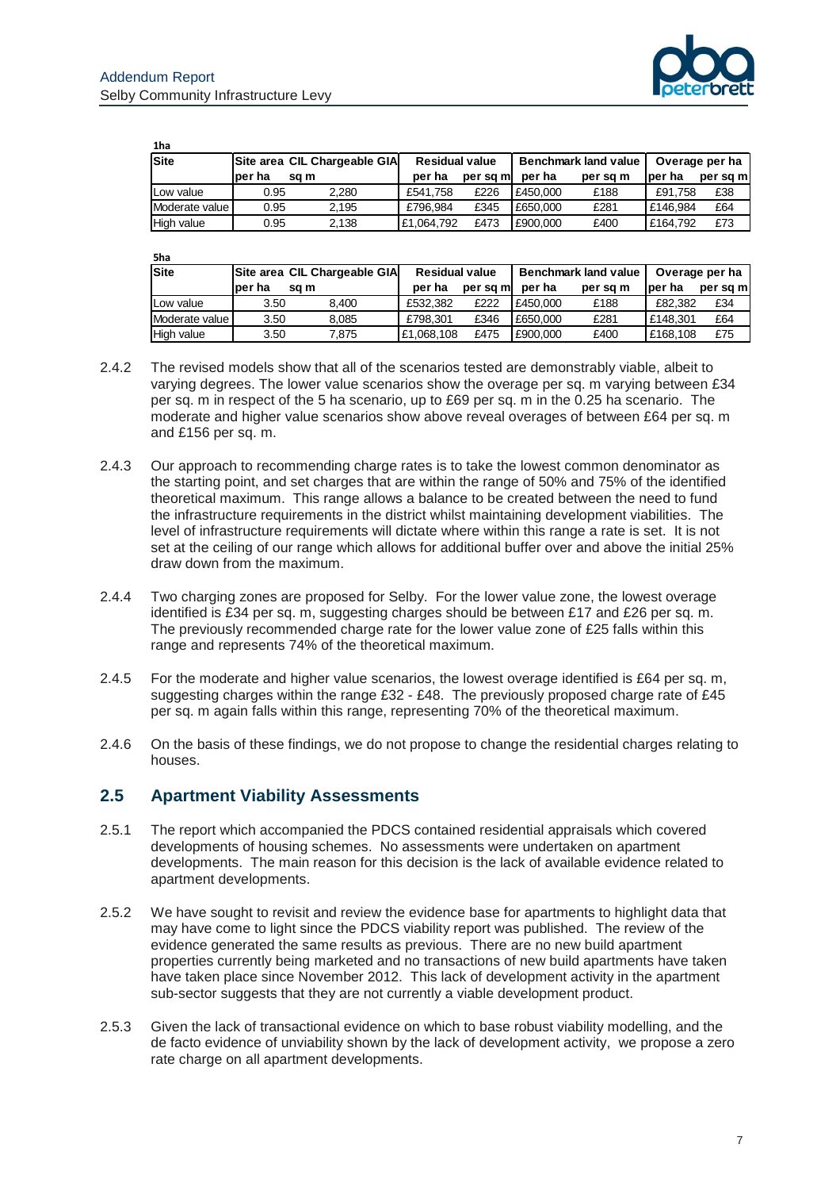**1ha**

| Site | Site area per ha | CIL Chargeable GIA sq m | Residual value per ha | Residual value per sq m | Benchmark land value per ha | Benchmark land value per sq m | Overage per ha | Overage per sq m |
|---|---|---|---|---|---|---|---|---|
| Low value | 0.95 | 2,280 | £541,758 | £226 | £450,000 | £188 | £91,758 | £38 |
| Moderate value | 0.95 | 2,195 | £796,984 | £345 | £650,000 | £281 | £146,984 | £64 |
| High value | 0.95 | 2,138 | £1,064,792 | £473 | £900,000 | £400 | £164,792 | £73 |

**5ha**

| Site | Site area per ha | CIL Chargeable GIA sq m | Residual value per ha | Residual value per sq m | Benchmark land value per ha | Benchmark land value per sq m | Overage per ha | Overage per sq m |
|---|---|---|---|---|---|---|---|---|
| Low value | 3.50 | 8,400 | £532,382 | £222 | £450,000 | £188 | £82,382 | £34 |
| Moderate value | 3.50 | 8,085 | £798,301 | £346 | £650,000 | £281 | £148,301 | £64 |
| High value | 3.50 | 7,875 | £1,068,108 | £475 | £900,000 | £400 | £168,108 | £75 |

2.4.2 The revised models show that all of the scenarios tested are demonstrably viable, albeit to varying degrees. The lower value scenarios show the overage per sq. m varying between £34 per sq. m in respect of the 5 ha scenario, up to £69 per sq. m in the 0.25 ha scenario. The moderate and higher value scenarios show above reveal overages of between £64 per sq. m and £156 per sq. m.

2.4.3 Our approach to recommending charge rates is to take the lowest common denominator as the starting point, and set charges that are within the range of 50% and 75% of the identified theoretical maximum. This range allows a balance to be created between the need to fund the infrastructure requirements in the district whilst maintaining development viabilities. The level of infrastructure requirements will dictate where within this range a rate is set. It is not set at the ceiling of our range which allows for additional buffer over and above the initial 25% draw down from the maximum.

2.4.4 Two charging zones are proposed for Selby. For the lower value zone, the lowest overage identified is £34 per sq. m, suggesting charges should be between £17 and £26 per sq. m. The previously recommended charge rate for the lower value zone of £25 falls within this range and represents 74% of the theoretical maximum.

2.4.5 For the moderate and higher value scenarios, the lowest overage identified is £64 per sq. m, suggesting charges within the range £32 - £48. The previously proposed charge rate of £45 per sq. m again falls within this range, representing 70% of the theoretical maximum.

2.4.6 On the basis of these findings, we do not propose to change the residential charges relating to houses.

## 2.5 Apartment Viability Assessments

2.5.1 The report which accompanied the PDCS contained residential appraisals which covered developments of housing schemes. No assessments were undertaken on apartment developments. The main reason for this decision is the lack of available evidence related to apartment developments.

2.5.2 We have sought to revisit and review the evidence base for apartments to highlight data that may have come to light since the PDCS viability report was published. The review of the evidence generated the same results as previous. There are no new build apartment properties currently being marketed and no transactions of new build apartments have taken have taken place since November 2012. This lack of development activity in the apartment sub-sector suggests that they are not currently a viable development product.

2.5.3 Given the lack of transactional evidence on which to base robust viability modelling, and the de facto evidence of unviability shown by the lack of development activity, we propose a zero rate charge on all apartment developments.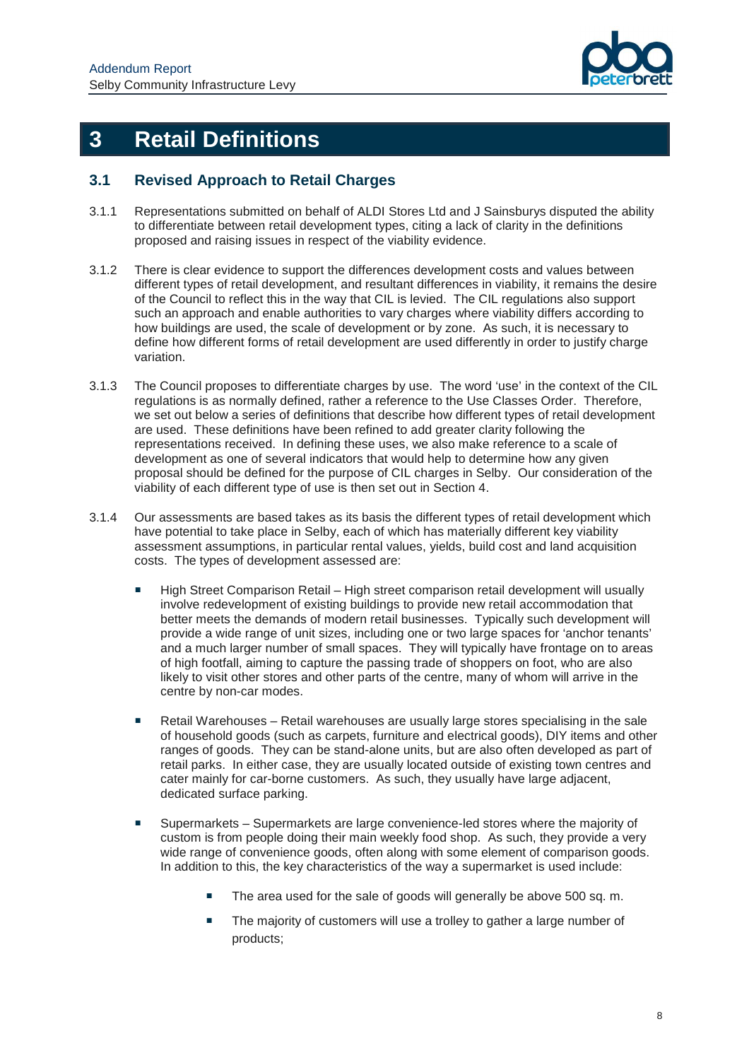# 3 Retail Definitions

## 3.1 Revised Approach to Retail Charges

3.1.1 Representations submitted on behalf of ALDI Stores Ltd and J Sainsburys disputed the ability to differentiate between retail development types, citing a lack of clarity in the definitions proposed and raising issues in respect of the viability evidence.

3.1.2 There is clear evidence to support the differences development costs and values between different types of retail development, and resultant differences in viability, it remains the desire of the Council to reflect this in the way that CIL is levied. The CIL regulations also support such an approach and enable authorities to vary charges where viability differs according to how buildings are used, the scale of development or by zone. As such, it is necessary to define how different forms of retail development are used differently in order to justify charge variation.

3.1.3 The Council proposes to differentiate charges by use. The word 'use' in the context of the CIL regulations is as normally defined, rather a reference to the Use Classes Order. Therefore, we set out below a series of definitions that describe how different types of retail development are used. These definitions have been refined to add greater clarity following the representations received. In defining these uses, we also make reference to a scale of development as one of several indicators that would help to determine how any given proposal should be defined for the purpose of CIL charges in Selby. Our consideration of the viability of each different type of use is then set out in Section 4.

3.1.4 Our assessments are based takes as its basis the different types of retail development which have potential to take place in Selby, each of which has materially different key viability assessment assumptions, in particular rental values, yields, build cost and land acquisition costs. The types of development assessed are:

- High Street Comparison Retail – High street comparison retail development will usually involve redevelopment of existing buildings to provide new retail accommodation that better meets the demands of modern retail businesses. Typically such development will provide a wide range of unit sizes, including one or two large spaces for 'anchor tenants' and a much larger number of small spaces. They will typically have frontage on to areas of high footfall, aiming to capture the passing trade of shoppers on foot, who are also likely to visit other stores and other parts of the centre, many of whom will arrive in the centre by non-car modes.

- Retail Warehouses – Retail warehouses are usually large stores specialising in the sale of household goods (such as carpets, furniture and electrical goods), DIY items and other ranges of goods. They can be stand-alone units, but are also often developed as part of retail parks. In either case, they are usually located outside of existing town centres and cater mainly for car-borne customers. As such, they usually have large adjacent, dedicated surface parking.

- Supermarkets – Supermarkets are large convenience-led stores where the majority of custom is from people doing their main weekly food shop. As such, they provide a very wide range of convenience goods, often along with some element of comparison goods. In addition to this, the key characteristics of the way a supermarket is used include:

  - The area used for the sale of goods will generally be above 500 sq. m.

  - The majority of customers will use a trolley to gather a large number of products;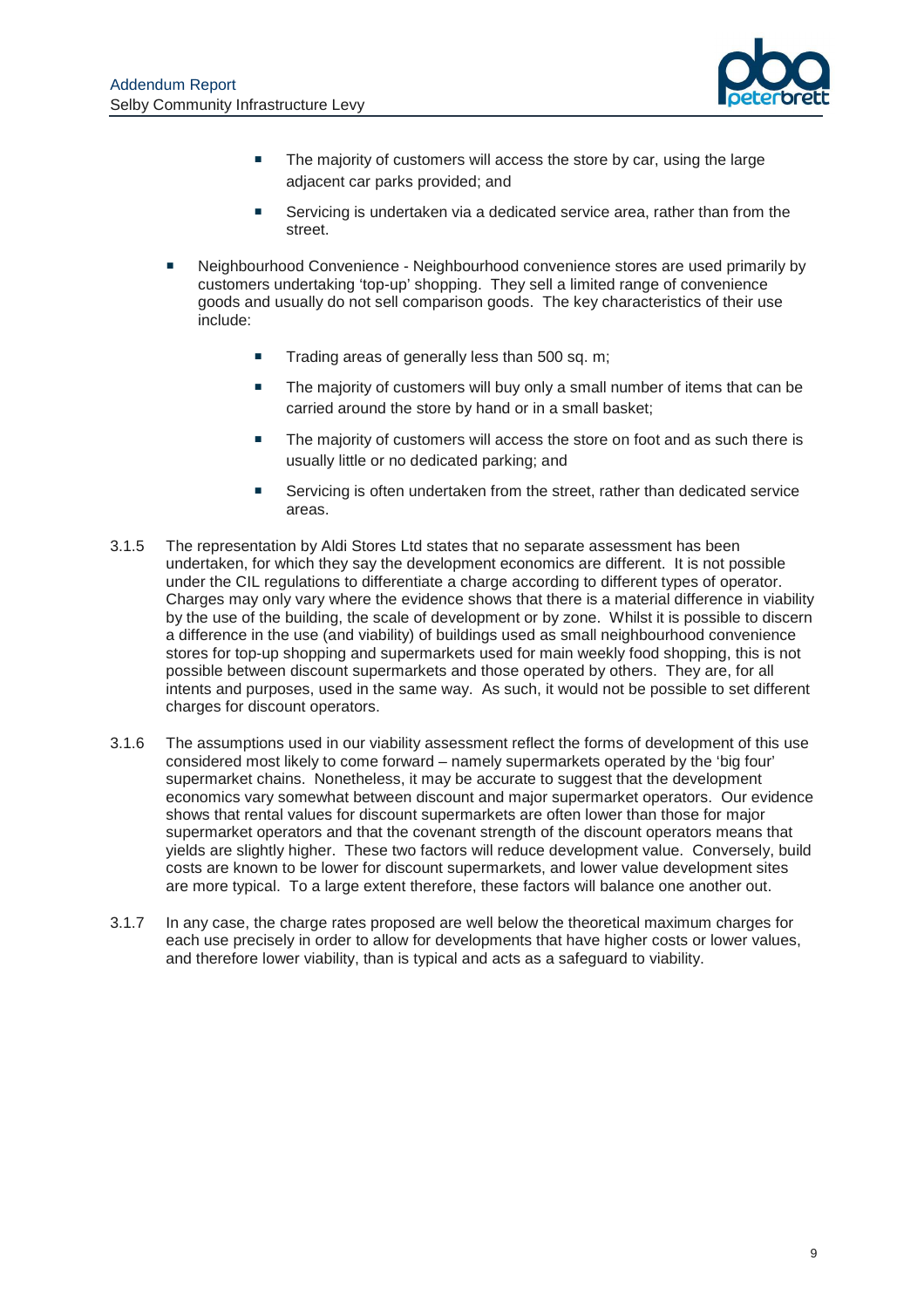- The majority of customers will access the store by car, using the large adjacent car parks provided; and
- Servicing is undertaken via a dedicated service area, rather than from the street.

- Neighbourhood Convenience - Neighbourhood convenience stores are used primarily by customers undertaking 'top-up' shopping. They sell a limited range of convenience goods and usually do not sell comparison goods. The key characteristics of their use include:
  - Trading areas of generally less than 500 sq. m;
  - The majority of customers will buy only a small number of items that can be carried around the store by hand or in a small basket;
  - The majority of customers will access the store on foot and as such there is usually little or no dedicated parking; and
  - Servicing is often undertaken from the street, rather than dedicated service areas.

3.1.5 The representation by Aldi Stores Ltd states that no separate assessment has been undertaken, for which they say the development economics are different. It is not possible under the CIL regulations to differentiate a charge according to different types of operator. Charges may only vary where the evidence shows that there is a material difference in viability by the use of the building, the scale of development or by zone. Whilst it is possible to discern a difference in the use (and viability) of buildings used as small neighbourhood convenience stores for top-up shopping and supermarkets used for main weekly food shopping, this is not possible between discount supermarkets and those operated by others. They are, for all intents and purposes, used in the same way. As such, it would not be possible to set different charges for discount operators.

3.1.6 The assumptions used in our viability assessment reflect the forms of development of this use considered most likely to come forward – namely supermarkets operated by the 'big four' supermarket chains. Nonetheless, it may be accurate to suggest that the development economics vary somewhat between discount and major supermarket operators. Our evidence shows that rental values for discount supermarkets are often lower than those for major supermarket operators and that the covenant strength of the discount operators means that yields are slightly higher. These two factors will reduce development value. Conversely, build costs are known to be lower for discount supermarkets, and lower value development sites are more typical. To a large extent therefore, these factors will balance one another out.

3.1.7 In any case, the charge rates proposed are well below the theoretical maximum charges for each use precisely in order to allow for developments that have higher costs or lower values, and therefore lower viability, than is typical and acts as a safeguard to viability.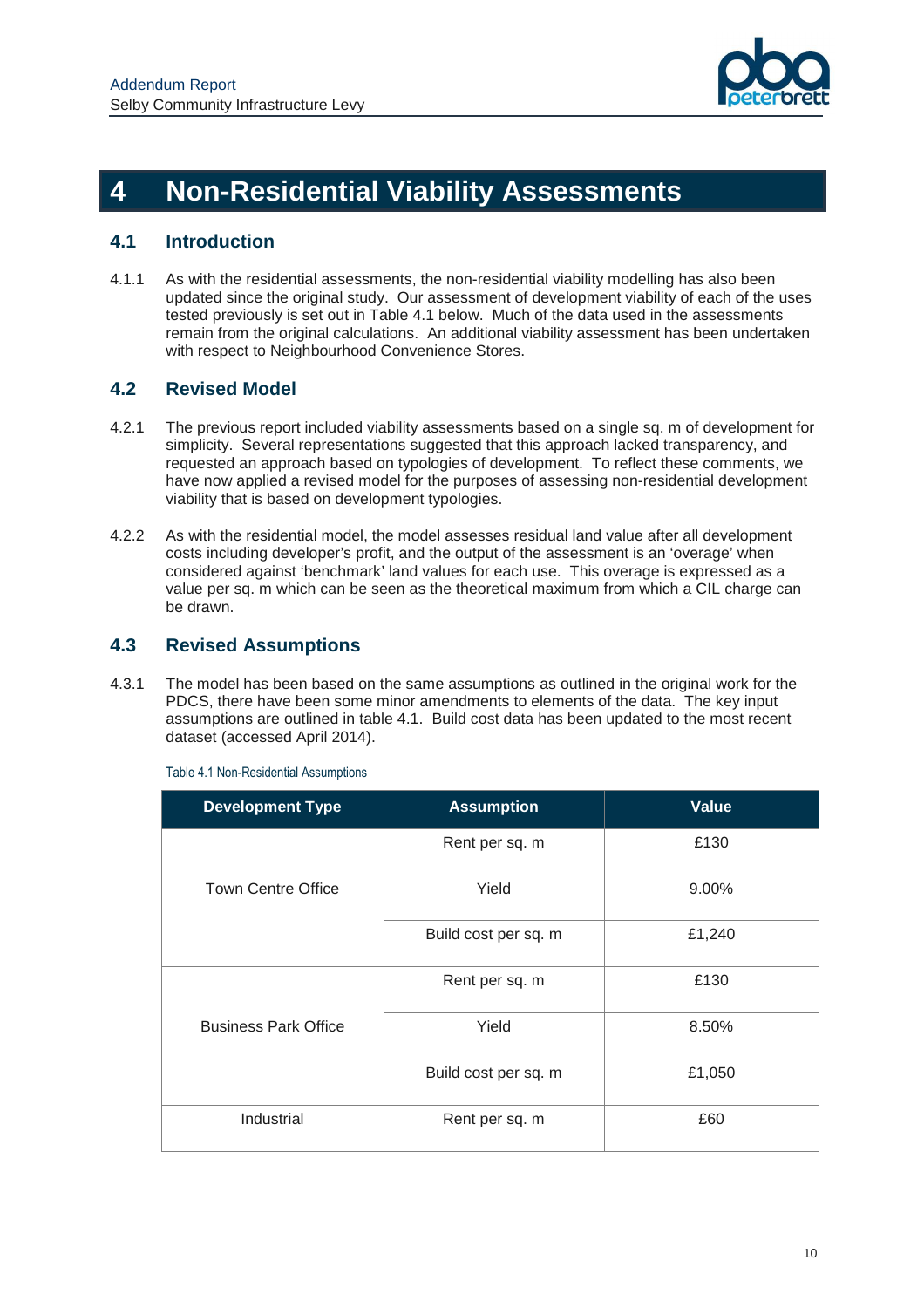# 4 Non-Residential Viability Assessments

## 4.1 Introduction

4.1.1 As with the residential assessments, the non-residential viability modelling has also been updated since the original study. Our assessment of development viability of each of the uses tested previously is set out in Table 4.1 below. Much of the data used in the assessments remain from the original calculations. An additional viability assessment has been undertaken with respect to Neighbourhood Convenience Stores.

## 4.2 Revised Model

4.2.1 The previous report included viability assessments based on a single sq. m of development for simplicity. Several representations suggested that this approach lacked transparency, and requested an approach based on typologies of development. To reflect these comments, we have now applied a revised model for the purposes of assessing non-residential development viability that is based on development typologies.

4.2.2 As with the residential model, the model assesses residual land value after all development costs including developer's profit, and the output of the assessment is an 'overage' when considered against 'benchmark' land values for each use. This overage is expressed as a value per sq. m which can be seen as the theoretical maximum from which a CIL charge can be drawn.

## 4.3 Revised Assumptions

4.3.1 The model has been based on the same assumptions as outlined in the original work for the PDCS, there have been some minor amendments to elements of the data. The key input assumptions are outlined in table 4.1. Build cost data has been updated to the most recent dataset (accessed April 2014).

Table 4.1 Non-Residential Assumptions

| Development Type | Assumption | Value |
|---|---|---|
| Town Centre Office | Rent per sq. m | £130 |
| | Yield | 9.00% |
| | Build cost per sq. m | £1,240 |
| Business Park Office | Rent per sq. m | £130 |
| | Yield | 8.50% |
| | Build cost per sq. m | £1,050 |
| Industrial | Rent per sq. m | £60 |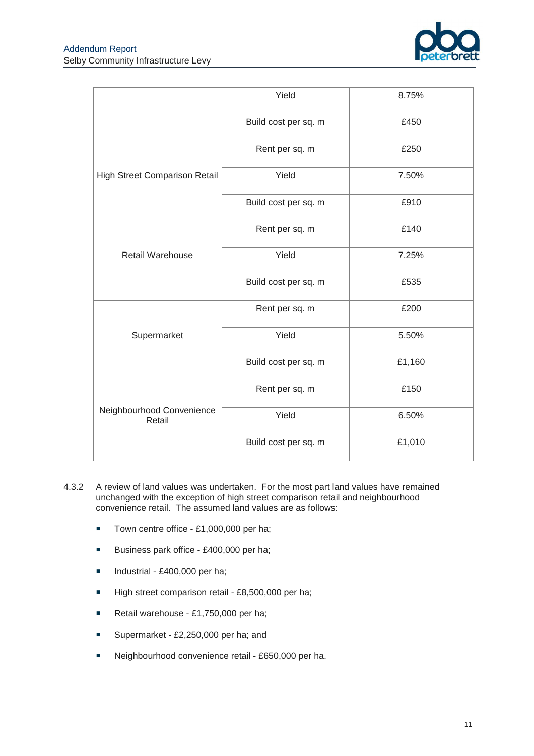| | | |
|---|---|---|
| | Yield | 8.75% |
| | Build cost per sq. m | £450 |
| High Street Comparison Retail | Rent per sq. m | £250 |
| | Yield | 7.50% |
| | Build cost per sq. m | £910 |
| Retail Warehouse | Rent per sq. m | £140 |
| | Yield | 7.25% |
| | Build cost per sq. m | £535 |
| Supermarket | Rent per sq. m | £200 |
| | Yield | 5.50% |
| | Build cost per sq. m | £1,160 |
| Neighbourhood Convenience Retail | Rent per sq. m | £150 |
| | Yield | 6.50% |
| | Build cost per sq. m | £1,010 |

4.3.2 A review of land values was undertaken. For the most part land values have remained unchanged with the exception of high street comparison retail and neighbourhood convenience retail. The assumed land values are as follows:

- Town centre office - £1,000,000 per ha;
- Business park office - £400,000 per ha;
- Industrial - £400,000 per ha;
- High street comparison retail - £8,500,000 per ha;
- Retail warehouse - £1,750,000 per ha;
- Supermarket - £2,250,000 per ha; and
- Neighbourhood convenience retail - £650,000 per ha.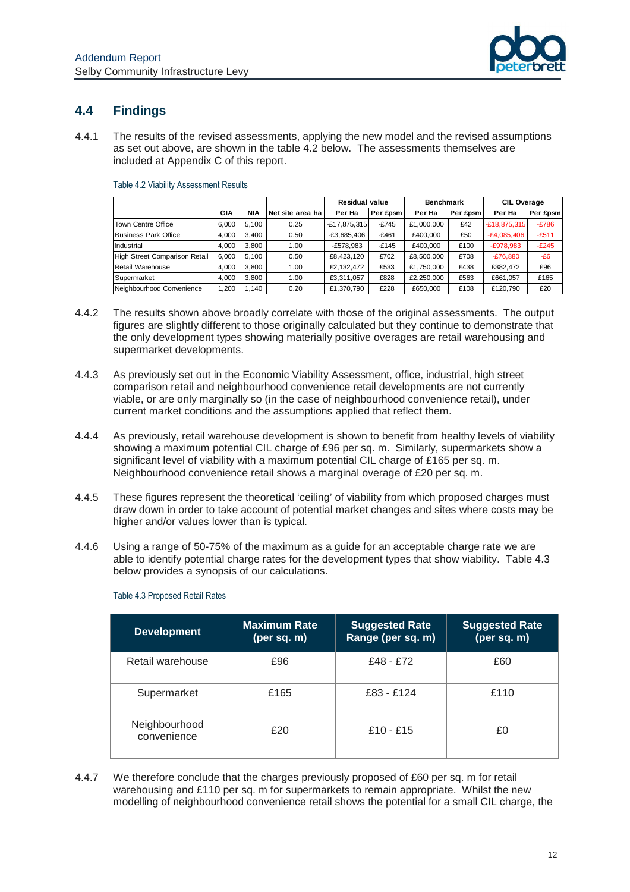## 4.4 Findings

4.4.1 The results of the revised assessments, applying the new model and the revised assumptions as set out above, are shown in the table 4.2 below. The assessments themselves are included at Appendix C of this report.

Table 4.2 Viability Assessment Results

| | GIA | NIA | Net site area ha | Residual value | | Benchmark | | CIL Overage | |
|---|---|---|---|---|---|---|---|---|---|
| | | | | Per Ha | Per £psm | Per Ha | Per £psm | Per Ha | Per £psm |
| Town Centre Office | 6,000 | 5,100 | 0.25 | -£17,875,315 | -£745 | £1,000,000 | £42 | -£18,875,315 | -£786 |
| Business Park Office | 4,000 | 3,400 | 0.50 | -£3,685,406 | -£461 | £400,000 | £50 | -£4,085,406 | -£511 |
| Industrial | 4,000 | 3,800 | 1.00 | -£578,983 | -£145 | £400,000 | £100 | -£978,983 | -£245 |
| High Street Comparison Retail | 6,000 | 5,100 | 0.50 | £8,423,120 | £702 | £8,500,000 | £708 | -£76,880 | -£6 |
| Retail Warehouse | 4,000 | 3,800 | 1.00 | £2,132,472 | £533 | £1,750,000 | £438 | £382,472 | £96 |
| Supermarket | 4,000 | 3,800 | 1.00 | £3,311,057 | £828 | £2,250,000 | £563 | £661,057 | £165 |
| Neighbourhood Convenience | 1,200 | 1,140 | 0.20 | £1,370,790 | £228 | £650,000 | £108 | £120,790 | £20 |

4.4.2 The results shown above broadly correlate with those of the original assessments. The output figures are slightly different to those originally calculated but they continue to demonstrate that the only development types showing materially positive overages are retail warehousing and supermarket developments.

4.4.3 As previously set out in the Economic Viability Assessment, office, industrial, high street comparison retail and neighbourhood convenience retail developments are not currently viable, or are only marginally so (in the case of neighbourhood convenience retail), under current market conditions and the assumptions applied that reflect them.

4.4.4 As previously, retail warehouse development is shown to benefit from healthy levels of viability showing a maximum potential CIL charge of £96 per sq. m. Similarly, supermarkets show a significant level of viability with a maximum potential CIL charge of £165 per sq. m. Neighbourhood convenience retail shows a marginal overage of £20 per sq. m.

4.4.5 These figures represent the theoretical 'ceiling' of viability from which proposed charges must draw down in order to take account of potential market changes and sites where costs may be higher and/or values lower than is typical.

4.4.6 Using a range of 50-75% of the maximum as a guide for an acceptable charge rate we are able to identify potential charge rates for the development types that show viability. Table 4.3 below provides a synopsis of our calculations.

Table 4.3 Proposed Retail Rates

| Development | Maximum Rate (per sq. m) | Suggested Rate Range (per sq. m) | Suggested Rate (per sq. m) |
|---|---|---|---|
| Retail warehouse | £96 | £48 - £72 | £60 |
| Supermarket | £165 | £83 - £124 | £110 |
| Neighbourhood convenience | £20 | £10 - £15 | £0 |

4.4.7 We therefore conclude that the charges previously proposed of £60 per sq. m for retail warehousing and £110 per sq. m for supermarkets to remain appropriate. Whilst the new modelling of neighbourhood convenience retail shows the potential for a small CIL charge, the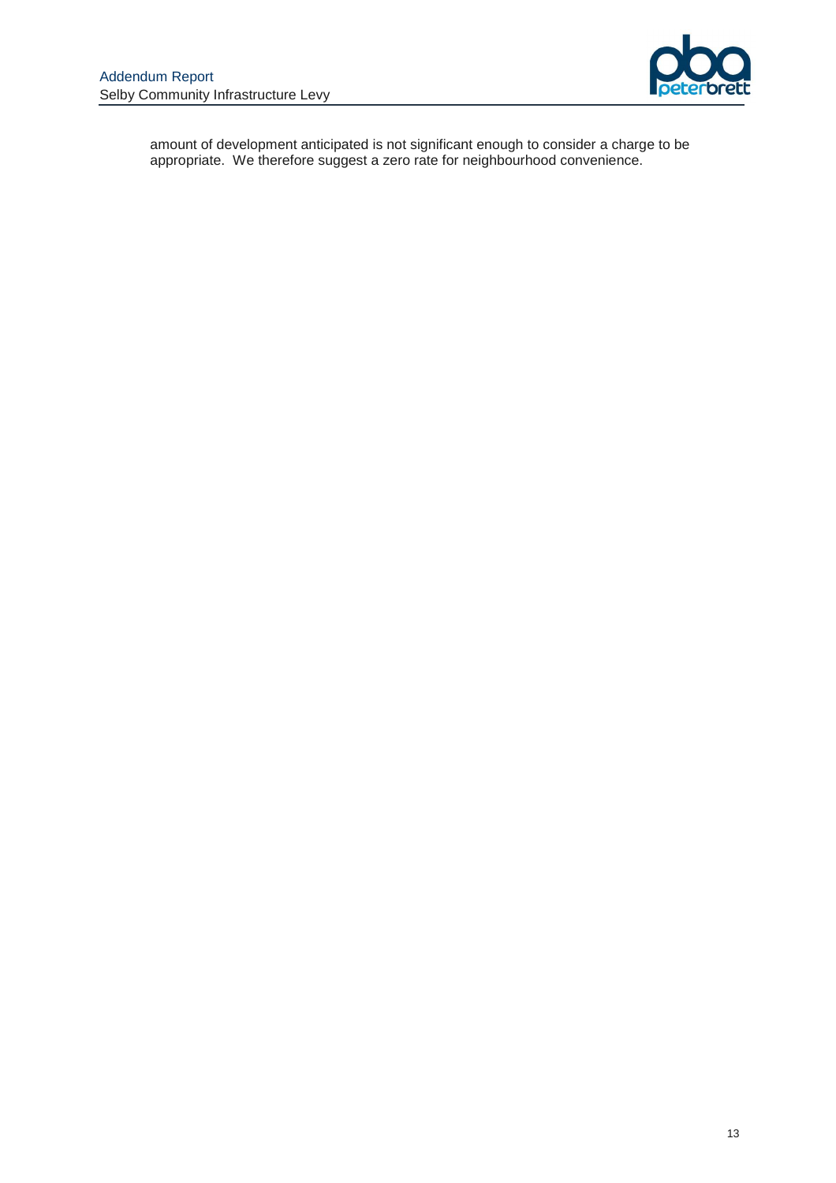amount of development anticipated is not significant enough to consider a charge to be appropriate. We therefore suggest a zero rate for neighbourhood convenience.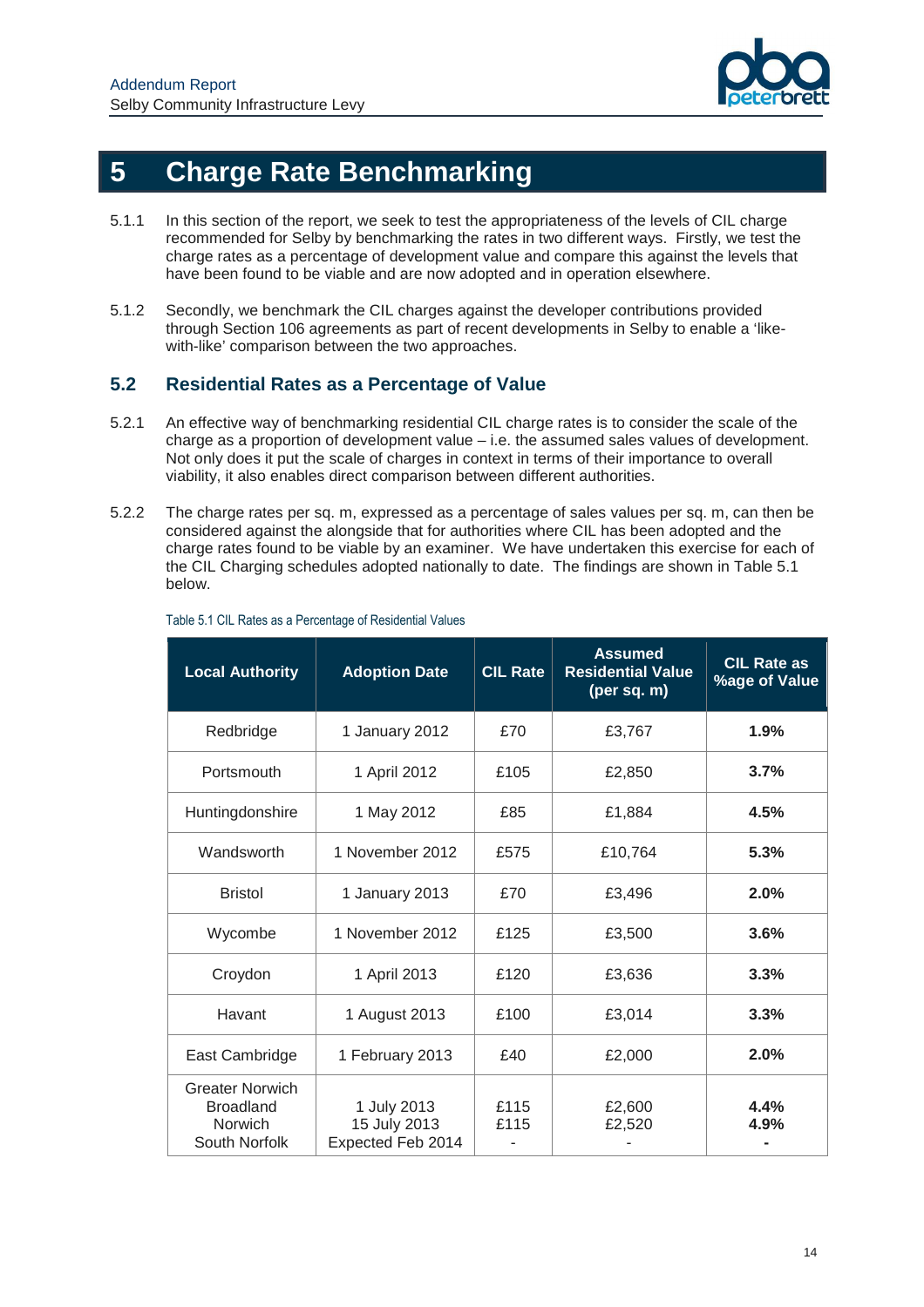# 5 Charge Rate Benchmarking

5.1.1 In this section of the report, we seek to test the appropriateness of the levels of CIL charge recommended for Selby by benchmarking the rates in two different ways. Firstly, we test the charge rates as a percentage of development value and compare this against the levels that have been found to be viable and are now adopted and in operation elsewhere.

5.1.2 Secondly, we benchmark the CIL charges against the developer contributions provided through Section 106 agreements as part of recent developments in Selby to enable a 'like-with-like' comparison between the two approaches.

## 5.2 Residential Rates as a Percentage of Value

5.2.1 An effective way of benchmarking residential CIL charge rates is to consider the scale of the charge as a proportion of development value – i.e. the assumed sales values of development. Not only does it put the scale of charges in context in terms of their importance to overall viability, it also enables direct comparison between different authorities.

5.2.2 The charge rates per sq. m, expressed as a percentage of sales values per sq. m, can then be considered against the alongside that for authorities where CIL has been adopted and the charge rates found to be viable by an examiner. We have undertaken this exercise for each of the CIL Charging schedules adopted nationally to date. The findings are shown in Table 5.1 below.

Table 5.1 CIL Rates as a Percentage of Residential Values

| Local Authority | Adoption Date | CIL Rate | Assumed Residential Value (per sq. m) | CIL Rate as %age of Value |
|---|---|---|---|---|
| Redbridge | 1 January 2012 | £70 | £3,767 | **1.9%** |
| Portsmouth | 1 April 2012 | £105 | £2,850 | **3.7%** |
| Huntingdonshire | 1 May 2012 | £85 | £1,884 | **4.5%** |
| Wandsworth | 1 November 2012 | £575 | £10,764 | **5.3%** |
| Bristol | 1 January 2013 | £70 | £3,496 | **2.0%** |
| Wycombe | 1 November 2012 | £125 | £3,500 | **3.6%** |
| Croydon | 1 April 2013 | £120 | £3,636 | **3.3%** |
| Havant | 1 August 2013 | £100 | £3,014 | **3.3%** |
| East Cambridge | 1 February 2013 | £40 | £2,000 | **2.0%** |
| Greater Norwich<br>Broadland<br>Norwich<br>South Norfolk | 1 July 2013<br>15 July 2013<br>Expected Feb 2014 | £115<br>£115<br>- | £2,600<br>£2,520<br>- | **4.4%**<br>**4.9%**<br>**-** |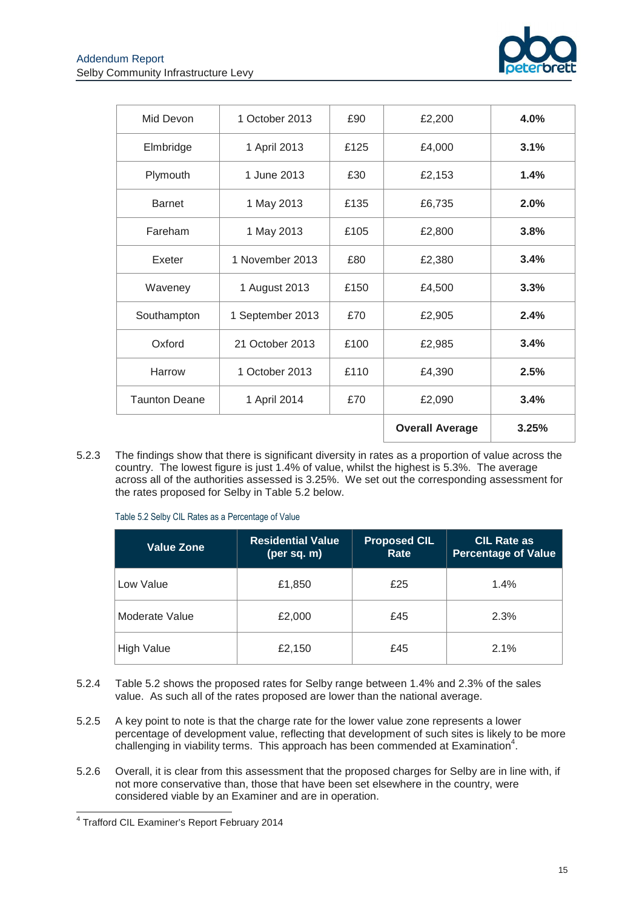| Mid Devon | 1 October 2013 | £90 | £2,200 | **4.0%** |
|---|---|---|---|---|
| Elmbridge | 1 April 2013 | £125 | £4,000 | **3.1%** |
| Plymouth | 1 June 2013 | £30 | £2,153 | **1.4%** |
| Barnet | 1 May 2013 | £135 | £6,735 | **2.0%** |
| Fareham | 1 May 2013 | £105 | £2,800 | **3.8%** |
| Exeter | 1 November 2013 | £80 | £2,380 | **3.4%** |
| Waveney | 1 August 2013 | £150 | £4,500 | **3.3%** |
| Southampton | 1 September 2013 | £70 | £2,905 | **2.4%** |
| Oxford | 21 October 2013 | £100 | £2,985 | **3.4%** |
| Harrow | 1 October 2013 | £110 | £4,390 | **2.5%** |
| Taunton Deane | 1 April 2014 | £70 | £2,090 | **3.4%** |
| | | | **Overall Average** | **3.25%** |

5.2.3 The findings show that there is significant diversity in rates as a proportion of value across the country. The lowest figure is just 1.4% of value, whilst the highest is 5.3%. The average across all of the authorities assessed is 3.25%. We set out the corresponding assessment for the rates proposed for Selby in Table 5.2 below.

Table 5.2 Selby CIL Rates as a Percentage of Value

| Value Zone | Residential Value (per sq. m) | Proposed CIL Rate | CIL Rate as Percentage of Value |
|---|---|---|---|
| Low Value | £1,850 | £25 | 1.4% |
| Moderate Value | £2,000 | £45 | 2.3% |
| High Value | £2,150 | £45 | 2.1% |

5.2.4 Table 5.2 shows the proposed rates for Selby range between 1.4% and 2.3% of the sales value. As such all of the rates proposed are lower than the national average.

5.2.5 A key point to note is that the charge rate for the lower value zone represents a lower percentage of development value, reflecting that development of such sites is likely to be more challenging in viability terms. This approach has been commended at Examination[4].

5.2.6 Overall, it is clear from this assessment that the proposed charges for Selby are in line with, if not more conservative than, those that have been set elsewhere in the country, were considered viable by an Examiner and are in operation.

[4] Trafford CIL Examiner's Report February 2014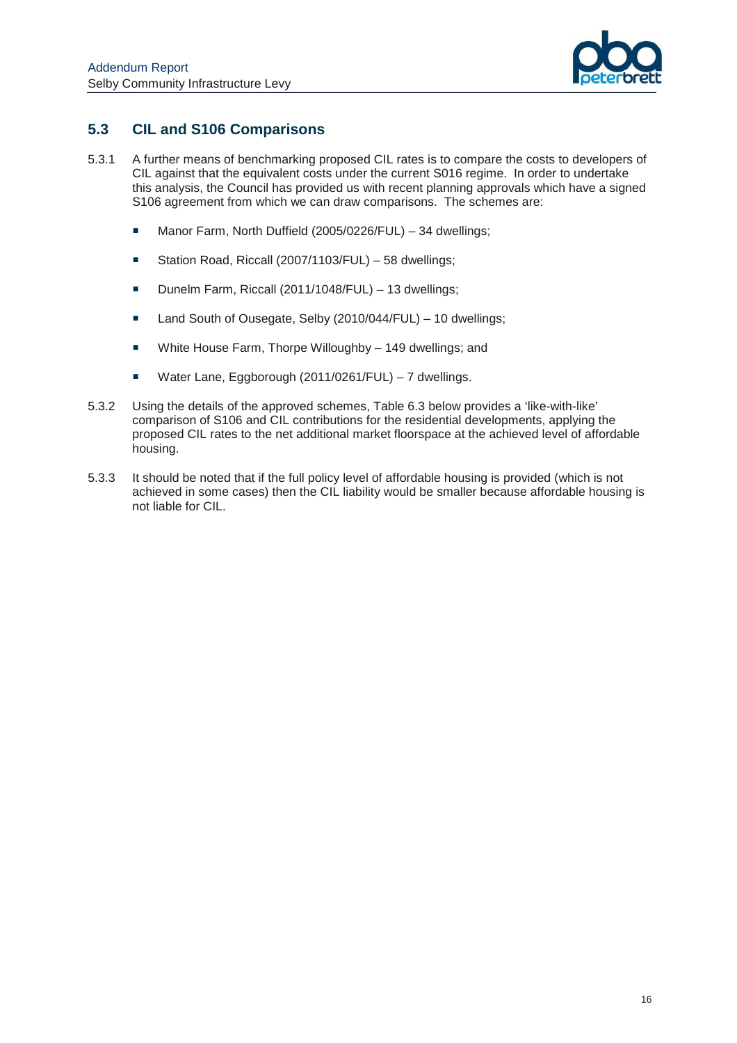## 5.3 CIL and S106 Comparisons

5.3.1 A further means of benchmarking proposed CIL rates is to compare the costs to developers of CIL against that the equivalent costs under the current S016 regime. In order to undertake this analysis, the Council has provided us with recent planning approvals which have a signed S106 agreement from which we can draw comparisons. The schemes are:

- Manor Farm, North Duffield (2005/0226/FUL) – 34 dwellings;
- Station Road, Riccall (2007/1103/FUL) – 58 dwellings;
- Dunelm Farm, Riccall (2011/1048/FUL) – 13 dwellings;
- Land South of Ousegate, Selby (2010/044/FUL) – 10 dwellings;
- White House Farm, Thorpe Willoughby – 149 dwellings; and
- Water Lane, Eggborough (2011/0261/FUL) – 7 dwellings.

5.3.2 Using the details of the approved schemes, Table 6.3 below provides a 'like-with-like' comparison of S106 and CIL contributions for the residential developments, applying the proposed CIL rates to the net additional market floorspace at the achieved level of affordable housing.

5.3.3 It should be noted that if the full policy level of affordable housing is provided (which is not achieved in some cases) then the CIL liability would be smaller because affordable housing is not liable for CIL.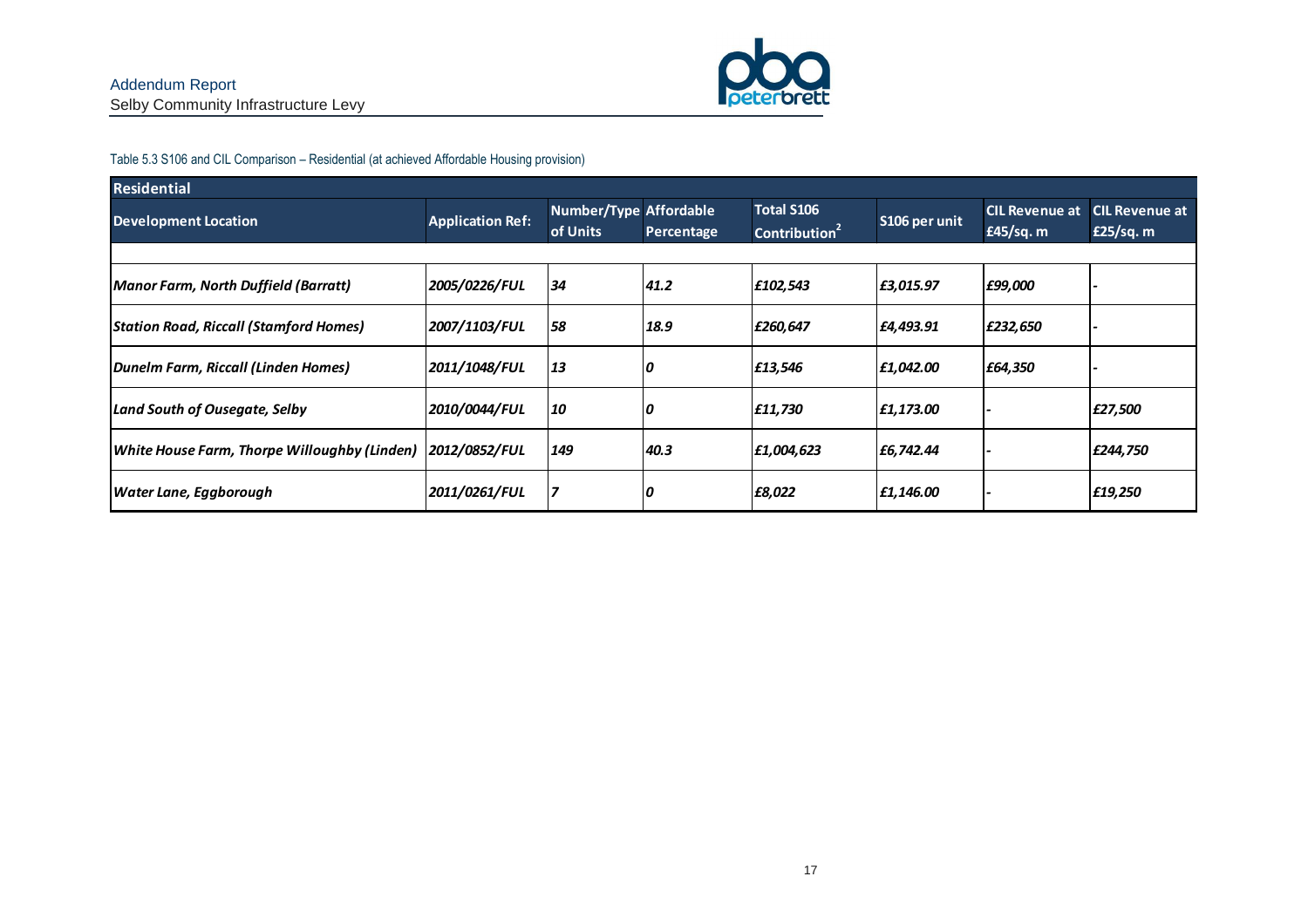Table 5.3 S106 and CIL Comparison – Residential (at achieved Affordable Housing provision)

| Residential | | | | | | | |
|---|---|---|---|---|---|---|---|
| **Development Location** | **Application Ref:** | **Number/Type of Units** | **Affordable Percentage** | **Total S106 Contribution[2]** | **S106 per unit** | **CIL Revenue at £45/sq. m** | **CIL Revenue at £25/sq. m** |
| | | | | | | | |
| ***Manor Farm, North Duffield (Barratt)*** | ***2005/0226/FUL*** | ***34*** | ***41.2*** | ***£102,543*** | ***£3,015.97*** | ***£99,000*** | - |
| ***Station Road, Riccall (Stamford Homes)*** | ***2007/1103/FUL*** | ***58*** | ***18.9*** | ***£260,647*** | ***£4,493.91*** | ***£232,650*** | - |
| ***Dunelm Farm, Riccall (Linden Homes)*** | ***2011/1048/FUL*** | ***13*** | ***0*** | ***£13,546*** | ***£1,042.00*** | ***£64,350*** | - |
| ***Land South of Ousegate, Selby*** | ***2010/0044/FUL*** | ***10*** | ***0*** | ***£11,730*** | ***£1,173.00*** | - | ***£27,500*** |
| ***White House Farm, Thorpe Willoughby (Linden)*** | ***2012/0852/FUL*** | ***149*** | ***40.3*** | ***£1,004,623*** | ***£6,742.44*** | - | ***£244,750*** |
| ***Water Lane, Eggborough*** | ***2011/0261/FUL*** | ***7*** | ***0*** | ***£8,022*** | ***£1,146.00*** | - | ***£19,250*** |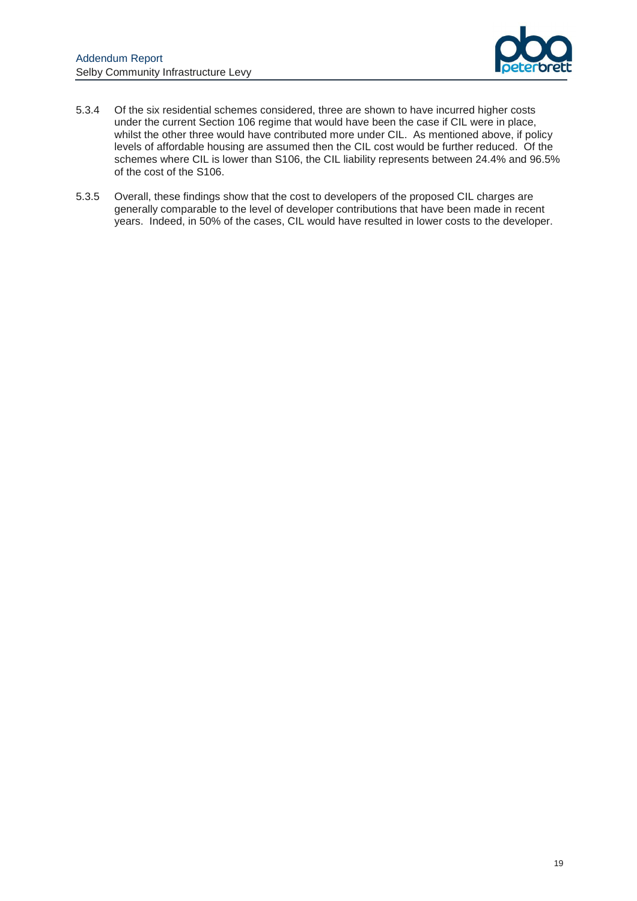5.3.4 Of the six residential schemes considered, three are shown to have incurred higher costs under the current Section 106 regime that would have been the case if CIL were in place, whilst the other three would have contributed more under CIL. As mentioned above, if policy levels of affordable housing are assumed then the CIL cost would be further reduced. Of the schemes where CIL is lower than S106, the CIL liability represents between 24.4% and 96.5% of the cost of the S106.

5.3.5 Overall, these findings show that the cost to developers of the proposed CIL charges are generally comparable to the level of developer contributions that have been made in recent years. Indeed, in 50% of the cases, CIL would have resulted in lower costs to the developer.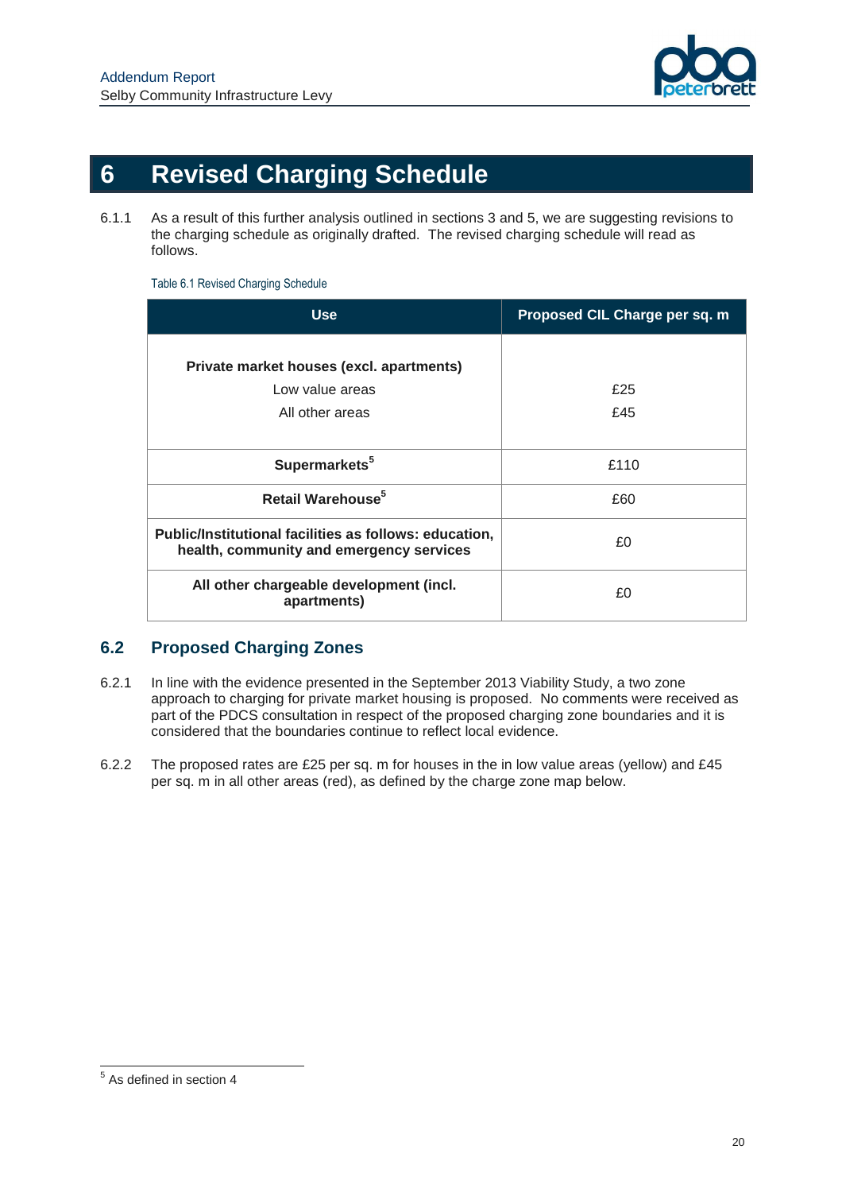# 6 Revised Charging Schedule

6.1.1 As a result of this further analysis outlined in sections 3 and 5, we are suggesting revisions to the charging schedule as originally drafted. The revised charging schedule will read as follows.

Table 6.1 Revised Charging Schedule

| Use | Proposed CIL Charge per sq. m |
|---|---|
| **Private market houses (excl. apartments)** | |
| Low value areas | £25 |
| All other areas | £45 |
| **Supermarkets**[5] | £110 |
| **Retail Warehouse**[5] | £60 |
| **Public/Institutional facilities as follows: education, health, community and emergency services** | £0 |
| **All other chargeable development (incl. apartments)** | £0 |

## 6.2 Proposed Charging Zones

6.2.1 In line with the evidence presented in the September 2013 Viability Study, a two zone approach to charging for private market housing is proposed. No comments were received as part of the PDCS consultation in respect of the proposed charging zone boundaries and it is considered that the boundaries continue to reflect local evidence.

6.2.2 The proposed rates are £25 per sq. m for houses in the in low value areas (yellow) and £45 per sq. m in all other areas (red), as defined by the charge zone map below.

[5] As defined in section 4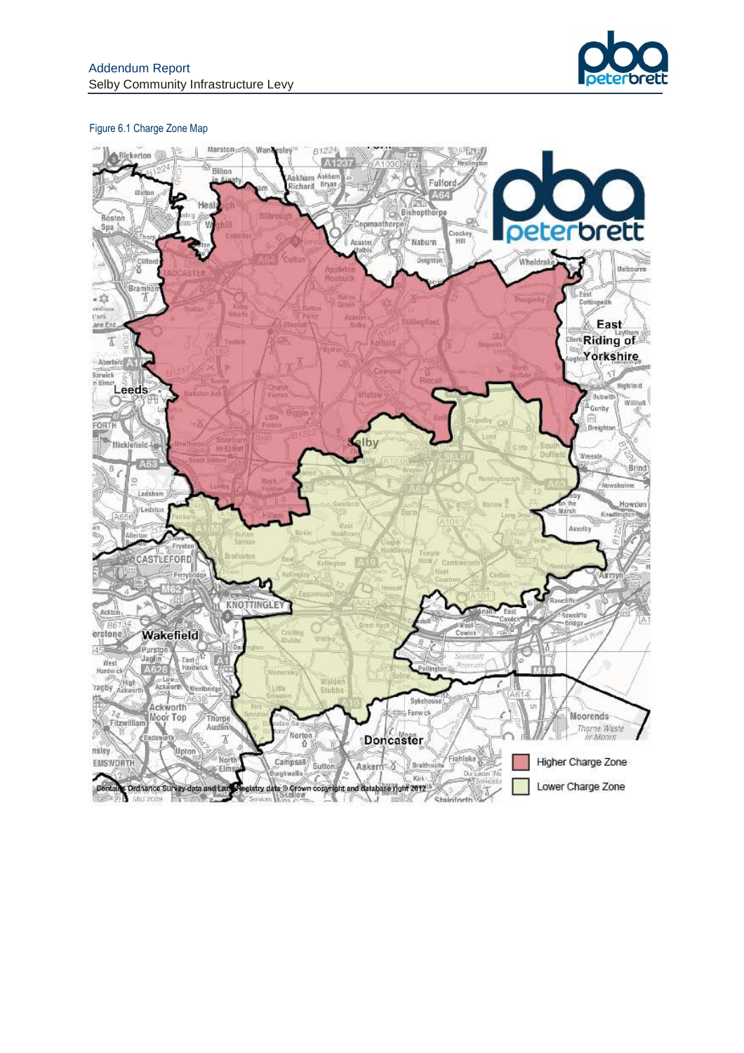Figure 6.1 Charge Zone Map

Higher Charge Zone

Lower Charge Zone

Contains Ordnance Survey data and Land Registry data © Crown copyright and database right 2012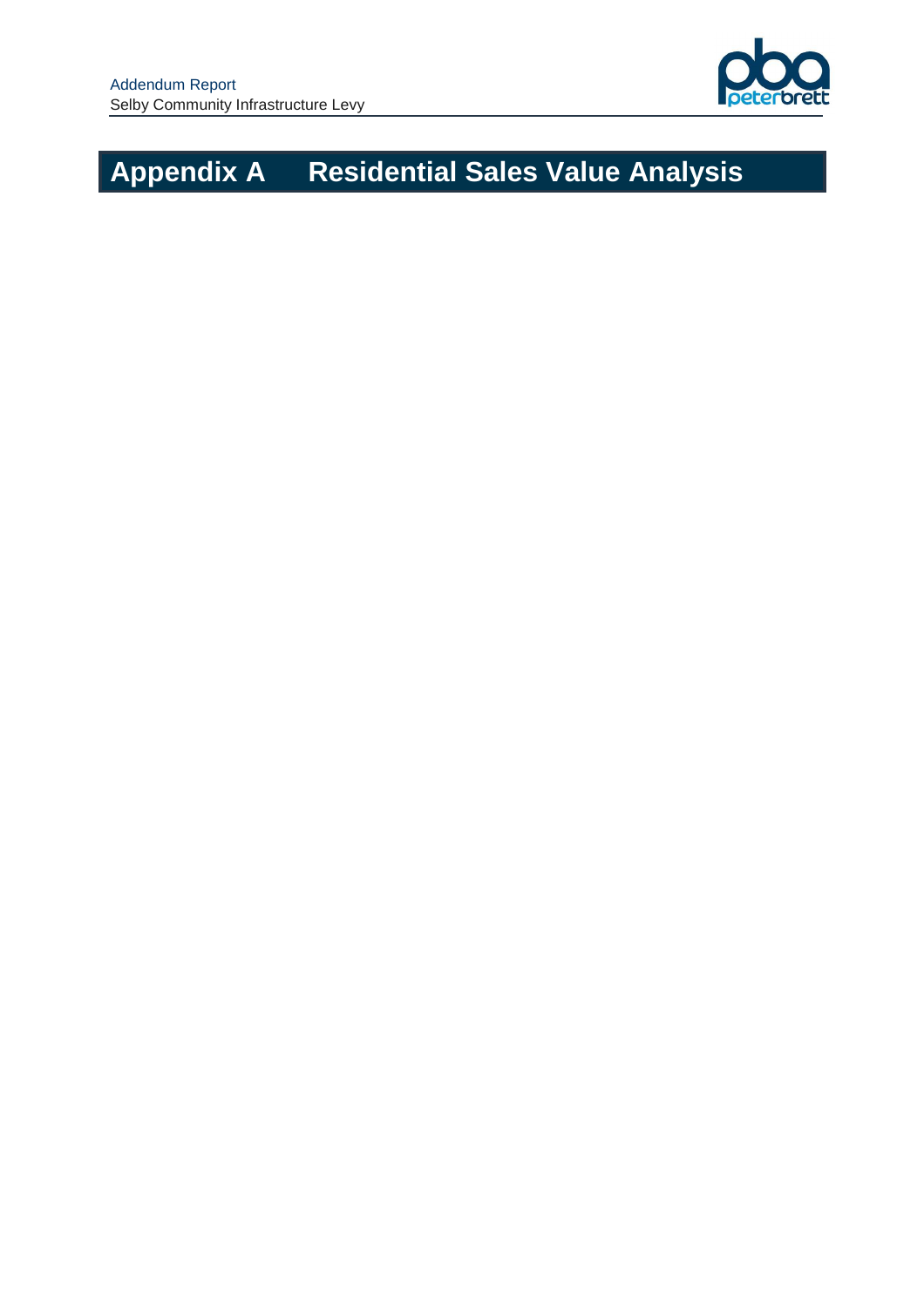# Appendix A Residential Sales Value Analysis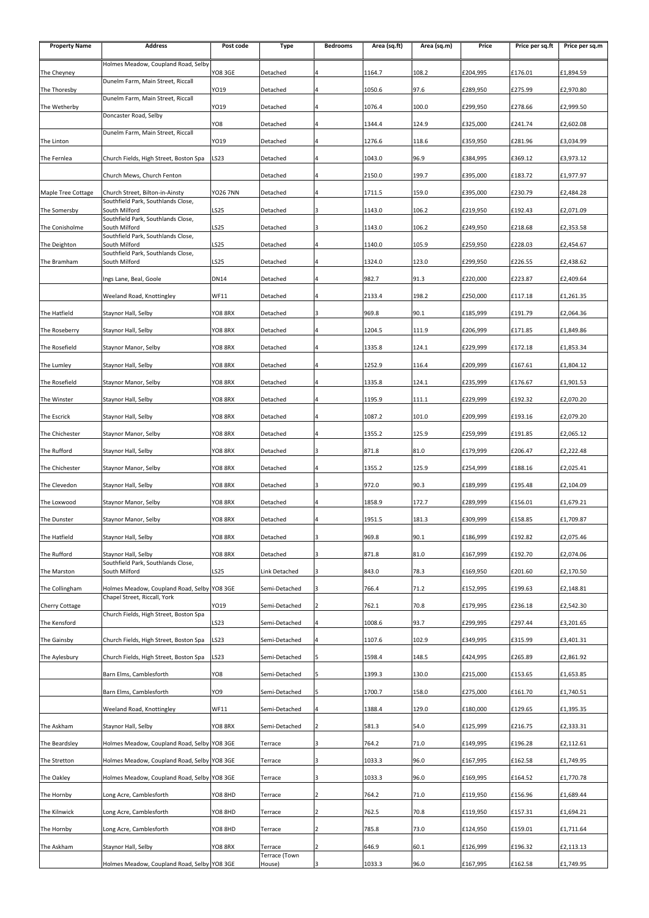| Property Name | Address | Post code | Type | Bedrooms | Area (sq.ft) | Area (sq.m) | Price | Price per sq.ft | Price per sq.m |
|---|---|---|---|---|---|---|---|---|---|
| The Cheyney | Holmes Meadow, Coupland Road, Selby | YO8 3GE | Detached | 4 | 1164.7 | 108.2 | £204,995 | £176.01 | £1,894.59 |
| The Thoresby | Dunelm Farm, Main Street, Riccall | YO19 | Detached | 4 | 1050.6 | 97.6 | £289,950 | £275.99 | £2,970.80 |
| The Wetherby | Dunelm Farm, Main Street, Riccall | YO19 | Detached | 4 | 1076.4 | 100.0 | £299,950 | £278.66 | £2,999.50 |
| | Doncaster Road, Selby | YO8 | Detached | 4 | 1344.4 | 124.9 | £325,000 | £241.74 | £2,602.08 |
| The Linton | Dunelm Farm, Main Street, Riccall | YO19 | Detached | 4 | 1276.6 | 118.6 | £359,950 | £281.96 | £3,034.99 |
| The Fernlea | Church Fields, High Street, Boston Spa | LS23 | Detached | 4 | 1043.0 | 96.9 | £384,995 | £369.12 | £3,973.12 |
| | Church Mews, Church Fenton | | Detached | 4 | 2150.0 | 199.7 | £395,000 | £183.72 | £1,977.97 |
| Maple Tree Cottage | Church Street, Bilton-in-Ainsty | YO26 7NN | Detached | 4 | 1711.5 | 159.0 | £395,000 | £230.79 | £2,484.28 |
| The Somersby | Southfield Park, Southlands Close, South Milford | LS25 | Detached | 3 | 1143.0 | 106.2 | £219,950 | £192.43 | £2,071.09 |
| The Conisholme | Southfield Park, Southlands Close, South Milford | LS25 | Detached | 3 | 1143.0 | 106.2 | £249,950 | £218.68 | £2,353.58 |
| The Deighton | Southfield Park, Southlands Close, South Milford | LS25 | Detached | 4 | 1140.0 | 105.9 | £259,950 | £228.03 | £2,454.67 |
| The Bramham | Southfield Park, Southlands Close, South Milford | LS25 | Detached | 4 | 1324.0 | 123.0 | £299,950 | £226.55 | £2,438.62 |
| | Ings Lane, Beal, Goole | DN14 | Detached | 4 | 982.7 | 91.3 | £220,000 | £223.87 | £2,409.64 |
| | Weeland Road, Knottingley | WF11 | Detached | 4 | 2133.4 | 198.2 | £250,000 | £117.18 | £1,261.35 |
| The Hatfield | Staynor Hall, Selby | YO8 8RX | Detached | 3 | 969.8 | 90.1 | £185,999 | £191.79 | £2,064.36 |
| The Roseberry | Staynor Hall, Selby | YO8 8RX | Detached | 4 | 1204.5 | 111.9 | £206,999 | £171.85 | £1,849.86 |
| The Rosefield | Staynor Manor, Selby | YO8 8RX | Detached | 4 | 1335.8 | 124.1 | £229,999 | £172.18 | £1,853.34 |
| The Lumley | Staynor Hall, Selby | YO8 8RX | Detached | 4 | 1252.9 | 116.4 | £209,999 | £167.61 | £1,804.12 |
| The Rosefield | Staynor Manor, Selby | YO8 8RX | Detached | 4 | 1335.8 | 124.1 | £235,999 | £176.67 | £1,901.53 |
| The Winster | Staynor Hall, Selby | YO8 8RX | Detached | 4 | 1195.9 | 111.1 | £229,999 | £192.32 | £2,070.20 |
| The Escrick | Staynor Hall, Selby | YO8 8RX | Detached | 4 | 1087.2 | 101.0 | £209,999 | £193.16 | £2,079.20 |
| The Chichester | Staynor Manor, Selby | YO8 8RX | Detached | 4 | 1355.2 | 125.9 | £259,999 | £191.85 | £2,065.12 |
| The Rufford | Staynor Hall, Selby | YO8 8RX | Detached | 3 | 871.8 | 81.0 | £179,999 | £206.47 | £2,222.48 |
| The Chichester | Staynor Manor, Selby | YO8 8RX | Detached | 4 | 1355.2 | 125.9 | £254,999 | £188.16 | £2,025.41 |
| The Clevedon | Staynor Hall, Selby | YO8 8RX | Detached | 3 | 972.0 | 90.3 | £189,999 | £195.48 | £2,104.09 |
| The Loxwood | Staynor Manor, Selby | YO8 8RX | Detached | 4 | 1858.9 | 172.7 | £289,999 | £156.01 | £1,679.21 |
| The Dunster | Staynor Manor, Selby | YO8 8RX | Detached | 4 | 1951.5 | 181.3 | £309,999 | £158.85 | £1,709.87 |
| The Hatfield | Staynor Hall, Selby | YO8 8RX | Detached | 3 | 969.8 | 90.1 | £186,999 | £192.82 | £2,075.46 |
| The Rufford | Staynor Hall, Selby | YO8 8RX | Detached | 3 | 871.8 | 81.0 | £167,999 | £192.70 | £2,074.06 |
| The Marston | Southfield Park, Southlands Close, South Milford | LS25 | Link Detached | 3 | 843.0 | 78.3 | £169,950 | £201.60 | £2,170.50 |
| The Collingham | Holmes Meadow, Coupland Road, Selby | YO8 3GE | Semi-Detached | 3 | 766.4 | 71.2 | £152,995 | £199.63 | £2,148.81 |
| Cherry Cottage | Chapel Street, Riccall, York | YO19 | Semi-Detached | 2 | 762.1 | 70.8 | £179,995 | £236.18 | £2,542.30 |
| The Kensford | Church Fields, High Street, Boston Spa | LS23 | Semi-Detached | 4 | 1008.6 | 93.7 | £299,995 | £297.44 | £3,201.65 |
| The Gainsby | Church Fields, High Street, Boston Spa | LS23 | Semi-Detached | 4 | 1107.6 | 102.9 | £349,995 | £315.99 | £3,401.31 |
| The Aylesbury | Church Fields, High Street, Boston Spa | LS23 | Semi-Detached | 5 | 1598.4 | 148.5 | £424,995 | £265.89 | £2,861.92 |
| | Barn Elms, Camblesforth | YO8 | Semi-Detached | 5 | 1399.3 | 130.0 | £215,000 | £153.65 | £1,653.85 |
| | Barn Elms, Camblesforth | YO9 | Semi-Detached | 5 | 1700.7 | 158.0 | £275,000 | £161.70 | £1,740.51 |
| | Weeland Road, Knottingley | WF11 | Semi-Detached | 4 | 1388.4 | 129.0 | £180,000 | £129.65 | £1,395.35 |
| The Askham | Staynor Hall, Selby | YO8 8RX | Semi-Detached | 2 | 581.3 | 54.0 | £125,999 | £216.75 | £2,333.31 |
| The Beardsley | Holmes Meadow, Coupland Road, Selby | YO8 3GE | Terrace | 3 | 764.2 | 71.0 | £149,995 | £196.28 | £2,112.61 |
| The Stretton | Holmes Meadow, Coupland Road, Selby | YO8 3GE | Terrace | 3 | 1033.3 | 96.0 | £167,995 | £162.58 | £1,749.95 |
| The Oakley | Holmes Meadow, Coupland Road, Selby | YO8 3GE | Terrace | 3 | 1033.3 | 96.0 | £169,995 | £164.52 | £1,770.78 |
| The Hornby | Long Acre, Camblesforth | YO8 8HD | Terrace | 2 | 764.2 | 71.0 | £119,950 | £156.96 | £1,689.44 |
| The Kilnwick | Long Acre, Camblesforth | YO8 8HD | Terrace | 2 | 762.5 | 70.8 | £119,950 | £157.31 | £1,694.21 |
| The Hornby | Long Acre, Camblesforth | YO8 8HD | Terrace | 2 | 785.8 | 73.0 | £124,950 | £159.01 | £1,711.64 |
| The Askham | Staynor Hall, Selby | YO8 8RX | Terrace | 2 | 646.9 | 60.1 | £126,999 | £196.32 | £2,113.13 |
| | Holmes Meadow, Coupland Road, Selby | YO8 3GE | Terrace (Town House) | 3 | 1033.3 | 96.0 | £167,995 | £162.58 | £1,749.95 |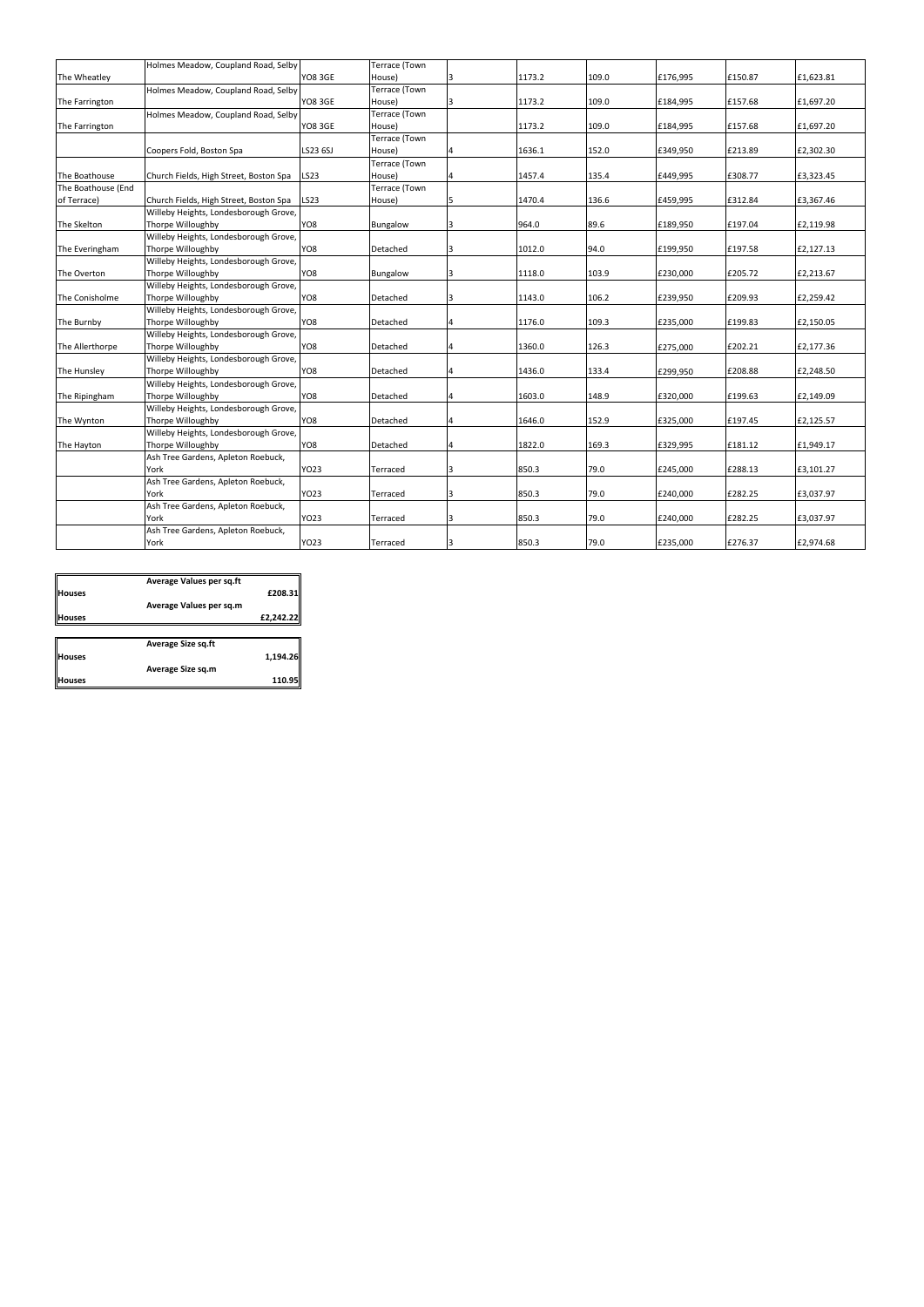| | | | | | | | | | |
|---|---|---|---|---|---|---|---|---|---|
| The Wheatley | Holmes Meadow, Coupland Road, Selby | YO8 3GE | Terrace (Town House) | 3 | 1173.2 | 109.0 | £176,995 | £150.87 | £1,623.81 |
| The Farrington | Holmes Meadow, Coupland Road, Selby | YO8 3GE | Terrace (Town House) | 3 | 1173.2 | 109.0 | £184,995 | £157.68 | £1,697.20 |
| The Farrington | Holmes Meadow, Coupland Road, Selby | YO8 3GE | Terrace (Town House) | | 1173.2 | 109.0 | £184,995 | £157.68 | £1,697.20 |
| | Coopers Fold, Boston Spa | LS23 6SJ | Terrace (Town House) | 4 | 1636.1 | 152.0 | £349,950 | £213.89 | £2,302.30 |
| The Boathouse | Church Fields, High Street, Boston Spa | LS23 | Terrace (Town House) | 4 | 1457.4 | 135.4 | £449,995 | £308.77 | £3,323.45 |
| The Boathouse (End of Terrace) | Church Fields, High Street, Boston Spa | LS23 | Terrace (Town House) | 5 | 1470.4 | 136.6 | £459,995 | £312.84 | £3,367.46 |
| The Skelton | Willeby Heights, Londesborough Grove, Thorpe Willoughby | YO8 | Bungalow | 3 | 964.0 | 89.6 | £189,950 | £197.04 | £2,119.98 |
| The Everingham | Willeby Heights, Londesborough Grove, Thorpe Willoughby | YO8 | Detached | 3 | 1012.0 | 94.0 | £199,950 | £197.58 | £2,127.13 |
| The Overton | Willeby Heights, Londesborough Grove, Thorpe Willoughby | YO8 | Bungalow | 3 | 1118.0 | 103.9 | £230,000 | £205.72 | £2,213.67 |
| The Conisholme | Willeby Heights, Londesborough Grove, Thorpe Willoughby | YO8 | Detached | 3 | 1143.0 | 106.2 | £239,950 | £209.93 | £2,259.42 |
| The Burnby | Willeby Heights, Londesborough Grove, Thorpe Willoughby | YO8 | Detached | 4 | 1176.0 | 109.3 | £235,000 | £199.83 | £2,150.05 |
| The Allerthorpe | Willeby Heights, Londesborough Grove, Thorpe Willoughby | YO8 | Detached | 4 | 1360.0 | 126.3 | £275,000 | £202.21 | £2,177.36 |
| The Hunsley | Willeby Heights, Londesborough Grove, Thorpe Willoughby | YO8 | Detached | 4 | 1436.0 | 133.4 | £299,950 | £208.88 | £2,248.50 |
| The Ripingham | Willeby Heights, Londesborough Grove, Thorpe Willoughby | YO8 | Detached | 4 | 1603.0 | 148.9 | £320,000 | £199.63 | £2,149.09 |
| The Wynton | Willeby Heights, Londesborough Grove, Thorpe Willoughby | YO8 | Detached | 4 | 1646.0 | 152.9 | £325,000 | £197.45 | £2,125.57 |
| The Hayton | Willeby Heights, Londesborough Grove, Thorpe Willoughby | YO8 | Detached | 4 | 1822.0 | 169.3 | £329,995 | £181.12 | £1,949.17 |
| | Ash Tree Gardens, Apleton Roebuck, York | YO23 | Terraced | 3 | 850.3 | 79.0 | £245,000 | £288.13 | £3,101.27 |
| | Ash Tree Gardens, Apleton Roebuck, York | YO23 | Terraced | 3 | 850.3 | 79.0 | £240,000 | £282.25 | £3,037.97 |
| | Ash Tree Gardens, Apleton Roebuck, York | YO23 | Terraced | 3 | 850.3 | 79.0 | £240,000 | £282.25 | £3,037.97 |
| | Ash Tree Gardens, Apleton Roebuck, York | YO23 | Terraced | 3 | 850.3 | 79.0 | £235,000 | £276.37 | £2,974.68 |

| | | |
|---|---|---|
| | **Average Values per sq.ft** | |
| **Houses** | | **£208.31** |
| | **Average Values per sq.m** | |
| **Houses** | | **£2,242.22** |

| | | |
|---|---|---|
| | **Average Size sq.ft** | |
| **Houses** | | **1,194.26** |
| | **Average Size sq.m** | |
| **Houses** | | **110.95** |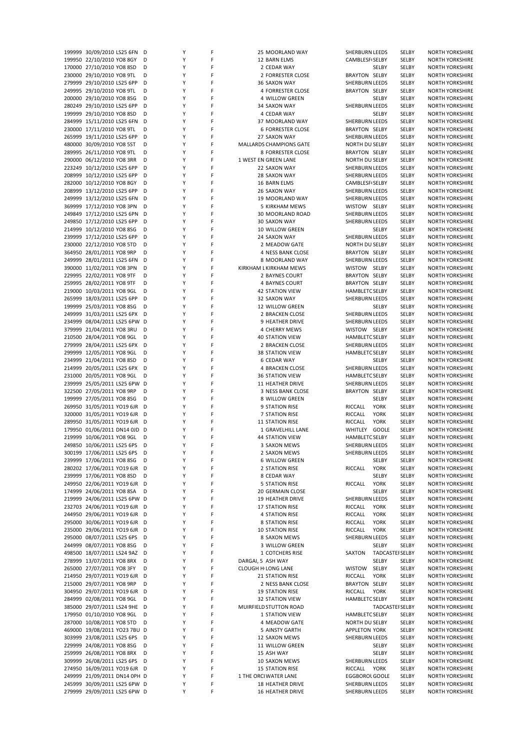| | | | | | | | | | | | | |
|---|---|---|---|---|---|---|---|---|---|---|---|---|
| 199999 | 30/09/2010 | LS25 6FN | D | Y | F | | 25 MOORLAND WAY | SHERBURN | LEEDS | SELBY | NORTH YORKSHIRE |
| 199950 | 22/10/2010 | YO8 8GY | D | Y | F | | 12 BARN ELMS | CAMBLESF | SELBY | SELBY | NORTH YORKSHIRE |
| 170000 | 27/10/2010 | YO8 8SD | D | Y | F | | 2 CEDAR WAY | | SELBY | SELBY | NORTH YORKSHIRE |
| 230000 | 29/10/2010 | YO8 9TL | D | Y | F | | 2 FORRESTER CLOSE | BRAYTON | SELBY | SELBY | NORTH YORKSHIRE |
| 279999 | 29/10/2010 | LS25 6PP | D | Y | F | | 36 SAXON WAY | SHERBURN | LEEDS | SELBY | NORTH YORKSHIRE |
| 249995 | 29/10/2010 | YO8 9TL | D | Y | F | | 4 FORRESTER CLOSE | BRAYTON | SELBY | SELBY | NORTH YORKSHIRE |
| 200000 | 29/10/2010 | YO8 8SG | D | Y | F | | 4 WILLOW GREEN | | SELBY | SELBY | NORTH YORKSHIRE |
| 280249 | 29/10/2010 | LS25 6PP | D | Y | F | | 34 SAXON WAY | SHERBURN | LEEDS | SELBY | NORTH YORKSHIRE |
| 199999 | 29/10/2010 | YO8 8SD | D | Y | F | | 4 CEDAR WAY | | SELBY | SELBY | NORTH YORKSHIRE |
| 284999 | 15/11/2010 | LS25 6FN | D | Y | F | | 37 MOORLAND WAY | SHERBURN | LEEDS | SELBY | NORTH YORKSHIRE |
| 230000 | 17/11/2010 | YO8 9TL | D | Y | F | | 6 FORRESTER CLOSE | BRAYTON | SELBY | SELBY | NORTH YORKSHIRE |
| 265999 | 19/11/2010 | LS25 6PP | D | Y | F | | 27 SAXON WAY | SHERBURN | LEEDS | SELBY | NORTH YORKSHIRE |
| 480000 | 30/09/2010 | YO8 5ST | D | Y | F | MALLARDS | CHAMPIONS GATE | NORTH DU | SELBY | SELBY | NORTH YORKSHIRE |
| 289995 | 26/11/2010 | YO8 9TL | D | Y | F | | 8 FORRESTER CLOSE | BRAYTON | SELBY | SELBY | NORTH YORKSHIRE |
| 290000 | 06/12/2010 | YO8 3RR | D | Y | F | 1 WEST EN | GREEN LANE | NORTH DU | SELBY | SELBY | NORTH YORKSHIRE |
| 223249 | 10/12/2010 | LS25 6PP | D | Y | F | | 22 SAXON WAY | SHERBURN | LEEDS | SELBY | NORTH YORKSHIRE |
| 208999 | 10/12/2010 | LS25 6PP | D | Y | F | | 28 SAXON WAY | SHERBURN | LEEDS | SELBY | NORTH YORKSHIRE |
| 282000 | 10/12/2010 | YO8 8GY | D | Y | F | | 16 BARN ELMS | CAMBLESF | SELBY | SELBY | NORTH YORKSHIRE |
| 208999 | 13/12/2010 | LS25 6PP | D | Y | F | | 26 SAXON WAY | SHERBURN | LEEDS | SELBY | NORTH YORKSHIRE |
| 249995 | 13/12/2010 | LS25 6FN | D | Y | F | | 19 MOORLAND WAY | SHERBURN | LEEDS | SELBY | NORTH YORKSHIRE |
| 369999 | 17/12/2010 | YO8 3PN | D | Y | F | | 5 KIRKHAM MEWS | WISTOW | SELBY | SELBY | NORTH YORKSHIRE |
| 249849 | 17/12/2010 | LS25 6PN | D | Y | F | | 30 MOORLAND ROAD | SHERBURN | LEEDS | SELBY | NORTH YORKSHIRE |
| 249850 | 17/12/2010 | LS25 6PP | D | Y | F | | 30 SAXON WAY | SHERBURN | LEEDS | SELBY | NORTH YORKSHIRE |
| 214999 | 10/12/2010 | YO8 8SG | D | Y | F | | 10 WILLOW GREEN | | SELBY | SELBY | NORTH YORKSHIRE |
| 239999 | 17/12/2010 | LS25 6PP | D | Y | F | | 24 SAXON WAY | SHERBURN | LEEDS | SELBY | NORTH YORKSHIRE |
| 230000 | 22/12/2010 | YO8 5TD | D | Y | F | | 2 MEADOW GATE | NORTH DU | SELBY | SELBY | NORTH YORKSHIRE |
| 364950 | 28/01/2011 | YO8 9RP | D | Y | F | | 4 NESS BANK CLOSE | BRAYTON | SELBY | SELBY | NORTH YORKSHIRE |
| 249999 | 28/01/2011 | LS25 6FN | D | Y | F | | 8 MOORLAND WAY | SHERBURN | LEEDS | SELBY | NORTH YORKSHIRE |
| 390000 | 11/02/2011 | YO8 3PN | D | Y | F | KIRKHAM L | KIRKHAM MEWS | WISTOW | SELBY | SELBY | NORTH YORKSHIRE |
| 229995 | 22/02/2011 | YO8 9TF | D | Y | F | | 2 BAYNES COURT | BRAYTON | SELBY | SELBY | NORTH YORKSHIRE |
| 259995 | 28/02/2011 | YO8 9TF | D | Y | F | | 4 BAYNES COURT | BRAYTON | SELBY | SELBY | NORTH YORKSHIRE |
| 219000 | 10/03/2011 | YO8 9GL | D | Y | F | | 42 STATION VIEW | HAMBLETC | SELBY | SELBY | NORTH YORKSHIRE |
| 265999 | 18/03/2011 | LS25 6PP | D | Y | F | | 32 SAXON WAY | SHERBURN | LEEDS | SELBY | NORTH YORKSHIRE |
| 199999 | 25/03/2011 | YO8 8SG | D | Y | F | | 12 WILLOW GREEN | | SELBY | SELBY | NORTH YORKSHIRE |
| 249999 | 31/03/2011 | LS25 6PX | D | Y | F | | 2 BRACKEN CLOSE | SHERBURN | LEEDS | SELBY | NORTH YORKSHIRE |
| 234999 | 08/04/2011 | LS25 6PW | D | Y | F | | 9 HEATHER DRIVE | SHERBURN | LEEDS | SELBY | NORTH YORKSHIRE |
| 379999 | 21/04/2011 | YO8 3RU | D | Y | F | | 4 CHERRY MEWS | WISTOW | SELBY | SELBY | NORTH YORKSHIRE |
| 210500 | 28/04/2011 | YO8 9GL | D | Y | F | | 40 STATION VIEW | HAMBLETC | SELBY | SELBY | NORTH YORKSHIRE |
| 279999 | 28/04/2011 | LS25 6PX | D | Y | F | | 2 BRACKEN CLOSE | SHERBURN | LEEDS | SELBY | NORTH YORKSHIRE |
| 299999 | 12/05/2011 | YO8 9GL | D | Y | F | | 38 STATION VIEW | HAMBLETC | SELBY | SELBY | NORTH YORKSHIRE |
| 234999 | 21/04/2011 | YO8 8SD | D | Y | F | | 6 CEDAR WAY | | SELBY | SELBY | NORTH YORKSHIRE |
| 214999 | 20/05/2011 | LS25 6PX | D | Y | F | | 4 BRACKEN CLOSE | SHERBURN | LEEDS | SELBY | NORTH YORKSHIRE |
| 231000 | 20/05/2011 | YO8 9GL | D | Y | F | | 36 STATION VIEW | HAMBLETC | SELBY | SELBY | NORTH YORKSHIRE |
| 239999 | 25/05/2011 | LS25 6PW | D | Y | F | | 11 HEATHER DRIVE | SHERBURN | LEEDS | SELBY | NORTH YORKSHIRE |
| 322500 | 27/05/2011 | YO8 9RP | D | Y | F | | 3 NESS BANK CLOSE | BRAYTON | SELBY | SELBY | NORTH YORKSHIRE |
| 199999 | 27/05/2011 | YO8 8SG | D | Y | F | | 8 WILLOW GREEN | | SELBY | SELBY | NORTH YORKSHIRE |
| 269950 | 31/05/2011 | YO19 6JR | D | Y | F | | 9 STATION RISE | RICCALL | YORK | SELBY | NORTH YORKSHIRE |
| 320000 | 31/05/2011 | YO19 6JR | D | Y | F | | 7 STATION RISE | RICCALL | YORK | SELBY | NORTH YORKSHIRE |
| 289950 | 31/05/2011 | YO19 6JR | D | Y | F | | 11 STATION RISE | RICCALL | YORK | SELBY | NORTH YORKSHIRE |
| 179950 | 01/06/2011 | DN14 0JD | D | Y | F | | 1 GRAVELHILL LANE | WHITLEY | GOOLE | SELBY | NORTH YORKSHIRE |
| 219999 | 10/06/2011 | YO8 9GL | D | Y | F | | 44 STATION VIEW | HAMBLETC | SELBY | SELBY | NORTH YORKSHIRE |
| 249850 | 10/06/2011 | LS25 6PS | D | Y | F | | 3 SAXON MEWS | SHERBURN | LEEDS | SELBY | NORTH YORKSHIRE |
| 300199 | 17/06/2011 | LS25 6PS | D | Y | F | | 2 SAXON MEWS | SHERBURN | LEEDS | SELBY | NORTH YORKSHIRE |
| 239999 | 17/06/2011 | YO8 8SG | D | Y | F | | 6 WILLOW GREEN | | SELBY | SELBY | NORTH YORKSHIRE |
| 280202 | 17/06/2011 | YO19 6JR | D | Y | F | | 2 STATION RISE | RICCALL | YORK | SELBY | NORTH YORKSHIRE |
| 239999 | 17/06/2011 | YO8 8SD | D | Y | F | | 8 CEDAR WAY | | SELBY | SELBY | NORTH YORKSHIRE |
| 249950 | 22/06/2011 | YO19 6JR | D | Y | F | | 5 STATION RISE | RICCALL | YORK | SELBY | NORTH YORKSHIRE |
| 174999 | 24/06/2011 | YO8 8SA | D | Y | F | | 20 GERMAIN CLOSE | | SELBY | SELBY | NORTH YORKSHIRE |
| 219999 | 24/06/2011 | LS25 6PW | D | Y | F | | 19 HEATHER DRIVE | SHERBURN | LEEDS | SELBY | NORTH YORKSHIRE |
| 232703 | 24/06/2011 | YO19 6JR | D | Y | F | | 17 STATION RISE | RICCALL | YORK | SELBY | NORTH YORKSHIRE |
| 244950 | 29/06/2011 | YO19 6JR | D | Y | F | | 4 STATION RISE | RICCALL | YORK | SELBY | NORTH YORKSHIRE |
| 295000 | 30/06/2011 | YO19 6JR | D | Y | F | | 8 STATION RISE | RICCALL | YORK | SELBY | NORTH YORKSHIRE |
| 235000 | 29/06/2011 | YO19 6JR | D | Y | F | | 10 STATION RISE | RICCALL | YORK | SELBY | NORTH YORKSHIRE |
| 295000 | 08/07/2011 | LS25 6PS | D | Y | F | | 8 SAXON MEWS | SHERBURN | LEEDS | SELBY | NORTH YORKSHIRE |
| 244999 | 08/07/2011 | YO8 8SG | D | Y | F | | 3 WILLOW GREEN | | SELBY | SELBY | NORTH YORKSHIRE |
| 498500 | 18/07/2011 | LS24 9AZ | D | Y | F | | 1 COTCHERS RISE | SAXTON | TADCASTEI | SELBY | NORTH YORKSHIRE |
| 278999 | 13/07/2011 | YO8 8RX | D | Y | F | DARGAI, 5 | ASH WAY | | SELBY | SELBY | NORTH YORKSHIRE |
| 265000 | 27/07/2011 | YO8 3FY | D | Y | F | CLOUGH H | LONG LANE | WISTOW | SELBY | SELBY | NORTH YORKSHIRE |
| 214950 | 29/07/2011 | YO19 6JR | D | Y | F | | 21 STATION RISE | RICCALL | YORK | SELBY | NORTH YORKSHIRE |
| 215000 | 29/07/2011 | YO8 9RP | D | Y | F | | 2 NESS BANK CLOSE | BRAYTON | SELBY | SELBY | NORTH YORKSHIRE |
| 304950 | 29/07/2011 | YO19 6JR | D | Y | F | | 19 STATION RISE | RICCALL | YORK | SELBY | NORTH YORKSHIRE |
| 284999 | 02/08/2011 | YO8 9GL | D | Y | F | | 32 STATION VIEW | HAMBLETC | SELBY | SELBY | NORTH YORKSHIRE |
| 385000 | 29/07/2011 | LS24 9HE | D | Y | F | MUIRFIELD | STUTTON ROAD | | TADCASTEI | SELBY | NORTH YORKSHIRE |
| 179950 | 01/10/2010 | YO8 9GL | D | Y | F | | 1 STATION VIEW | HAMBLETC | SELBY | SELBY | NORTH YORKSHIRE |
| 287000 | 10/08/2011 | YO8 5TD | D | Y | F | | 4 MEADOW GATE | NORTH DU | SELBY | SELBY | NORTH YORKSHIRE |
| 469000 | 19/08/2011 | YO23 7BU | D | Y | F | | 5 AINSTY GARTH | APPLETON | YORK | SELBY | NORTH YORKSHIRE |
| 303999 | 23/08/2011 | LS25 6PS | D | Y | F | | 12 SAXON MEWS | SHERBURN | LEEDS | SELBY | NORTH YORKSHIRE |
| 229999 | 24/08/2011 | YO8 8SG | D | Y | F | | 11 WILLOW GREEN | | SELBY | SELBY | NORTH YORKSHIRE |
| 259999 | 26/08/2011 | YO8 8RX | D | Y | F | | 15 ASH WAY | | SELBY | SELBY | NORTH YORKSHIRE |
| 309999 | 26/08/2011 | LS25 6PS | D | Y | F | | 10 SAXON MEWS | SHERBURN | LEEDS | SELBY | NORTH YORKSHIRE |
| 274950 | 16/09/2011 | YO19 6JR | D | Y | F | | 15 STATION RISE | RICCALL | YORK | SELBY | NORTH YORKSHIRE |
| 249999 | 21/09/2011 | DN14 0PH | D | Y | F | 1 THE ORCI | WATER LANE | EGGBOROL | GOOLE | SELBY | NORTH YORKSHIRE |
| 245999 | 30/09/2011 | LS25 6PW | D | Y | F | | 18 HEATHER DRIVE | SHERBURN | LEEDS | SELBY | NORTH YORKSHIRE |
| 279999 | 29/09/2011 | LS25 6PW | D | Y | F | | 16 HEATHER DRIVE | SHERBURN | LEEDS | SELBY | NORTH YORKSHIRE |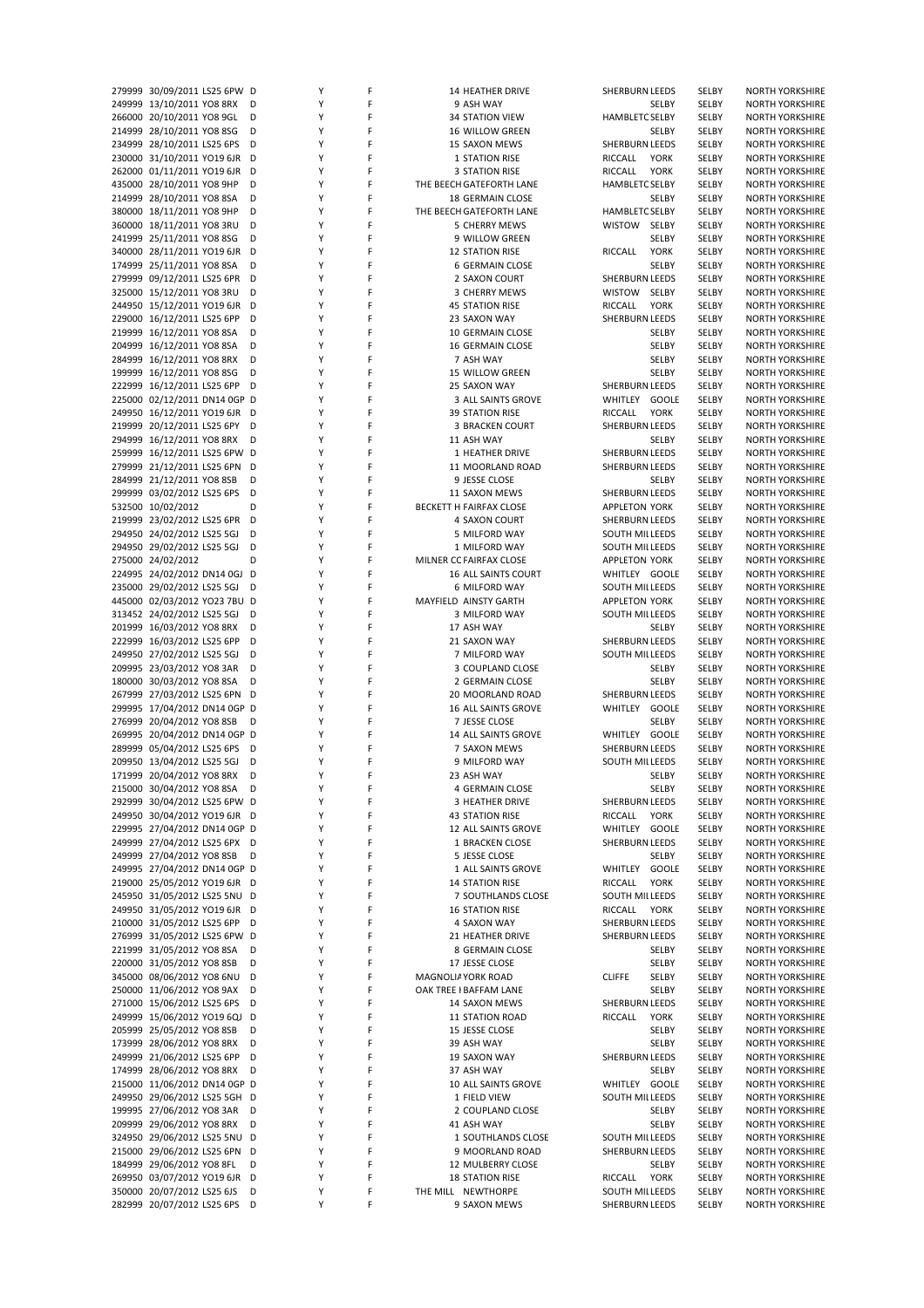| | | | | | | | | | | | |
|---|---|---|---|---|---|---|---|---|---|---|---|
| 279999 | 30/09/2011 | LS25 6PW | D | Y | F | 14 | HEATHER DRIVE | SHERBURN | LEEDS | SELBY | NORTH YORKSHIRE |
| 249999 | 13/10/2011 | YO8 8RX | D | Y | F | 9 | ASH WAY | | SELBY | SELBY | NORTH YORKSHIRE |
| 266000 | 20/10/2011 | YO8 9GL | D | Y | F | 34 | STATION VIEW | HAMBLETC | SELBY | SELBY | NORTH YORKSHIRE |
| 214999 | 28/10/2011 | YO8 8SG | D | Y | F | 16 | WILLOW GREEN | | SELBY | SELBY | NORTH YORKSHIRE |
| 234999 | 28/10/2011 | LS25 6PS | D | Y | F | 15 | SAXON MEWS | SHERBURN | LEEDS | SELBY | NORTH YORKSHIRE |
| 230000 | 31/10/2011 | YO19 6JR | D | Y | F | 1 | STATION RISE | RICCALL | YORK | SELBY | NORTH YORKSHIRE |
| 262000 | 01/11/2011 | YO19 6JR | D | Y | F | 3 | STATION RISE | RICCALL | YORK | SELBY | NORTH YORKSHIRE |
| 435000 | 28/10/2011 | YO8 9HP | D | Y | F | THE BEECH | GATEFORTH LANE | HAMBLETC | SELBY | SELBY | NORTH YORKSHIRE |
| 214999 | 28/10/2011 | YO8 8SA | D | Y | F | 18 | GERMAIN CLOSE | | SELBY | SELBY | NORTH YORKSHIRE |
| 380000 | 18/11/2011 | YO8 9HP | D | Y | F | THE BEECH | GATEFORTH LANE | HAMBLETC | SELBY | SELBY | NORTH YORKSHIRE |
| 360000 | 18/11/2011 | YO8 3RU | D | Y | F | 5 | CHERRY MEWS | WISTOW | SELBY | SELBY | NORTH YORKSHIRE |
| 241999 | 25/11/2011 | YO8 8SG | D | Y | F | 9 | WILLOW GREEN | | SELBY | SELBY | NORTH YORKSHIRE |
| 340000 | 28/11/2011 | YO19 6JR | D | Y | F | 12 | STATION RISE | RICCALL | YORK | SELBY | NORTH YORKSHIRE |
| 174999 | 25/11/2011 | YO8 8SA | D | Y | F | 6 | GERMAIN CLOSE | | SELBY | SELBY | NORTH YORKSHIRE |
| 279999 | 09/12/2011 | LS25 6PR | D | Y | F | 2 | SAXON COURT | SHERBURN | LEEDS | SELBY | NORTH YORKSHIRE |
| 325000 | 15/12/2011 | YO8 3RU | D | Y | F | 3 | CHERRY MEWS | WISTOW | SELBY | SELBY | NORTH YORKSHIRE |
| 244950 | 15/12/2011 | YO19 6JR | D | Y | F | 45 | STATION RISE | RICCALL | YORK | SELBY | NORTH YORKSHIRE |
| 229000 | 16/12/2011 | LS25 6PP | D | Y | F | 23 | SAXON WAY | SHERBURN | LEEDS | SELBY | NORTH YORKSHIRE |
| 219999 | 16/12/2011 | YO8 8SA | D | Y | F | 10 | GERMAIN CLOSE | | SELBY | SELBY | NORTH YORKSHIRE |
| 204999 | 16/12/2011 | YO8 8SA | D | Y | F | 16 | GERMAIN CLOSE | | SELBY | SELBY | NORTH YORKSHIRE |
| 284999 | 16/12/2011 | YO8 8RX | D | Y | F | 7 | ASH WAY | | SELBY | SELBY | NORTH YORKSHIRE |
| 199999 | 16/12/2011 | YO8 8SG | D | Y | F | 15 | WILLOW GREEN | | SELBY | SELBY | NORTH YORKSHIRE |
| 222999 | 16/12/2011 | LS25 6PP | D | Y | F | 25 | SAXON WAY | SHERBURN | LEEDS | SELBY | NORTH YORKSHIRE |
| 225000 | 02/12/2011 | DN14 0GP | D | Y | F | 3 | ALL SAINTS GROVE | WHITLEY | GOOLE | SELBY | NORTH YORKSHIRE |
| 249950 | 16/12/2011 | YO19 6JR | D | Y | F | 39 | STATION RISE | RICCALL | YORK | SELBY | NORTH YORKSHIRE |
| 219999 | 20/12/2011 | LS25 6PY | D | Y | F | 3 | BRACKEN COURT | SHERBURN | LEEDS | SELBY | NORTH YORKSHIRE |
| 294999 | 16/12/2011 | YO8 8RX | D | Y | F | 11 | ASH WAY | | SELBY | SELBY | NORTH YORKSHIRE |
| 259999 | 16/12/2011 | LS25 6PW | D | Y | F | 1 | HEATHER DRIVE | SHERBURN | LEEDS | SELBY | NORTH YORKSHIRE |
| 279999 | 21/12/2011 | LS25 6PN | D | Y | F | 11 | MOORLAND ROAD | SHERBURN | LEEDS | SELBY | NORTH YORKSHIRE |
| 284999 | 21/12/2011 | YO8 8SB | D | Y | F | 9 | JESSE CLOSE | | SELBY | SELBY | NORTH YORKSHIRE |
| 299999 | 03/02/2012 | LS25 6PS | D | Y | F | 11 | SAXON MEWS | SHERBURN | LEEDS | SELBY | NORTH YORKSHIRE |
| 532500 | 10/02/2012 | | D | Y | F | BECKETT H | FAIRFAX CLOSE | APPLETON | YORK | SELBY | NORTH YORKSHIRE |
| 219999 | 23/02/2012 | LS25 6PR | D | Y | F | 4 | SAXON COURT | SHERBURN | LEEDS | SELBY | NORTH YORKSHIRE |
| 294950 | 24/02/2012 | LS25 5GJ | D | Y | F | 5 | MILFORD WAY | SOUTH MIL | LEEDS | SELBY | NORTH YORKSHIRE |
| 294950 | 29/02/2012 | LS25 5GJ | D | Y | F | 1 | MILFORD WAY | SOUTH MIL | LEEDS | SELBY | NORTH YORKSHIRE |
| 275000 | 24/02/2012 | | D | Y | F | MILNER CC | FAIRFAX CLOSE | APPLETON | YORK | SELBY | NORTH YORKSHIRE |
| 224995 | 24/02/2012 | DN14 0GJ | D | Y | F | 16 | ALL SAINTS COURT | WHITLEY | GOOLE | SELBY | NORTH YORKSHIRE |
| 235000 | 29/02/2012 | LS25 5GJ | D | Y | F | 6 | MILFORD WAY | SOUTH MIL | LEEDS | SELBY | NORTH YORKSHIRE |
| 445000 | 02/03/2012 | YO23 7BU | D | Y | F | MAYFIELD | AINSTY GARTH | APPLETON | YORK | SELBY | NORTH YORKSHIRE |
| 313452 | 24/02/2012 | LS25 5GJ | D | Y | F | 3 | MILFORD WAY | SOUTH MIL | LEEDS | SELBY | NORTH YORKSHIRE |
| 201999 | 16/03/2012 | YO8 8RX | D | Y | F | 17 | ASH WAY | | SELBY | SELBY | NORTH YORKSHIRE |
| 222999 | 16/03/2012 | LS25 6PP | D | Y | F | 21 | SAXON WAY | SHERBURN | LEEDS | SELBY | NORTH YORKSHIRE |
| 249950 | 27/02/2012 | LS25 5GJ | D | Y | F | 7 | MILFORD WAY | SOUTH MIL | LEEDS | SELBY | NORTH YORKSHIRE |
| 209995 | 23/03/2012 | YO8 3AR | D | Y | F | 3 | COUPLAND CLOSE | | SELBY | SELBY | NORTH YORKSHIRE |
| 180000 | 30/03/2012 | YO8 8SA | D | Y | F | 2 | GERMAIN CLOSE | | SELBY | SELBY | NORTH YORKSHIRE |
| 267999 | 27/03/2012 | LS25 6PN | D | Y | F | 20 | MOORLAND ROAD | SHERBURN | LEEDS | SELBY | NORTH YORKSHIRE |
| 299995 | 17/04/2012 | DN14 0GP | D | Y | F | 16 | ALL SAINTS GROVE | WHITLEY | GOOLE | SELBY | NORTH YORKSHIRE |
| 276999 | 20/04/2012 | YO8 8SB | D | Y | F | 7 | JESSE CLOSE | | SELBY | SELBY | NORTH YORKSHIRE |
| 269995 | 20/04/2012 | DN14 0GP | D | Y | F | 14 | ALL SAINTS GROVE | WHITLEY | GOOLE | SELBY | NORTH YORKSHIRE |
| 289999 | 05/04/2012 | LS25 6PS | D | Y | F | 7 | SAXON MEWS | SHERBURN | LEEDS | SELBY | NORTH YORKSHIRE |
| 209950 | 13/04/2012 | LS25 5GJ | D | Y | F | 9 | MILFORD WAY | SOUTH MIL | LEEDS | SELBY | NORTH YORKSHIRE |
| 171999 | 20/04/2012 | YO8 8RX | D | Y | F | 23 | ASH WAY | | SELBY | SELBY | NORTH YORKSHIRE |
| 215000 | 30/04/2012 | YO8 8SA | D | Y | F | 4 | GERMAIN CLOSE | | SELBY | SELBY | NORTH YORKSHIRE |
| 292999 | 30/04/2012 | LS25 6PW | D | Y | F | 3 | HEATHER DRIVE | SHERBURN | LEEDS | SELBY | NORTH YORKSHIRE |
| 249950 | 30/04/2012 | YO19 6JR | D | Y | F | 43 | STATION RISE | RICCALL | YORK | SELBY | NORTH YORKSHIRE |
| 229995 | 27/04/2012 | DN14 0GP | D | Y | F | 12 | ALL SAINTS GROVE | WHITLEY | GOOLE | SELBY | NORTH YORKSHIRE |
| 249999 | 27/04/2012 | LS25 6PX | D | Y | F | 1 | BRACKEN CLOSE | SHERBURN | LEEDS | SELBY | NORTH YORKSHIRE |
| 249999 | 27/04/2012 | YO8 8SB | D | Y | F | 5 | JESSE CLOSE | | SELBY | SELBY | NORTH YORKSHIRE |
| 249995 | 27/04/2012 | DN14 0GP | D | Y | F | 1 | ALL SAINTS GROVE | WHITLEY | GOOLE | SELBY | NORTH YORKSHIRE |
| 219000 | 25/05/2012 | YO19 6JR | D | Y | F | 14 | STATION RISE | RICCALL | YORK | SELBY | NORTH YORKSHIRE |
| 245950 | 31/05/2012 | LS25 5NU | D | Y | F | 7 | SOUTHLANDS CLOSE | SOUTH MIL | LEEDS | SELBY | NORTH YORKSHIRE |
| 249950 | 31/05/2012 | YO19 6JR | D | Y | F | 16 | STATION RISE | RICCALL | YORK | SELBY | NORTH YORKSHIRE |
| 210000 | 31/05/2012 | LS25 6PP | D | Y | F | 4 | SAXON WAY | SHERBURN | LEEDS | SELBY | NORTH YORKSHIRE |
| 276999 | 31/05/2012 | LS25 6PW | D | Y | F | 21 | HEATHER DRIVE | SHERBURN | LEEDS | SELBY | NORTH YORKSHIRE |
| 221999 | 31/05/2012 | YO8 8SA | D | Y | F | 8 | GERMAIN CLOSE | | SELBY | SELBY | NORTH YORKSHIRE |
| 220000 | 31/05/2012 | YO8 8SB | D | Y | F | 17 | JESSE CLOSE | | SELBY | SELBY | NORTH YORKSHIRE |
| 345000 | 08/06/2012 | YO8 6NU | D | Y | F | MAGNOLIA | YORK ROAD | CLIFFE | SELBY | SELBY | NORTH YORKSHIRE |
| 250000 | 11/06/2012 | YO8 9AX | D | Y | F | OAK TREE I | BAFFAM LANE | | SELBY | SELBY | NORTH YORKSHIRE |
| 271000 | 15/06/2012 | LS25 6PS | D | Y | F | 14 | SAXON MEWS | SHERBURN | LEEDS | SELBY | NORTH YORKSHIRE |
| 249999 | 15/06/2012 | YO19 6QJ | D | Y | F | 11 | STATION ROAD | RICCALL | YORK | SELBY | NORTH YORKSHIRE |
| 205999 | 25/05/2012 | YO8 8SB | D | Y | F | 15 | JESSE CLOSE | | SELBY | SELBY | NORTH YORKSHIRE |
| 173999 | 28/06/2012 | YO8 8RX | D | Y | F | 39 | ASH WAY | | SELBY | SELBY | NORTH YORKSHIRE |
| 249999 | 21/06/2012 | LS25 6PP | D | Y | F | 19 | SAXON WAY | SHERBURN | LEEDS | SELBY | NORTH YORKSHIRE |
| 174999 | 28/06/2012 | YO8 8RX | D | Y | F | 37 | ASH WAY | | SELBY | SELBY | NORTH YORKSHIRE |
| 215000 | 11/06/2012 | DN14 0GP | D | Y | F | 10 | ALL SAINTS GROVE | WHITLEY | GOOLE | SELBY | NORTH YORKSHIRE |
| 249950 | 29/06/2012 | LS25 5GH | D | Y | F | 1 | FIELD VIEW | SOUTH MIL | LEEDS | SELBY | NORTH YORKSHIRE |
| 199995 | 27/06/2012 | YO8 3AR | D | Y | F | 2 | COUPLAND CLOSE | | SELBY | SELBY | NORTH YORKSHIRE |
| 209999 | 29/06/2012 | YO8 8RX | D | Y | F | 41 | ASH WAY | | SELBY | SELBY | NORTH YORKSHIRE |
| 324950 | 29/06/2012 | LS25 5NU | D | Y | F | 1 | SOUTHLANDS CLOSE | SOUTH MIL | LEEDS | SELBY | NORTH YORKSHIRE |
| 215000 | 29/06/2012 | LS25 6PN | D | Y | F | 9 | MOORLAND ROAD | SHERBURN | LEEDS | SELBY | NORTH YORKSHIRE |
| 184999 | 29/06/2012 | YO8 8FL | D | Y | F | 12 | MULBERRY CLOSE | | SELBY | SELBY | NORTH YORKSHIRE |
| 269950 | 03/07/2012 | YO19 6JR | D | Y | F | 18 | STATION RISE | RICCALL | YORK | SELBY | NORTH YORKSHIRE |
| 350000 | 20/07/2012 | LS25 6JS | D | Y | F | THE MILL | NEWTHORPE | SOUTH MIL | LEEDS | SELBY | NORTH YORKSHIRE |
| 282999 | 20/07/2012 | LS25 6PS | D | Y | F | 9 | SAXON MEWS | SHERBURN | LEEDS | SELBY | NORTH YORKSHIRE |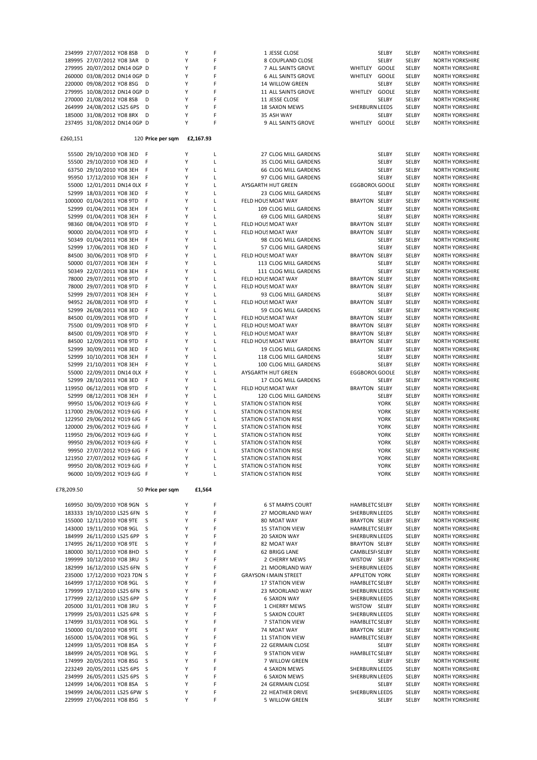| Price | Date | Postcode | Type | New | Tenure | PAON | SAON | Street | Locality | Town | District | County |
|---|---|---|---|---|---|---|---|---|---|---|---|---|
| 234999 | 27/07/2012 | YO8 8SB | D | Y | F | 1 | | JESSE CLOSE | | SELBY | SELBY | NORTH YORKSHIRE |
| 189995 | 27/07/2012 | YO8 3AR | D | Y | F | 8 | | COUPLAND CLOSE | | SELBY | SELBY | NORTH YORKSHIRE |
| 279995 | 20/07/2012 | DN14 0GP | D | Y | F | 7 | | ALL SAINTS GROVE | WHITLEY | GOOLE | SELBY | NORTH YORKSHIRE |
| 260000 | 03/08/2012 | DN14 0GP | D | Y | F | 6 | | ALL SAINTS GROVE | WHITLEY | GOOLE | SELBY | NORTH YORKSHIRE |
| 220000 | 09/08/2012 | YO8 8SG | D | Y | F | 14 | | WILLOW GREEN | | SELBY | SELBY | NORTH YORKSHIRE |
| 279995 | 10/08/2012 | DN14 0GP | D | Y | F | 11 | | ALL SAINTS GROVE | WHITLEY | GOOLE | SELBY | NORTH YORKSHIRE |
| 270000 | 21/08/2012 | YO8 8SB | D | Y | F | 11 | | JESSE CLOSE | | SELBY | SELBY | NORTH YORKSHIRE |
| 264999 | 24/08/2012 | LS25 6PS | D | Y | F | 18 | | SAXON MEWS | SHERBURN | LEEDS | SELBY | NORTH YORKSHIRE |
| 185000 | 31/08/2012 | YO8 8RX | D | Y | F | 35 | | ASH WAY | | SELBY | SELBY | NORTH YORKSHIRE |
| 237495 | 31/08/2012 | DN14 0GP | D | Y | F | 9 | | ALL SAINTS GROVE | WHITLEY | GOOLE | SELBY | NORTH YORKSHIRE |

£260,151 120 **Price per sqm** **£2,167.93**

| Price | Date | Postcode | Type | New | Tenure | PAON | SAON | Street | Locality | Town | District | County |
|---|---|---|---|---|---|---|---|---|---|---|---|---|
| 55500 | 29/10/2010 | YO8 3ED | F | Y | L | 27 | | CLOG MILL GARDENS | | SELBY | SELBY | NORTH YORKSHIRE |
| 55500 | 29/10/2010 | YO8 3ED | F | Y | L | 35 | | CLOG MILL GARDENS | | SELBY | SELBY | NORTH YORKSHIRE |
| 63750 | 29/10/2010 | YO8 3EH | F | Y | L | 66 | | CLOG MILL GARDENS | | SELBY | SELBY | NORTH YORKSHIRE |
| 95950 | 17/12/2010 | YO8 3EH | F | Y | L | 97 | | CLOG MILL GARDENS | | SELBY | SELBY | NORTH YORKSHIRE |
| 55000 | 12/01/2011 | DN14 0LX | F | Y | L | AYSGARTH | | HUT GREEN | EGGBOROU | GOOLE | SELBY | NORTH YORKSHIRE |
| 52999 | 18/03/2011 | YO8 3ED | F | Y | L | 23 | | CLOG MILL GARDENS | | SELBY | SELBY | NORTH YORKSHIRE |
| 100000 | 01/04/2011 | YO8 9TD | F | Y | L | FELD HOUS | | MOAT WAY | BRAYTON | SELBY | SELBY | NORTH YORKSHIRE |
| 52999 | 01/04/2011 | YO8 3EH | F | Y | L | 109 | | CLOG MILL GARDENS | | SELBY | SELBY | NORTH YORKSHIRE |
| 52999 | 01/04/2011 | YO8 3EH | F | Y | L | 69 | | CLOG MILL GARDENS | | SELBY | SELBY | NORTH YORKSHIRE |
| 98360 | 08/04/2011 | YO8 9TD | F | Y | L | FELD HOUS | | MOAT WAY | BRAYTON | SELBY | SELBY | NORTH YORKSHIRE |
| 90000 | 20/04/2011 | YO8 9TD | F | Y | L | FELD HOUS | | MOAT WAY | BRAYTON | SELBY | SELBY | NORTH YORKSHIRE |
| 50349 | 01/04/2011 | YO8 3EH | F | Y | L | 98 | | CLOG MILL GARDENS | | SELBY | SELBY | NORTH YORKSHIRE |
| 52999 | 17/06/2011 | YO8 3ED | F | Y | L | 57 | | CLOG MILL GARDENS | | SELBY | SELBY | NORTH YORKSHIRE |
| 84500 | 30/06/2011 | YO8 9TD | F | Y | L | FELD HOUS | | MOAT WAY | BRAYTON | SELBY | SELBY | NORTH YORKSHIRE |
| 50000 | 01/07/2011 | YO8 3EH | F | Y | L | 113 | | CLOG MILL GARDENS | | SELBY | SELBY | NORTH YORKSHIRE |
| 50349 | 22/07/2011 | YO8 3EH | F | Y | L | 111 | | CLOG MILL GARDENS | | SELBY | SELBY | NORTH YORKSHIRE |
| 78000 | 29/07/2011 | YO8 9TD | F | Y | L | FELD HOUS | | MOAT WAY | BRAYTON | SELBY | SELBY | NORTH YORKSHIRE |
| 78000 | 29/07/2011 | YO8 9TD | F | Y | L | FELD HOUS | | MOAT WAY | BRAYTON | SELBY | SELBY | NORTH YORKSHIRE |
| 52999 | 29/07/2011 | YO8 3EH | F | Y | L | 93 | | CLOG MILL GARDENS | | SELBY | SELBY | NORTH YORKSHIRE |
| 94952 | 26/08/2011 | YO8 9TD | F | Y | L | FELD HOUS | | MOAT WAY | BRAYTON | SELBY | SELBY | NORTH YORKSHIRE |
| 52999 | 26/08/2011 | YO8 3ED | F | Y | L | 59 | | CLOG MILL GARDENS | | SELBY | SELBY | NORTH YORKSHIRE |
| 84500 | 01/09/2011 | YO8 9TD | F | Y | L | FELD HOUS | | MOAT WAY | BRAYTON | SELBY | SELBY | NORTH YORKSHIRE |
| 75500 | 01/09/2011 | YO8 9TD | F | Y | L | FELD HOUS | | MOAT WAY | BRAYTON | SELBY | SELBY | NORTH YORKSHIRE |
| 84500 | 01/09/2011 | YO8 9TD | F | Y | L | FELD HOUS | | MOAT WAY | BRAYTON | SELBY | SELBY | NORTH YORKSHIRE |
| 84500 | 12/09/2011 | YO8 9TD | F | Y | L | FELD HOUS | | MOAT WAY | BRAYTON | SELBY | SELBY | NORTH YORKSHIRE |
| 52999 | 30/09/2011 | YO8 3ED | F | Y | L | 19 | | CLOG MILL GARDENS | | SELBY | SELBY | NORTH YORKSHIRE |
| 52999 | 10/10/2011 | YO8 3EH | F | Y | L | 118 | | CLOG MILL GARDENS | | SELBY | SELBY | NORTH YORKSHIRE |
| 52999 | 21/10/2011 | YO8 3EH | F | Y | L | 100 | | CLOG MILL GARDENS | | SELBY | SELBY | NORTH YORKSHIRE |
| 55000 | 22/09/2011 | DN14 0LX | F | Y | L | AYSGARTH | | HUT GREEN | EGGBOROU | GOOLE | SELBY | NORTH YORKSHIRE |
| 52999 | 28/10/2011 | YO8 3ED | F | Y | L | 17 | | CLOG MILL GARDENS | | SELBY | SELBY | NORTH YORKSHIRE |
| 119950 | 06/12/2011 | YO8 9TD | F | Y | L | FELD HOUS | | MOAT WAY | BRAYTON | SELBY | SELBY | NORTH YORKSHIRE |
| 52999 | 08/12/2011 | YO8 3EH | F | Y | L | 120 | | CLOG MILL GARDENS | | SELBY | SELBY | NORTH YORKSHIRE |
| 99950 | 15/06/2012 | YO19 6JG | F | Y | L | STATION C | | STATION RISE | | YORK | SELBY | NORTH YORKSHIRE |
| 117000 | 29/06/2012 | YO19 6JG | F | Y | L | STATION C | | STATION RISE | | YORK | SELBY | NORTH YORKSHIRE |
| 122950 | 29/06/2012 | YO19 6JG | F | Y | L | STATION C | | STATION RISE | | YORK | SELBY | NORTH YORKSHIRE |
| 120000 | 29/06/2012 | YO19 6JG | F | Y | L | STATION C | | STATION RISE | | YORK | SELBY | NORTH YORKSHIRE |
| 119950 | 29/06/2012 | YO19 6JG | F | Y | L | STATION C | | STATION RISE | | YORK | SELBY | NORTH YORKSHIRE |
| 99950 | 29/06/2012 | YO19 6JG | F | Y | L | STATION C | | STATION RISE | | YORK | SELBY | NORTH YORKSHIRE |
| 99950 | 27/07/2012 | YO19 6JG | F | Y | L | STATION C | | STATION RISE | | YORK | SELBY | NORTH YORKSHIRE |
| 121950 | 27/07/2012 | YO19 6JG | F | Y | L | STATION C | | STATION RISE | | YORK | SELBY | NORTH YORKSHIRE |
| 99950 | 20/08/2012 | YO19 6JG | F | Y | L | STATION C | | STATION RISE | | YORK | SELBY | NORTH YORKSHIRE |
| 96000 | 10/09/2012 | YO19 6JG | F | Y | L | STATION C | | STATION RISE | | YORK | SELBY | NORTH YORKSHIRE |

£78,209.50 50 **Price per sqm** **£1,564**

| Price | Date | Postcode | Type | New | Tenure | PAON | SAON | Street | Locality | Town | District | County |
|---|---|---|---|---|---|---|---|---|---|---|---|---|
| 169950 | 30/09/2010 | YO8 9GN | S | Y | F | 6 | | ST MARYS COURT | HAMBLETC | SELBY | SELBY | NORTH YORKSHIRE |
| 183333 | 19/10/2010 | LS25 6FN | S | Y | F | 27 | | MOORLAND WAY | SHERBURN | LEEDS | SELBY | NORTH YORKSHIRE |
| 155000 | 12/11/2010 | YO8 9TE | S | Y | F | 80 | | MOAT WAY | BRAYTON | SELBY | SELBY | NORTH YORKSHIRE |
| 143000 | 19/11/2010 | YO8 9GL | S | Y | F | 15 | | STATION VIEW | HAMBLETC | SELBY | SELBY | NORTH YORKSHIRE |
| 184999 | 26/11/2010 | LS25 6PP | S | Y | F | 20 | | SAXON WAY | SHERBURN | LEEDS | SELBY | NORTH YORKSHIRE |
| 174995 | 26/11/2010 | YO8 9TE | S | Y | F | 82 | | MOAT WAY | BRAYTON | SELBY | SELBY | NORTH YORKSHIRE |
| 180000 | 30/11/2010 | YO8 8HD | S | Y | F | 62 | | BRIGG LANE | CAMBLESF | SELBY | SELBY | NORTH YORKSHIRE |
| 199999 | 10/12/2010 | YO8 3RU | S | Y | F | 2 | | CHERRY MEWS | WISTOW | SELBY | SELBY | NORTH YORKSHIRE |
| 182999 | 16/12/2010 | LS25 6FN | S | Y | F | 21 | | MOORLAND WAY | SHERBURN | LEEDS | SELBY | NORTH YORKSHIRE |
| 235000 | 17/12/2010 | YO23 7DN | S | Y | F | GRAYSON ( | | MAIN STREET | APPLETON | YORK | SELBY | NORTH YORKSHIRE |
| 164999 | 17/12/2010 | YO8 9GL | S | Y | F | 17 | | STATION VIEW | HAMBLETC | SELBY | SELBY | NORTH YORKSHIRE |
| 179999 | 17/12/2010 | LS25 6FN | S | Y | F | 23 | | MOORLAND WAY | SHERBURN | LEEDS | SELBY | NORTH YORKSHIRE |
| 177999 | 22/12/2010 | LS25 6PP | S | Y | F | 6 | | SAXON WAY | SHERBURN | LEEDS | SELBY | NORTH YORKSHIRE |
| 205000 | 31/01/2011 | YO8 3RU | S | Y | F | 1 | | CHERRY MEWS | WISTOW | SELBY | SELBY | NORTH YORKSHIRE |
| 179999 | 25/03/2011 | LS25 6PR | S | Y | F | 5 | | SAXON COURT | SHERBURN | LEEDS | SELBY | NORTH YORKSHIRE |
| 174999 | 31/03/2011 | YO8 9GL | S | Y | F | 7 | | STATION VIEW | HAMBLETC | SELBY | SELBY | NORTH YORKSHIRE |
| 150000 | 01/10/2010 | YO8 9TE | S | Y | F | 74 | | MOAT WAY | BRAYTON | SELBY | SELBY | NORTH YORKSHIRE |
| 165000 | 15/04/2011 | YO8 9GL | S | Y | F | 11 | | STATION VIEW | HAMBLETC | SELBY | SELBY | NORTH YORKSHIRE |
| 124999 | 13/05/2011 | YO8 8SA | S | Y | F | 22 | | GERMAIN CLOSE | | SELBY | SELBY | NORTH YORKSHIRE |
| 184999 | 24/05/2011 | YO8 9GL | S | Y | F | 9 | | STATION VIEW | HAMBLETC | SELBY | SELBY | NORTH YORKSHIRE |
| 174999 | 20/05/2011 | YO8 8SG | S | Y | F | 7 | | WILLOW GREEN | | SELBY | SELBY | NORTH YORKSHIRE |
| 223249 | 20/05/2011 | LS25 6PS | S | Y | F | 4 | | SAXON MEWS | SHERBURN | LEEDS | SELBY | NORTH YORKSHIRE |
| 234999 | 26/05/2011 | LS25 6PS | S | Y | F | 6 | | SAXON MEWS | SHERBURN | LEEDS | SELBY | NORTH YORKSHIRE |
| 124999 | 14/06/2011 | YO8 8SA | S | Y | F | 24 | | GERMAIN CLOSE | | SELBY | SELBY | NORTH YORKSHIRE |
| 194999 | 24/06/2011 | LS25 6PW | S | Y | F | 22 | | HEATHER DRIVE | SHERBURN | LEEDS | SELBY | NORTH YORKSHIRE |
| 229999 | 27/06/2011 | YO8 8SG | S | Y | F | 5 | | WILLOW GREEN | | SELBY | SELBY | NORTH YORKSHIRE |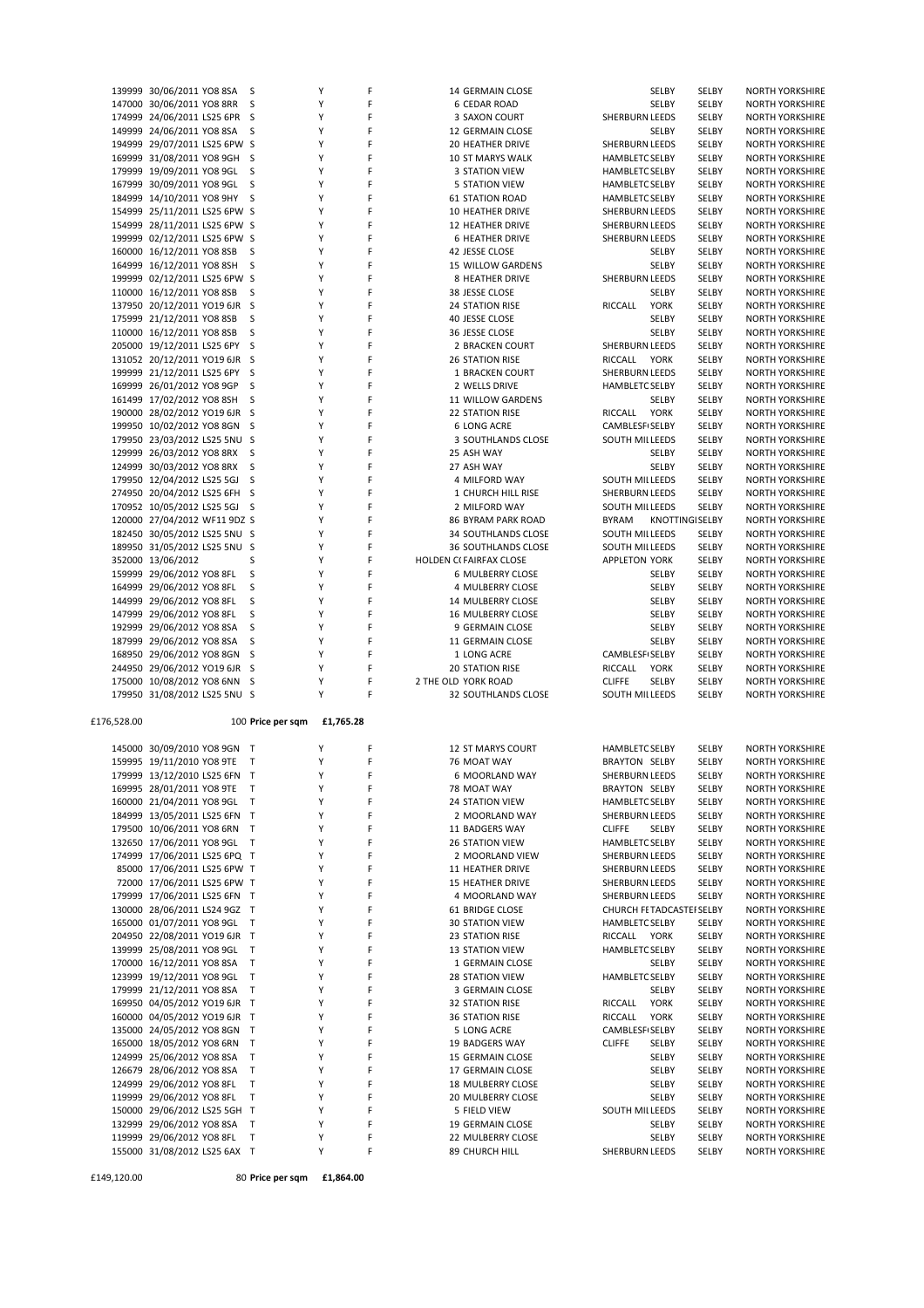| | | | | | | | | | | |
|---|---|---|---|---|---|---|---|---|---|---|
| 139999 | 30/06/2011 | YO8 8SA | S | Y | F | 14 GERMAIN CLOSE | | SELBY | SELBY | NORTH YORKSHIRE |
| 147000 | 30/06/2011 | YO8 8RR | S | Y | F | 6 CEDAR ROAD | | SELBY | SELBY | NORTH YORKSHIRE |
| 174999 | 24/06/2011 | LS25 6PR | S | Y | F | 3 SAXON COURT | SHERBURN | LEEDS | SELBY | NORTH YORKSHIRE |
| 149999 | 24/06/2011 | YO8 8SA | S | Y | F | 12 GERMAIN CLOSE | | SELBY | SELBY | NORTH YORKSHIRE |
| 194999 | 29/07/2011 | LS25 6PW | S | Y | F | 20 HEATHER DRIVE | SHERBURN | LEEDS | SELBY | NORTH YORKSHIRE |
| 169999 | 31/08/2011 | YO8 9GH | S | Y | F | 10 ST MARYS WALK | HAMBLETC | SELBY | SELBY | NORTH YORKSHIRE |
| 179999 | 19/09/2011 | YO8 9GL | S | Y | F | 3 STATION VIEW | HAMBLETC | SELBY | SELBY | NORTH YORKSHIRE |
| 167999 | 30/09/2011 | YO8 9GL | S | Y | F | 5 STATION VIEW | HAMBLETC | SELBY | SELBY | NORTH YORKSHIRE |
| 184999 | 14/10/2011 | YO8 9HY | S | Y | F | 61 STATION ROAD | HAMBLETC | SELBY | SELBY | NORTH YORKSHIRE |
| 154999 | 25/11/2011 | LS25 6PW | S | Y | F | 10 HEATHER DRIVE | SHERBURN | LEEDS | SELBY | NORTH YORKSHIRE |
| 154999 | 28/11/2011 | LS25 6PW | S | Y | F | 12 HEATHER DRIVE | SHERBURN | LEEDS | SELBY | NORTH YORKSHIRE |
| 199999 | 02/12/2011 | LS25 6PW | S | Y | F | 6 HEATHER DRIVE | SHERBURN | LEEDS | SELBY | NORTH YORKSHIRE |
| 160000 | 16/12/2011 | YO8 8SB | S | Y | F | 42 JESSE CLOSE | | SELBY | SELBY | NORTH YORKSHIRE |
| 164999 | 16/12/2011 | YO8 8SH | S | Y | F | 15 WILLOW GARDENS | | SELBY | SELBY | NORTH YORKSHIRE |
| 199999 | 02/12/2011 | LS25 6PW | S | Y | F | 8 HEATHER DRIVE | SHERBURN | LEEDS | SELBY | NORTH YORKSHIRE |
| 110000 | 16/12/2011 | YO8 8SB | S | Y | F | 38 JESSE CLOSE | | SELBY | SELBY | NORTH YORKSHIRE |
| 137950 | 20/12/2011 | YO19 6JR | S | Y | F | 24 STATION RISE | RICCALL | YORK | SELBY | NORTH YORKSHIRE |
| 175999 | 21/12/2011 | YO8 8SB | S | Y | F | 40 JESSE CLOSE | | SELBY | SELBY | NORTH YORKSHIRE |
| 110000 | 16/12/2011 | YO8 8SB | S | Y | F | 36 JESSE CLOSE | | SELBY | SELBY | NORTH YORKSHIRE |
| 205000 | 19/12/2011 | LS25 6PY | S | Y | F | 2 BRACKEN COURT | SHERBURN | LEEDS | SELBY | NORTH YORKSHIRE |
| 131052 | 20/12/2011 | YO19 6JR | S | Y | F | 26 STATION RISE | RICCALL | YORK | SELBY | NORTH YORKSHIRE |
| 199999 | 21/12/2011 | LS25 6PY | S | Y | F | 1 BRACKEN COURT | SHERBURN | LEEDS | SELBY | NORTH YORKSHIRE |
| 169999 | 26/01/2012 | YO8 9GP | S | Y | F | 2 WELLS DRIVE | HAMBLETC | SELBY | SELBY | NORTH YORKSHIRE |
| 161499 | 17/02/2012 | YO8 8SH | S | Y | F | 11 WILLOW GARDENS | | SELBY | SELBY | NORTH YORKSHIRE |
| 190000 | 28/02/2012 | YO19 6JR | S | Y | F | 22 STATION RISE | RICCALL | YORK | SELBY | NORTH YORKSHIRE |
| 199950 | 10/02/2012 | YO8 8GN | S | Y | F | 6 LONG ACRE | CAMBLESF | SELBY | SELBY | NORTH YORKSHIRE |
| 179950 | 23/03/2012 | LS25 5NU | S | Y | F | 3 SOUTHLANDS CLOSE | SOUTH MIL | LEEDS | SELBY | NORTH YORKSHIRE |
| 129999 | 26/03/2012 | YO8 8RX | S | Y | F | 25 ASH WAY | | SELBY | SELBY | NORTH YORKSHIRE |
| 124999 | 30/03/2012 | YO8 8RX | S | Y | F | 27 ASH WAY | | SELBY | SELBY | NORTH YORKSHIRE |
| 179950 | 12/04/2012 | LS25 5GJ | S | Y | F | 4 MILFORD WAY | SOUTH MIL | LEEDS | SELBY | NORTH YORKSHIRE |
| 274950 | 20/04/2012 | LS25 6FH | S | Y | F | 1 CHURCH HILL RISE | SHERBURN | LEEDS | SELBY | NORTH YORKSHIRE |
| 170952 | 10/05/2012 | LS25 5GJ | S | Y | F | 2 MILFORD WAY | SOUTH MIL | LEEDS | SELBY | NORTH YORKSHIRE |
| 120000 | 27/04/2012 | WF11 9DZ | S | Y | F | 86 BYRAM PARK ROAD | BYRAM | KNOTTING | SELBY | NORTH YORKSHIRE |
| 182450 | 30/05/2012 | LS25 5NU | S | Y | F | 34 SOUTHLANDS CLOSE | SOUTH MIL | LEEDS | SELBY | NORTH YORKSHIRE |
| 189950 | 31/05/2012 | LS25 5NU | S | Y | F | 36 SOUTHLANDS CLOSE | SOUTH MIL | LEEDS | SELBY | NORTH YORKSHIRE |
| 352000 | 13/06/2012 | | S | Y | F | HOLDEN C( FAIRFAX CLOSE | APPLETON | YORK | SELBY | NORTH YORKSHIRE |
| 159999 | 29/06/2012 | YO8 8FL | S | Y | F | 6 MULBERRY CLOSE | | SELBY | SELBY | NORTH YORKSHIRE |
| 164999 | 29/06/2012 | YO8 8FL | S | Y | F | 4 MULBERRY CLOSE | | SELBY | SELBY | NORTH YORKSHIRE |
| 144999 | 29/06/2012 | YO8 8FL | S | Y | F | 14 MULBERRY CLOSE | | SELBY | SELBY | NORTH YORKSHIRE |
| 147999 | 29/06/2012 | YO8 8FL | S | Y | F | 16 MULBERRY CLOSE | | SELBY | SELBY | NORTH YORKSHIRE |
| 192999 | 29/06/2012 | YO8 8SA | S | Y | F | 9 GERMAIN CLOSE | | SELBY | SELBY | NORTH YORKSHIRE |
| 187999 | 29/06/2012 | YO8 8SA | S | Y | F | 11 GERMAIN CLOSE | | SELBY | SELBY | NORTH YORKSHIRE |
| 168950 | 29/06/2012 | YO8 8GN | S | Y | F | 1 LONG ACRE | CAMBLESF | SELBY | SELBY | NORTH YORKSHIRE |
| 244950 | 29/06/2012 | YO19 6JR | S | Y | F | 20 STATION RISE | RICCALL | YORK | SELBY | NORTH YORKSHIRE |
| 175000 | 10/08/2012 | YO8 6NN | S | Y | F | 2 THE OLD YORK ROAD | CLIFFE | SELBY | SELBY | NORTH YORKSHIRE |
| 179950 | 31/08/2012 | LS25 5NU | S | Y | F | 32 SOUTHLANDS CLOSE | SOUTH MIL | LEEDS | SELBY | NORTH YORKSHIRE |

£176,528.00 100 **Price per sqm** **£1,765.28**

| | | | | | | | | | | |
|---|---|---|---|---|---|---|---|---|---|---|
| 145000 | 30/09/2010 | YO8 9GN | T | Y | F | 12 ST MARYS COURT | HAMBLETC | SELBY | SELBY | NORTH YORKSHIRE |
| 159995 | 19/11/2010 | YO8 9TE | T | Y | F | 76 MOAT WAY | BRAYTON | SELBY | SELBY | NORTH YORKSHIRE |
| 179999 | 13/12/2010 | LS25 6FN | T | Y | F | 6 MOORLAND WAY | SHERBURN | LEEDS | SELBY | NORTH YORKSHIRE |
| 169995 | 28/01/2011 | YO8 9TE | T | Y | F | 78 MOAT WAY | BRAYTON | SELBY | SELBY | NORTH YORKSHIRE |
| 160000 | 21/04/2011 | YO8 9GL | T | Y | F | 24 STATION VIEW | HAMBLETC | SELBY | SELBY | NORTH YORKSHIRE |
| 184999 | 13/05/2011 | LS25 6FN | T | Y | F | 2 MOORLAND WAY | SHERBURN | LEEDS | SELBY | NORTH YORKSHIRE |
| 179500 | 10/06/2011 | YO8 6RN | T | Y | F | 11 BADGERS WAY | CLIFFE | SELBY | SELBY | NORTH YORKSHIRE |
| 132650 | 17/06/2011 | YO8 9GL | T | Y | F | 26 STATION VIEW | HAMBLETC | SELBY | SELBY | NORTH YORKSHIRE |
| 174999 | 17/06/2011 | LS25 6PQ | T | Y | F | 2 MOORLAND VIEW | SHERBURN | LEEDS | SELBY | NORTH YORKSHIRE |
| 85000 | 17/06/2011 | LS25 6PW | T | Y | F | 11 HEATHER DRIVE | SHERBURN | LEEDS | SELBY | NORTH YORKSHIRE |
| 72000 | 17/06/2011 | LS25 6PW | T | Y | F | 15 HEATHER DRIVE | SHERBURN | LEEDS | SELBY | NORTH YORKSHIRE |
| 179999 | 17/06/2011 | LS25 6FN | T | Y | F | 4 MOORLAND WAY | SHERBURN | LEEDS | SELBY | NORTH YORKSHIRE |
| 130000 | 28/06/2011 | LS24 9GZ | T | Y | F | 61 BRIDGE CLOSE | CHURCH FE | TADCASTE | SELBY | NORTH YORKSHIRE |
| 165000 | 01/07/2011 | YO8 9GL | T | Y | F | 30 STATION VIEW | HAMBLETC | SELBY | SELBY | NORTH YORKSHIRE |
| 204950 | 22/08/2011 | YO19 6JR | T | Y | F | 23 STATION RISE | RICCALL | YORK | SELBY | NORTH YORKSHIRE |
| 139999 | 25/08/2011 | YO8 9GL | T | Y | F | 13 STATION VIEW | HAMBLETC | SELBY | SELBY | NORTH YORKSHIRE |
| 170000 | 16/12/2011 | YO8 8SA | T | Y | F | 1 GERMAIN CLOSE | | SELBY | SELBY | NORTH YORKSHIRE |
| 123999 | 19/12/2011 | YO8 9GL | T | Y | F | 28 STATION VIEW | HAMBLETC | SELBY | SELBY | NORTH YORKSHIRE |
| 179999 | 21/12/2011 | YO8 8SA | T | Y | F | 3 GERMAIN CLOSE | | SELBY | SELBY | NORTH YORKSHIRE |
| 169950 | 04/05/2012 | YO19 6JR | T | Y | F | 32 STATION RISE | RICCALL | YORK | SELBY | NORTH YORKSHIRE |
| 160000 | 04/05/2012 | YO19 6JR | T | Y | F | 36 STATION RISE | RICCALL | YORK | SELBY | NORTH YORKSHIRE |
| 135000 | 24/05/2012 | YO8 8GN | T | Y | F | 5 LONG ACRE | CAMBLESF | SELBY | SELBY | NORTH YORKSHIRE |
| 165000 | 18/05/2012 | YO8 6RN | T | Y | F | 19 BADGERS WAY | CLIFFE | SELBY | SELBY | NORTH YORKSHIRE |
| 124999 | 25/06/2012 | YO8 8SA | T | Y | F | 15 GERMAIN CLOSE | | SELBY | SELBY | NORTH YORKSHIRE |
| 126679 | 28/06/2012 | YO8 8SA | T | Y | F | 17 GERMAIN CLOSE | | SELBY | SELBY | NORTH YORKSHIRE |
| 124999 | 29/06/2012 | YO8 8FL | T | Y | F | 18 MULBERRY CLOSE | | SELBY | SELBY | NORTH YORKSHIRE |
| 119999 | 29/06/2012 | YO8 8FL | T | Y | F | 20 MULBERRY CLOSE | | SELBY | SELBY | NORTH YORKSHIRE |
| 150000 | 29/06/2012 | LS25 5GH | T | Y | F | 5 FIELD VIEW | SOUTH MIL | LEEDS | SELBY | NORTH YORKSHIRE |
| 132999 | 29/06/2012 | YO8 8SA | T | Y | F | 19 GERMAIN CLOSE | | SELBY | SELBY | NORTH YORKSHIRE |
| 119999 | 29/06/2012 | YO8 8FL | T | Y | F | 22 MULBERRY CLOSE | | SELBY | SELBY | NORTH YORKSHIRE |
| 155000 | 31/08/2012 | LS25 6AX | T | Y | F | 89 CHURCH HILL | SHERBURN | LEEDS | SELBY | NORTH YORKSHIRE |

£149,120.00 80 **Price per sqm** **£1,864.00**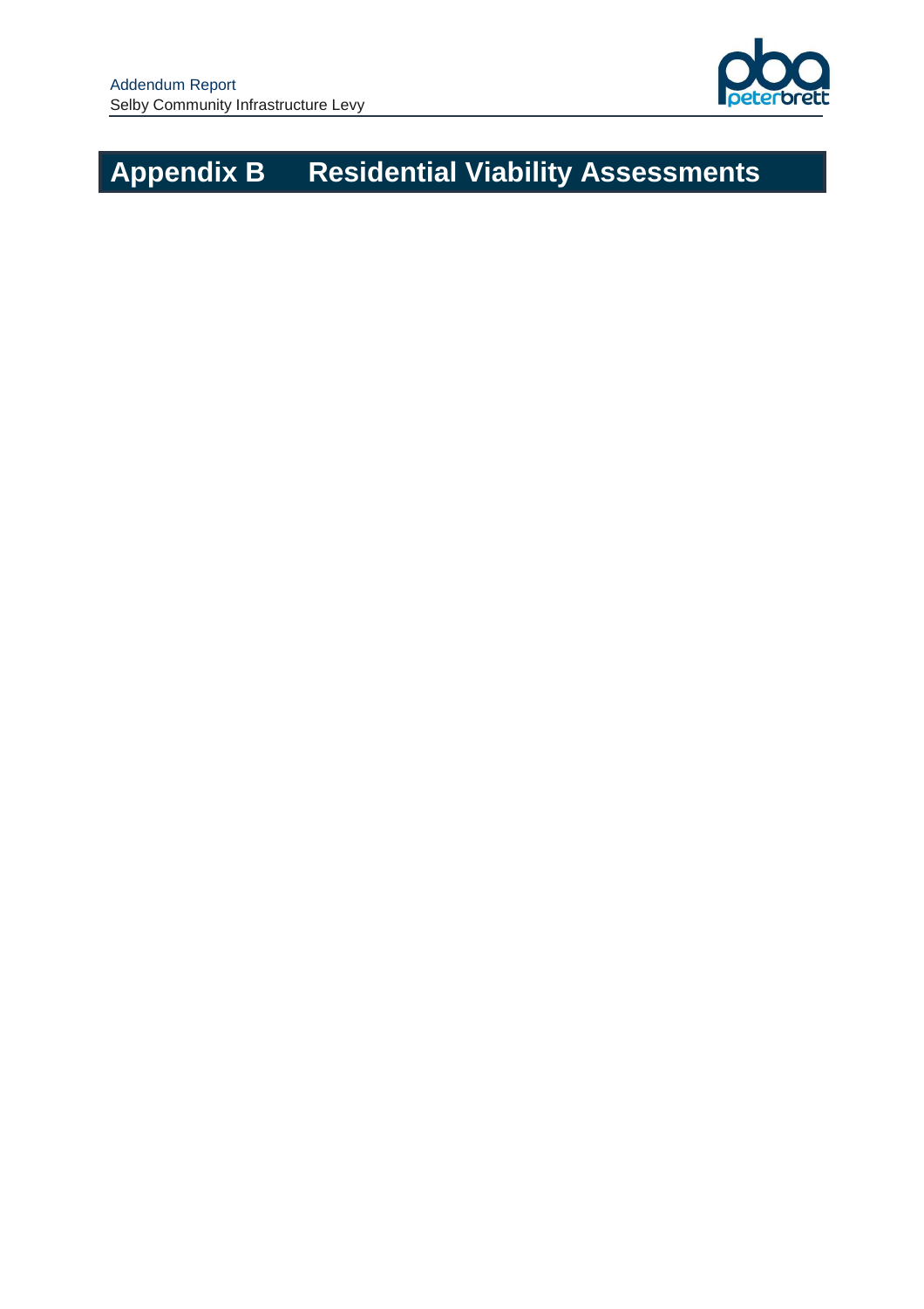# Appendix B Residential Viability Assessments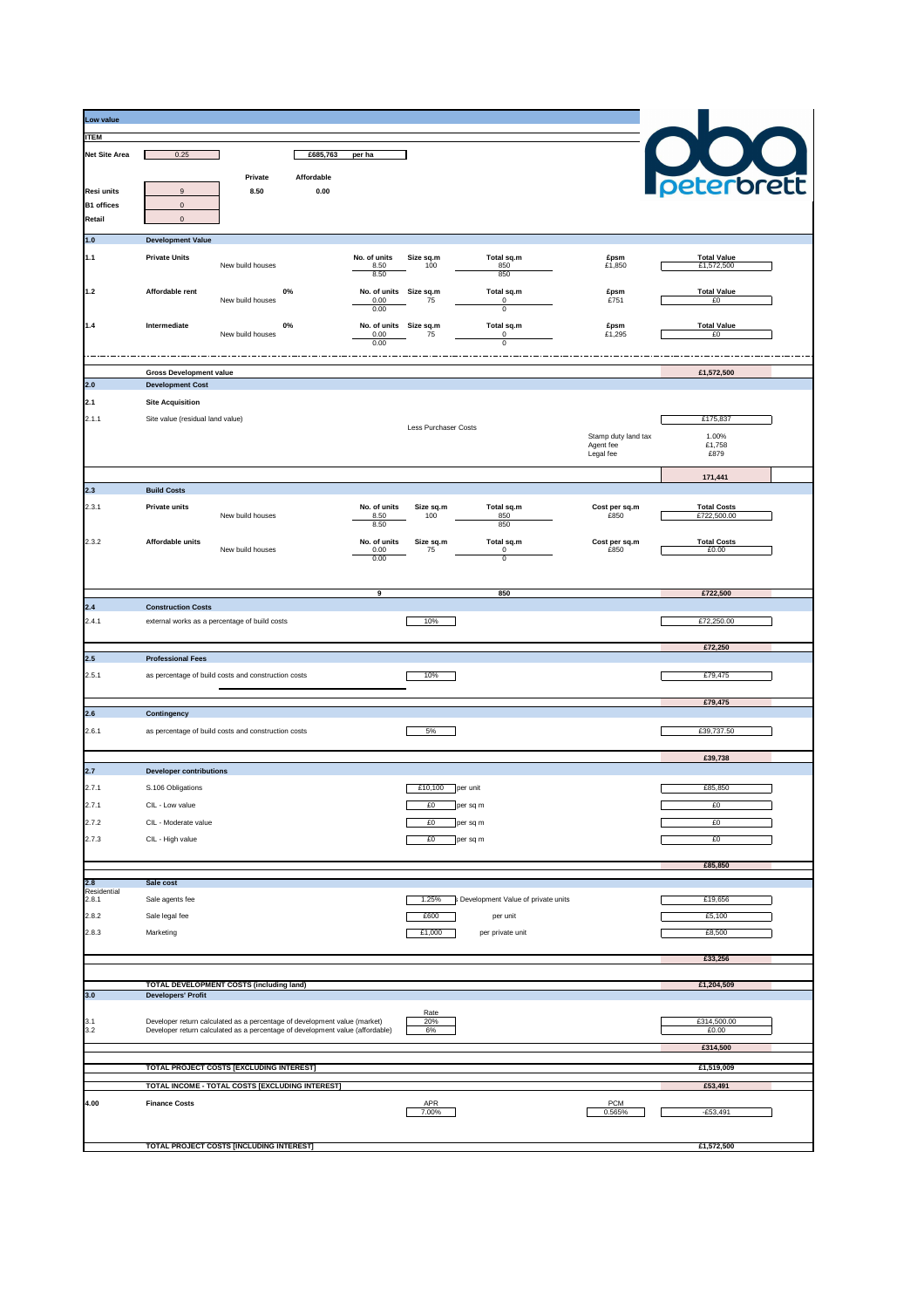**Low value**

**ITEM**

peterbrett

| | | | | |
|---|---|---|---|---|
| **Net Site Area** | 0.25 | | £685,763 | per ha |
| | | **Private** | **Affordable** | |
| **Resi units** | 9 | 8.50 | 0.00 | |
| **B1 offices** | 0 | | | |
| **Retail** | 0 | | | |

## 1.0 Development Value

| Ref | Item | Type | % | No. of units | Size sq.m | Total sq.m | £psm | Total Value |
|---|---|---|---|---|---|---|---|---|
| 1.1 | Private Units | New build houses | | 8.50 | 100 | 850 | £1,850 | £1,572,500 |
| | | | | 8.50 | | 850 | | |
| 1.2 | Affordable rent | New build houses | 0% | 0.00 | 75 | 0 | £751 | £0 |
| | | | | 0.00 | | 0 | | |
| 1.4 | Intermediate | New build houses | 0% | 0.00 | 75 | 0 | £1,295 | £0 |
| | | | | 0.00 | | 0 | | |

**Gross Development value** — **£1,572,500**

## 2.0 Development Cost

### 2.1 Site Acquisition

| Ref | Item | | | Value |
|---|---|---|---|---|
| 2.1.1 | Site value (residual land value) | | | £175,837 |
| | | Less Purchaser Costs | Stamp duty land tax | 1.00% |
| | | | Agent fee | £1,758 |
| | | | Legal fee | £879 |
| | | | | **171,441** |

### 2.3 Build Costs

| Ref | Item | Type | No. of units | Size sq.m | Total sq.m | Cost per sq.m | Total Costs |
|---|---|---|---|---|---|---|---|
| 2.3.1 | Private units | New build houses | 8.50 | 100 | 850 | £850 | £722,500.00 |
| | | | 8.50 | | 850 | | |
| 2.3.2 | Affordable units | New build houses | 0.00 | 75 | 0 | £850 | £0.00 |
| | | | 0.00 | | 0 | | |
| | | | **9** | | **850** | | **£722,500** |

### 2.4 Construction Costs

| Ref | Item | Rate | Value |
|---|---|---|---|
| 2.4.1 | external works as a percentage of build costs | 10% | £72,250.00 |
| | | | **£72,250** |

### 2.5 Professional Fees

| Ref | Item | Rate | Value |
|---|---|---|---|
| 2.5.1 | as percentage of build costs and construction costs | 10% | £79,475 |
| | | | **£79,475** |

### 2.6 Contingency

| Ref | Item | Rate | Value |
|---|---|---|---|
| 2.6.1 | as percentage of build costs and construction costs | 5% | £39,737.50 |
| | | | **£39,738** |

### 2.7 Developer contributions

| Ref | Item | Rate | Unit | Value |
|---|---|---|---|---|
| 2.7.1 | S.106 Obligations | £10,100 | per unit | £85,850 |
| 2.7.1 | CIL - Low value | £0 | per sq m | £0 |
| 2.7.2 | CIL - Moderate value | £0 | per sq m | £0 |
| 2.7.3 | CIL - High value | £0 | per sq m | £0 |
| | | | | **£85,850** |

### 2.8 Sale cost

| Ref | Item | Rate | Basis | Value |
|---|---|---|---|---|
| Residential 2.8.1 | Sale agents fee | 1.25% | Development Value of private units | £19,656 |
| 2.8.2 | Sale legal fee | £600 | per unit | £5,100 |
| 2.8.3 | Marketing | £1,000 | per private unit | £8,500 |
| | | | | **£33,256** |

**TOTAL DEVELOPMENT COSTS (including land)** — **£1,204,509**

## 3.0 Developers' Profit

| Ref | Item | Rate | Value |
|---|---|---|---|
| 3.1 | Developer return calculated as a percentage of development value (market) | 20% | £314,500.00 |
| 3.2 | Developer return calculated as a percentage of development value (affordable) | 6% | £0.00 |
| | | | **£314,500** |

**TOTAL PROJECT COSTS [EXCLUDING INTEREST]** — **£1,519,009**

**TOTAL INCOME - TOTAL COSTS [EXCLUDING INTEREST]** — **£53,491**

## 4.00 Finance Costs

| APR | PCM | Value |
|---|---|---|
| 7.00% | 0.565% | -£53,491 |

**TOTAL PROJECT COSTS [INCLUDING INTEREST]** — **£1,572,500**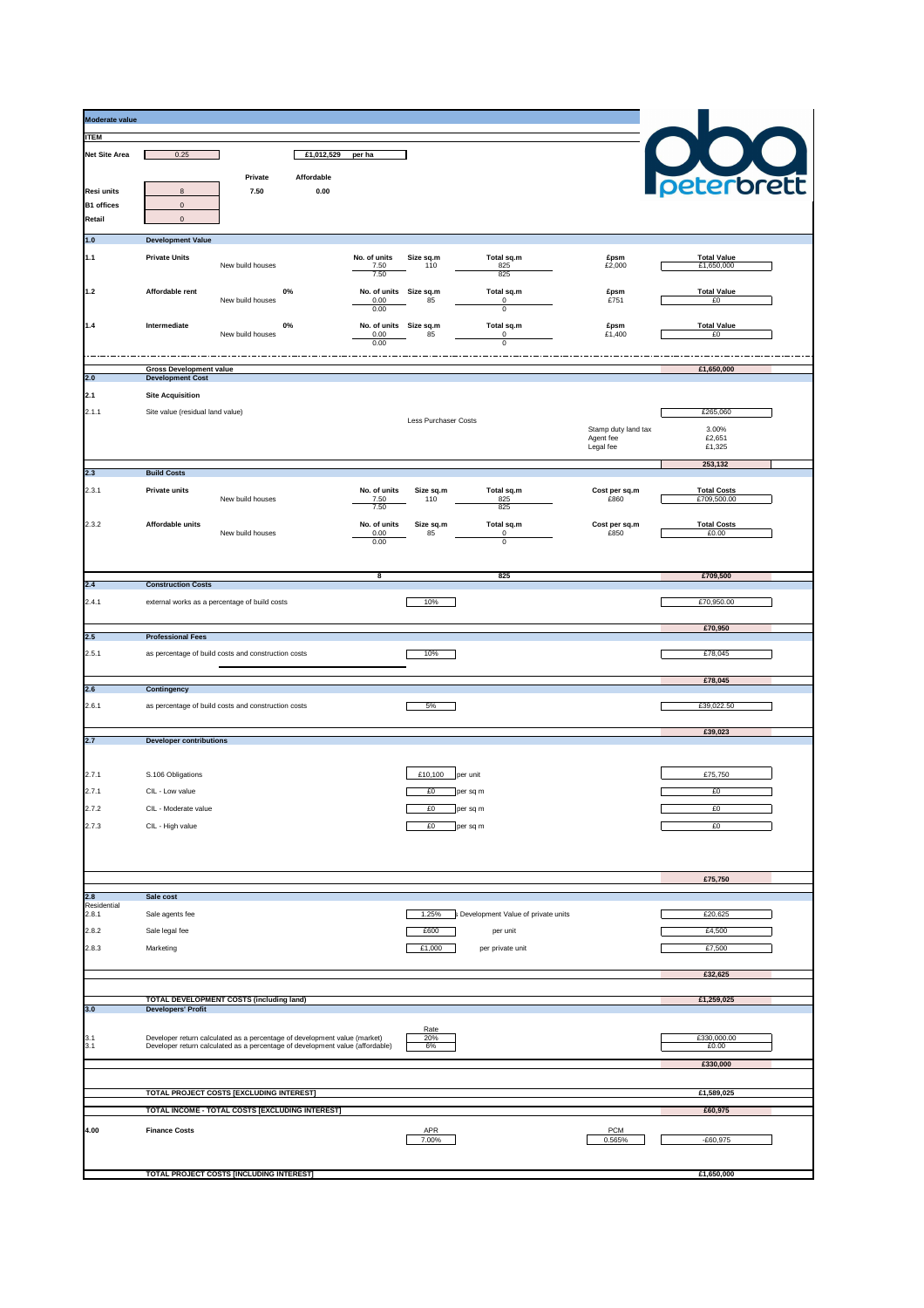**Moderate value**

**ITEM**

| | | | | |
|---|---|---|---|---|
| **Net Site Area** | 0.25 | | £1,012,529 | per ha |
| | | **Private** | **Affordable** | |
| **Resi units** | 8 | 7.50 | 0.00 | |
| **B1 offices** | 0 | | | |
| **Retail** | 0 | | | |

peterbrett

| Ref | Item | Description | | No. of units | Size sq.m | Total sq.m | £psm | Total Value |
|---|---|---|---|---|---|---|---|---|
| **1.0** | **Development Value** | | | | | | | |
| **1.1** | **Private Units** | New build houses | | 7.50 | 110 | 825 | £2,000 | £1,650,000 |
| | | | | 7.50 | | 825 | | |
| **1.2** | **Affordable rent** | New build houses | 0% | 0.00 | 85 | 0 | £751 | £0 |
| | | | | 0.00 | | 0 | | |
| **1.4** | **Intermediate** | New build houses | 0% | 0.00 | 85 | 0 | £1,400 | £0 |
| | | | | 0.00 | | 0 | | |
| | **Gross Development value** | | | | | | | **£1,650,000** |
| **2.0** | **Development Cost** | | | | | | | |
| **2.1** | **Site Acquisition** | | | | | | | |
| 2.1.1 | Site value (residual land value) | | | | | | | £265,060 |
| | | | | | Less Purchaser Costs | | Stamp duty land tax | 3.00% |
| | | | | | | | Agent fee | £2,651 |
| | | | | | | | Legal fee | £1,325 |
| | | | | | | | | **253,132** |
| **2.3** | **Build Costs** | | | No. of units | Size sq.m | Total sq.m | Cost per sq.m | Total Costs |
| 2.3.1 | **Private units** | New build houses | | 7.50 | 110 | 825 | £860 | £709,500.00 |
| | | | | 7.50 | | 825 | | |
| 2.3.2 | **Affordable units** | New build houses | | 0.00 | 85 | 0 | £850 | £0.00 |
| | | | | 0.00 | | 0 | | |
| | | | | 8 | | 825 | | **£709,500** |
| **2.4** | **Construction Costs** | | | | | | | |
| 2.4.1 | external works as a percentage of build costs | | | | 10% | | | £70,950.00 |
| | | | | | | | | **£70,950** |
| **2.5** | **Professional Fees** | | | | | | | |
| 2.5.1 | as percentage of build costs and construction costs | | | | 10% | | | £78,045 |
| | | | | | | | | **£78,045** |
| **2.6** | **Contingency** | | | | | | | |
| 2.6.1 | as percentage of build costs and construction costs | | | | 5% | | | £39,022.50 |
| | | | | | | | | **£39,023** |
| **2.7** | **Developer contributions** | | | | | | | |
| 2.7.1 | S.106 Obligations | | | | £10,100 | per unit | | £75,750 |
| 2.7.1 | CIL - Low value | | | | £0 | per sq m | | £0 |
| 2.7.2 | CIL - Moderate value | | | | £0 | per sq m | | £0 |
| 2.7.3 | CIL - High value | | | | £0 | per sq m | | £0 |
| | | | | | | | | **£75,750** |
| **2.8** | **Sale cost** | | | | | | | |
| Residential 2.8.1 | Sale agents fee | | | | 1.25% | Development Value of private units | | £20,625 |
| 2.8.2 | Sale legal fee | | | | £600 | per unit | | £4,500 |
| 2.8.3 | Marketing | | | | £1,000 | per private unit | | £7,500 |
| | | | | | | | | **£32,625** |
| | **TOTAL DEVELOPMENT COSTS (including land)** | | | | | | | **£1,259,025** |
| **3.0** | **Developers' Profit** | | | | Rate | | | |
| 3.1 | Developer return calculated as a percentage of development value (market) | | | | 20% | | | £330,000.00 |
| 3.1 | Developer return calculated as a percentage of development value (affordable) | | | | 6% | | | £0.00 |
| | | | | | | | | **£330,000** |
| | **TOTAL PROJECT COSTS [EXCLUDING INTEREST]** | | | | | | | **£1,589,025** |
| | **TOTAL INCOME - TOTAL COSTS [EXCLUDING INTEREST]** | | | | | | | **£60,975** |
| **4.00** | **Finance Costs** | | | | APR 7.00% | | PCM 0.565% | -£60,975 |
| | **TOTAL PROJECT COSTS [INCLUDING INTEREST]** | | | | | | | **£1,650,000** |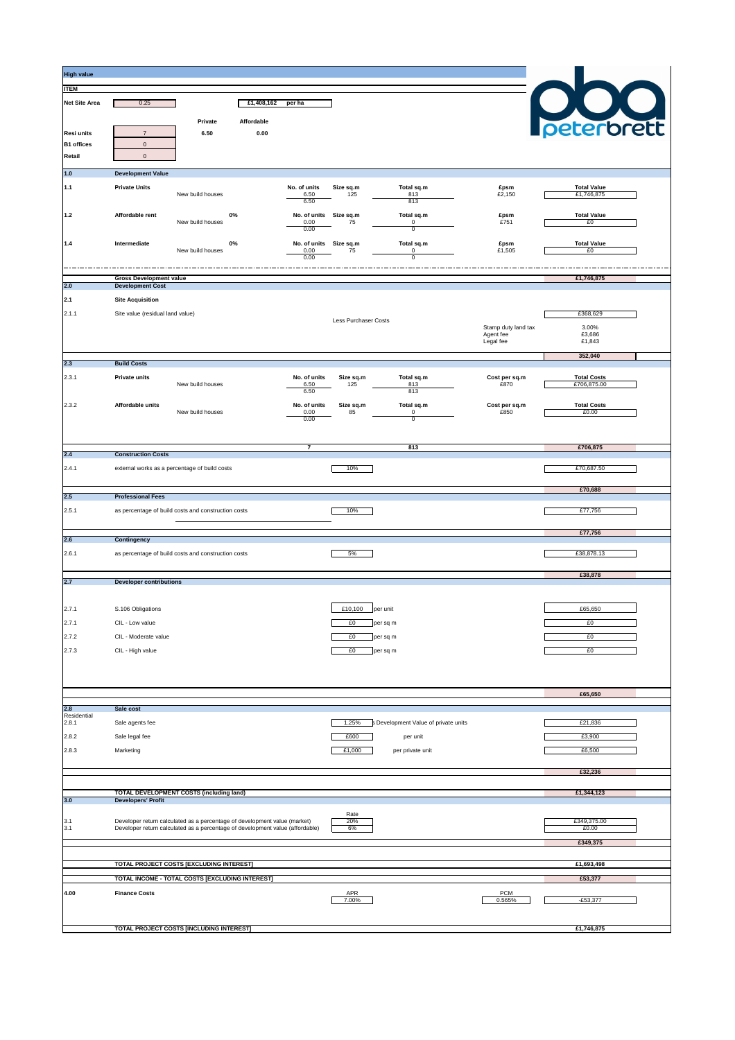**High value**

**peterbrett**

| ITEM | | | | |
|---|---|---|---|---|
| **Net Site Area** | 0.25 | | £1,408,162 | per ha |
| | | **Private** | **Affordable** | |
| **Resi units** | 7 | 6.50 | 0.00 | |
| **B1 offices** | 0 | | | |
| **Retail** | 0 | | | |

| | | | | | | | |
|---|---|---|---|---|---|---|---|
| **1.0** | **Development Value** | | | | | | |
| **1.1** | **Private Units** | New build houses | No. of units 6.50 / 6.50 | Size sq.m 125 | Total sq.m 813 / 813 | £psm £2,150 | Total Value £1,746,875 |
| **1.2** | **Affordable rent** | 0% New build houses | No. of units 0.00 / 0.00 | Size sq.m 75 | Total sq.m 0 / 0 | £psm £751 | Total Value £0 |
| **1.4** | **Intermediate** | 0% New build houses | No. of units 0.00 / 0.00 | Size sq.m 75 | Total sq.m 0 / 0 | £psm £1,505 | Total Value £0 |
| | **Gross Development value** | | | | | | **£1,746,875** |
| **2.0** | **Development Cost** | | | | | | |
| **2.1** | **Site Acquisition** | | | | | | |
| 2.1.1 | Site value (residual land value) | | | | | | £368,629 |
| | | | | Less Purchaser Costs | | Stamp duty land tax | 3.00% |
| | | | | | | Agent fee | £3,686 |
| | | | | | | Legal fee | £1,843 |
| | | | | | | | **352,040** |
| **2.3** | **Build Costs** | | | | | | |
| 2.3.1 | **Private units** | New build houses | No. of units 6.50 / 6.50 | Size sq.m 125 | Total sq.m 813 / 813 | Cost per sq.m £870 | Total Costs £706,875.00 |
| 2.3.2 | **Affordable units** | New build houses | No. of units 0.00 / 0.00 | Size sq.m 85 | Total sq.m 0 / 0 | Cost per sq.m £850 | Total Costs £0.00 |
| | | | **7** | | **813** | | **£706,875** |
| **2.4** | **Construction Costs** | | | | | | |
| 2.4.1 | external works as a percentage of build costs | | | 10% | | | £70,687.50 |
| | | | | | | | **£70,688** |
| **2.5** | **Professional Fees** | | | | | | |
| 2.5.1 | as percentage of build costs and construction costs | | | 10% | | | £77,756 |
| | | | | | | | **£77,756** |
| **2.6** | **Contingency** | | | | | | |
| 2.6.1 | as percentage of build costs and construction costs | | | 5% | | | £38,878.13 |
| | | | | | | | **£38,878** |
| **2.7** | **Developer contributions** | | | | | | |
| 2.7.1 | S.106 Obligations | | | £10,100 | per unit | | £65,650 |
| 2.7.1 | CIL - Low value | | | £0 | per sq m | | £0 |
| 2.7.2 | CIL - Moderate value | | | £0 | per sq m | | £0 |
| 2.7.3 | CIL - High value | | | £0 | per sq m | | £0 |
| | | | | | | | **£65,650** |
| **2.8** | **Sale cost** | | | | | | |
| Residential 2.8.1 | Sale agents fee | | | 1.25% | Development Value of private units | | £21,836 |
| 2.8.2 | Sale legal fee | | | £600 | per unit | | £3,900 |
| 2.8.3 | Marketing | | | £1,000 | per private unit | | £6,500 |
| | | | | | | | **£32,236** |
| | **TOTAL DEVELOPMENT COSTS (including land)** | | | | | | **£1,344,123** |
| **3.0** | **Developers' Profit** | | | | | | |
| | | | | Rate | | | |
| 3.1 | Developer return calculated as a percentage of development value (market) | | | 20% | | | £349,375.00 |
| 3.1 | Developer return calculated as a percentage of development value (affordable) | | | 6% | | | £0.00 |
| | | | | | | | **£349,375** |
| | **TOTAL PROJECT COSTS [EXCLUDING INTEREST]** | | | | | | **£1,693,498** |
| | **TOTAL INCOME - TOTAL COSTS [EXCLUDING INTEREST]** | | | | | | **£53,377** |
| **4.00** | **Finance Costs** | | | APR 7.00% | | PCM 0.565% | -£53,377 |
| | **TOTAL PROJECT COSTS [INCLUDING INTEREST]** | | | | | | **£1,746,875** |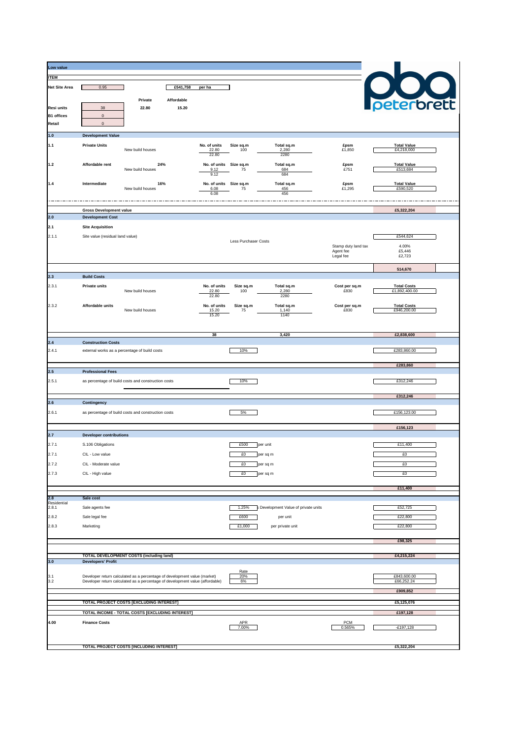**Low value**

**ITEM**

| | | | | |
|---|---|---|---|---|
| **Net Site Area** | 0.95 | | £541,758 | per ha |
| | | **Private** | **Affordable** | |
| **Resi units** | 38 | 22.80 | 15.20 | |
| **B1 offices** | 0 | | | |
| **Retail** | 0 | | | |

peterbrett

| Ref | Item | | | | | | | | |
|---|---|---|---|---|---|---|---|---|---|
| **1.0** | **Development Value** | | | | | | | | |
| **1.1** | **Private Units** | New build houses | | No. of units 22.80 | Size sq.m 100 | Total sq.m 2,280 | £psm £1,850 | **Total Value** £4,218,000 |
| | | | | 22.80 | | 2280 | | |
| **1.2** | **Affordable rent** | New build houses | 24% | No. of units 9.12 | Size sq.m 75 | Total sq.m 684 | £psm £751 | **Total Value** £513,684 |
| | | | | 9.12 | | 684 | | |
| **1.4** | **Intermediate** | New build houses | 16% | No. of units 6.08 | Size sq.m 75 | Total sq.m 456 | £psm £1,295 | **Total Value** £590,520 |
| | | | | 6.08 | | 456 | | |
| | **Gross Development value** | | | | | | | **£5,322,204** |
| **2.0** | **Development Cost** | | | | | | | |
| **2.1** | **Site Acquisition** | | | | | | | |
| 2.1.1 | Site value (residual land value) | | | | | | | £544,624 |
| | | | | | Less Purchaser Costs | | | |
| | | | | | | | Stamp duty land tax | 4.00% |
| | | | | | | | Agent fee | £5,446 |
| | | | | | | | Legal fee | £2,723 |
| | | | | | | | | **514,670** |
| **2.3** | **Build Costs** | | | | | | | |
| 2.3.1 | **Private units** | New build houses | | No. of units 22.80 | Size sq.m 100 | Total sq.m 2,280 | Cost per sq.m £830 | **Total Costs** £1,892,400.00 |
| | | | | 22.80 | | 2280 | | |
| 2.3.2 | **Affordable units** | New build houses | | No. of units 15.20 | Size sq.m 75 | Total sq.m 1,140 | Cost per sq.m £830 | **Total Costs** £946,200.00 |
| | | | | 15.20 | | 1140 | | |
| | | | | **38** | | **3,420** | | **£2,838,600** |
| **2.4** | **Construction Costs** | | | | | | | |
| 2.4.1 | external works as a percentage of build costs | | | | 10% | | | £283,860.00 |
| | | | | | | | | **£283,860** |
| **2.5** | **Professional Fees** | | | | | | | |
| 2.5.1 | as percentage of build costs and construction costs | | | | 10% | | | £312,246 |
| | | | | | | | | **£312,246** |
| **2.6** | **Contingency** | | | | | | | |
| 2.6.1 | as percentage of build costs and construction costs | | | | 5% | | | £156,123.00 |
| | | | | | | | | **£156,123** |
| **2.7** | **Developer contributions** | | | | | | | |
| 2.7.1 | S.106 Obligations | | | | £500 | per unit | | £11,400 |
| 2.7.1 | CIL - Low value | | | | £0 | per sq m | | £0 |
| 2.7.2 | CIL - Moderate value | | | | £0 | per sq m | | £0 |
| 2.7.3 | CIL - High value | | | | £0 | per sq m | | £0 |
| | | | | | | | | **£11,400** |
| **2.8** | **Sale cost** | | | | | | | |
| Residential 2.8.1 | Sale agents fee | | | | 1.25% | Development Value of private units | | £52,725 |
| 2.8.2 | Sale legal fee | | | | £600 | per unit | | £22,800 |
| 2.8.3 | Marketing | | | | £1,000 | per private unit | | £22,800 |
| | | | | | | | | **£98,325** |
| | **TOTAL DEVELOPMENT COSTS (including land)** | | | | | | | **£4,215,224** |
| **3.0** | **Developers' Profit** | | | | | | | |
| | | | | | Rate | | | |
| 3.1 | Developer return calculated as a percentage of development value (market) | | | | 20% | | | £843,600.00 |
| 3.2 | Developer return calculated as a percentage of development value (affordable) | | | | 6% | | | £66,252.24 |
| | | | | | | | | **£909,852** |
| | **TOTAL PROJECT COSTS [EXCLUDING INTEREST]** | | | | | | | **£5,125,076** |
| | **TOTAL INCOME - TOTAL COSTS [EXCLUDING INTEREST]** | | | | | | | **£197,128** |
| **4.00** | **Finance Costs** | | | | APR 7.00% | | PCM 0.565% | -£197,128 |
| | **TOTAL PROJECT COSTS [INCLUDING INTEREST]** | | | | | | | **£5,322,204** |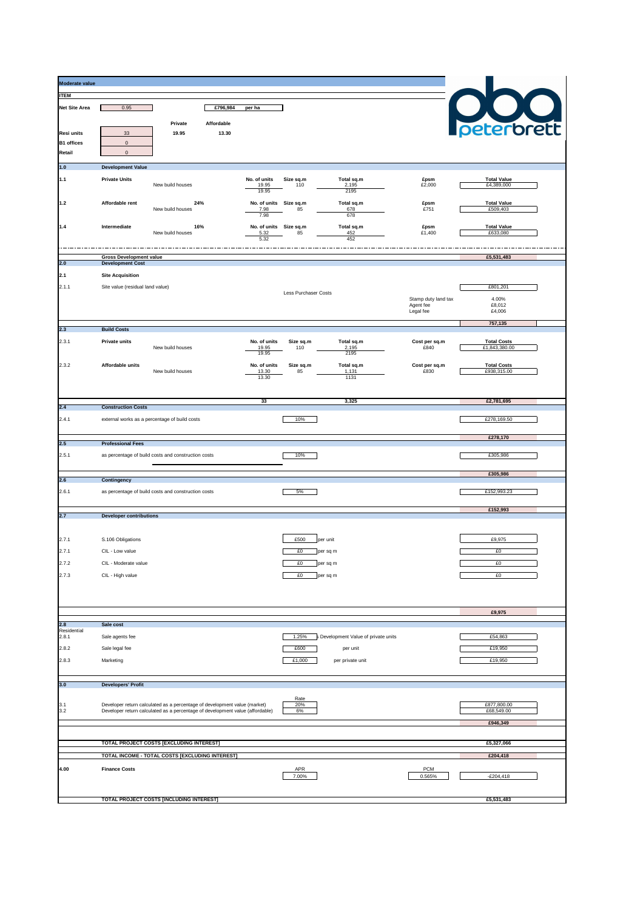**Moderate value**

| ITEM | | | | |
|---|---|---|---|---|
| **Net Site Area** | 0.95 | | £796,984 | per ha |
| | | **Private** | **Affordable** | |
| **Resi units** | 33 | 19.95 | 13.30 | |
| **B1 offices** | 0 | | | |
| **Retail** | 0 | | | |

peterbrett

| | | | | | | | |
|---|---|---|---|---|---|---|---|
| **1.0** | **Development Value** | | | | | | |
| **1.1** | **Private Units** New build houses | | No. of units 19.95 19.95 | Size sq.m 110 | Total sq.m 2,195 2195 | £psm £2,000 | Total Value £4,389,000 |
| **1.2** | **Affordable rent** New build houses | 24% | No. of units 7.98 7.98 | Size sq.m 85 | Total sq.m 678 678 | £psm £751 | Total Value £509,403 |
| **1.4** | **Intermediate** New build houses | 16% | No. of units 5.32 5.32 | Size sq.m 85 | Total sq.m 452 452 | £psm £1,400 | Total Value £633,080 |
| | **Gross Development value** | | | | | | **£5,531,483** |
| **2.0** | **Development Cost** | | | | | | |
| **2.1** | **Site Acquisition** | | | | | | |
| 2.1.1 | Site value (residual land value) | | | | | | £801,201 |
| | | | | Less Purchaser Costs | | | |
| | | | | | | Stamp duty land tax | 4.00% |
| | | | | | | Agent fee | £8,012 |
| | | | | | | Legal fee | £4,006 |
| | | | | | | | **757,135** |
| **2.3** | **Build Costs** | | | | | | |
| 2.3.1 | **Private units** New build houses | | No. of units 19.95 19.95 | Size sq.m 110 | Total sq.m 2,195 2195 | Cost per sq.m £840 | Total Costs £1,843,380.00 |
| 2.3.2 | **Affordable units** New build houses | | No. of units 13.30 13.30 | Size sq.m 85 | Total sq.m 1,131 1131 | Cost per sq.m £830 | Total Costs £938,315.00 |
| | | | 33 | | 3,325 | | **£2,781,695** |
| **2.4** | **Construction Costs** | | | | | | |
| 2.4.1 | external works as a percentage of build costs | | | 10% | | | £278,169.50 |
| | | | | | | | **£278,170** |
| **2.5** | **Professional Fees** | | | | | | |
| 2.5.1 | as percentage of build costs and construction costs | | | 10% | | | £305,986 |
| | | | | | | | **£305,986** |
| **2.6** | **Contingency** | | | | | | |
| 2.6.1 | as percentage of build costs and construction costs | | | 5% | | | £152,993.23 |
| | | | | | | | **£152,993** |
| **2.7** | **Developer contributions** | | | | | | |
| 2.7.1 | S.106 Obligations | | | £500 | per unit | | £9,975 |
| 2.7.1 | CIL - Low value | | | £0 | per sq m | | £0 |
| 2.7.2 | CIL - Moderate value | | | £0 | per sq m | | £0 |
| 2.7.3 | CIL - High value | | | £0 | per sq m | | £0 |
| | | | | | | | **£9,975** |
| **2.8** | **Sale cost** | | | | | | |
| Residential 2.8.1 | Sale agents fee | | | 1.25% | Development Value of private units | | £54,863 |
| 2.8.2 | Sale legal fee | | | £600 | per unit | | £19,950 |
| 2.8.3 | Marketing | | | £1,000 | per private unit | | £19,950 |
| **3.0** | **Developers' Profit** | | | Rate | | | |
| 3.1 | Developer return calculated as a percentage of development value (market) | | | 20% | | | £877,800.00 |
| 3.2 | Developer return calculated as a percentage of development value (affordable) | | | 6% | | | £68,549.00 |
| | | | | | | | **£946,349** |
| | **TOTAL PROJECT COSTS [EXCLUDING INTEREST]** | | | | | | **£5,327,066** |
| | **TOTAL INCOME - TOTAL COSTS [EXCLUDING INTEREST]** | | | | | | **£204,418** |
| **4.00** | **Finance Costs** | | | APR 7.00% | | PCM 0.565% | -£204,418 |
| | **TOTAL PROJECT COSTS [INCLUDING INTEREST]** | | | | | | **£5,531,483** |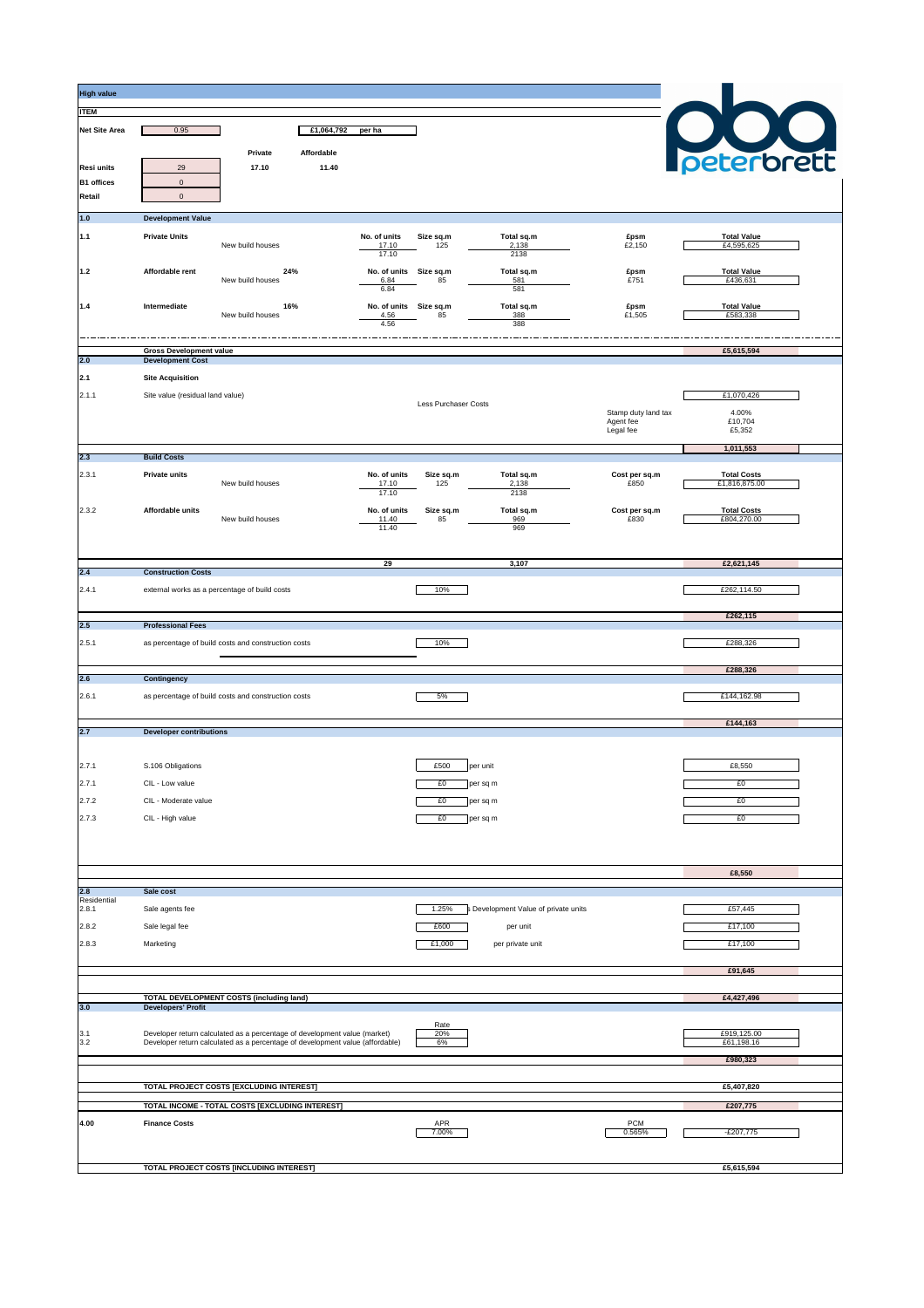**High value**

**ITEM**

peterbrett

| | | | | | |
|---|---|---|---|---|---|
| **Net Site Area** | 0.95 | | £1,064,792 | per ha | |
| | | **Private** | **Affordable** | | |
| **Resi units** | 29 | 17.10 | 11.40 | | |
| **B1 offices** | 0 | | | | |
| **Retail** | 0 | | | | |

| Ref | Item | Description | No. of units | Size sq.m | Total sq.m | £psm | Total Value |
|---|---|---|---|---|---|---|---|
| **1.0** | **Development Value** | | | | | | |
| **1.1** | **Private Units** | New build houses | 17.10 | 125 | 2,138 | £2,150 | £4,595,625 |
| | | | 17.10 | | 2138 | | |
| **1.2** | **Affordable rent** | 24% New build houses | 6.84 | 85 | 581 | £751 | £436,631 |
| | | | 6.84 | | 581 | | |
| **1.4** | **Intermediate** | 16% New build houses | 4.56 | 85 | 388 | £1,505 | £583,338 |
| | | | 4.56 | | 388 | | |
| | **Gross Development value** | | | | | | £5,615,594 |

| Ref | Item | | | | | | Value |
|---|---|---|---|---|---|---|---|
| **2.0** | **Development Cost** | | | | | | |
| **2.1** | **Site Acquisition** | | | | | | |
| 2.1.1 | Site value (residual land value) | | | | | | £1,070,426 |
| | | | | Less Purchaser Costs | | Stamp duty land tax | 4.00% |
| | | | | | | Agent fee | £10,704 |
| | | | | | | Legal fee | £5,352 |
| | | | | | | | **1,011,553** |

| Ref | Item | Description | No. of units | Size sq.m | Total sq.m | Cost per sq.m | Total Costs |
|---|---|---|---|---|---|---|---|
| **2.3** | **Build Costs** | | | | | | |
| 2.3.1 | **Private units** | New build houses | 17.10 | 125 | 2,138 | £850 | £1,816,875.00 |
| | | | 17.10 | | 2138 | | |
| 2.3.2 | **Affordable units** | New build houses | 11.40 | 85 | 969 | £830 | £804,270.00 |
| | | | 11.40 | | 969 | | |
| | | | **29** | | **3,107** | | **£2,621,145** |

| Ref | Item | Rate | | Value |
|---|---|---|---|---|
| **2.4** | **Construction Costs** | | | |
| 2.4.1 | external works as a percentage of build costs | 10% | | £262,114.50 |
| | | | | **£262,115** |
| **2.5** | **Professional Fees** | | | |
| 2.5.1 | as percentage of build costs and construction costs | 10% | | £288,326 |
| | | | | **£288,326** |
| **2.6** | **Contingency** | | | |
| 2.6.1 | as percentage of build costs and construction costs | 5% | | £144,162.98 |
| | | | | **£144,163** |
| **2.7** | **Developer contributions** | | | |
| 2.7.1 | S.106 Obligations | £500 | per unit | £8,550 |
| 2.7.1 | CIL - Low value | £0 | per sq m | £0 |
| 2.7.2 | CIL - Moderate value | £0 | per sq m | £0 |
| 2.7.3 | CIL - High value | £0 | per sq m | £0 |
| | | | | **£8,550** |
| **2.8** | **Sale cost** | | | |
| Residential 2.8.1 | Sale agents fee | 1.25% | Development Value of private units | £57,445 |
| 2.8.2 | Sale legal fee | £600 | per unit | £17,100 |
| 2.8.3 | Marketing | £1,000 | per private unit | £17,100 |
| | | | | **£91,645** |
| | **TOTAL DEVELOPMENT COSTS (including land)** | | | **£4,427,496** |
| **3.0** | **Developers' Profit** | Rate | | |
| 3.1 | Developer return calculated as a percentage of development value (market) | 20% | | £919,125.00 |
| 3.2 | Developer return calculated as a percentage of development value (affordable) | 6% | | £61,198.16 |
| | | | | **£980,323** |
| | **TOTAL PROJECT COSTS [EXCLUDING INTEREST]** | | | **£5,407,820** |
| | **TOTAL INCOME - TOTAL COSTS [EXCLUDING INTEREST]** | | | **£207,775** |
| **4.00** | **Finance Costs** | APR 7.00% | PCM 0.565% | -£207,775 |
| | **TOTAL PROJECT COSTS [INCLUDING INTEREST]** | | | **£5,615,594** |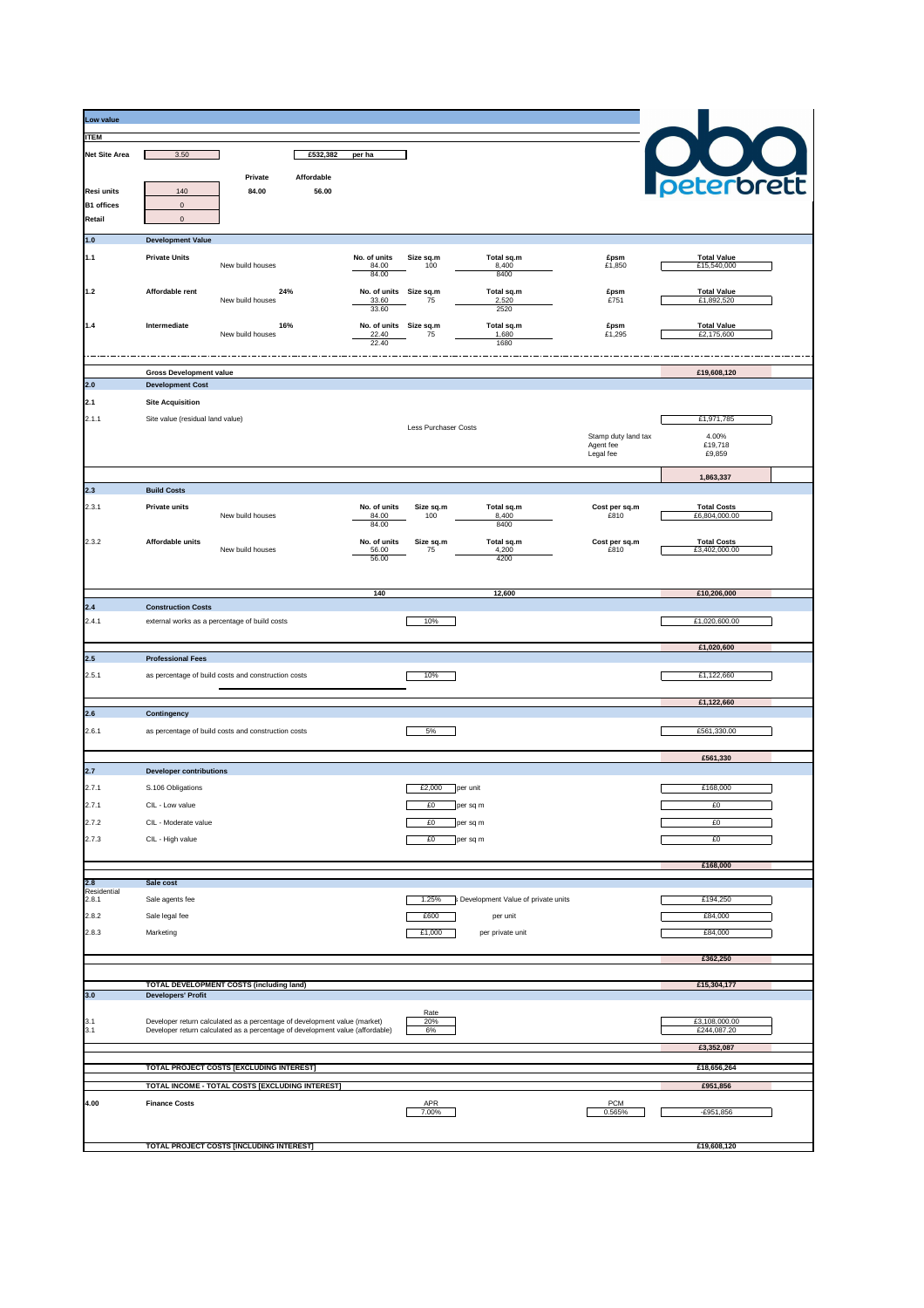**Low value**

| ITEM | | | | |
|---|---|---|---|---|
| **Net Site Area** | 3.50 | | £532,382 | per ha |
| | | **Private** | **Affordable** | |
| **Resi units** | 140 | 84.00 | 56.00 | |
| **B1 offices** | 0 | | | |
| **Retail** | 0 | | | |

peterbrett

| | | | | | | | |
|---|---|---|---|---|---|---|---|
| **1.0** | **Development Value** | | | | | | |
| **1.1** | **Private Units** | New build houses | No. of units 84.00 84.00 | Size sq.m 100 | Total sq.m 8,400 8400 | £psm £1,850 | Total Value £15,540,000 |
| **1.2** | **Affordable rent** 24% | New build houses | No. of units 33.60 33.60 | Size sq.m 75 | Total sq.m 2,520 2520 | £psm £751 | Total Value £1,892,520 |
| **1.4** | **Intermediate** 16% | New build houses | No. of units 22.40 22.40 | Size sq.m 75 | Total sq.m 1,680 1680 | £psm £1,295 | Total Value £2,175,600 |
| | **Gross Development value** | | | | | | **£19,608,120** |
| **2.0** | **Development Cost** | | | | | | |
| **2.1** | **Site Acquisition** | | | | | | |
| 2.1.1 | Site value (residual land value) | | | | | | £1,971,785 |
| | | | | Less Purchaser Costs | | Stamp duty land tax | 4.00% |
| | | | | | | Agent fee | £19,718 |
| | | | | | | Legal fee | £9,859 |
| | | | | | | | **1,863,337** |
| **2.3** | **Build Costs** | | | | | | |
| 2.3.1 | **Private units** | New build houses | No. of units 84.00 84.00 | Size sq.m 100 | Total sq.m 8,400 8400 | Cost per sq.m £810 | Total Costs £6,804,000.00 |
| 2.3.2 | **Affordable units** | New build houses | No. of units 56.00 56.00 | Size sq.m 75 | Total sq.m 4,200 4200 | Cost per sq.m £810 | Total Costs £3,402,000.00 |
| | | | **140** | | **12,600** | | **£10,206,000** |
| **2.4** | **Construction Costs** | | | | | | |
| 2.4.1 | external works as a percentage of build costs | | | 10% | | | £1,020,600.00 |
| | | | | | | | **£1,020,600** |
| **2.5** | **Professional Fees** | | | | | | |
| 2.5.1 | as percentage of build costs and construction costs | | | 10% | | | £1,122,660 |
| | | | | | | | **£1,122,660** |
| **2.6** | **Contingency** | | | | | | |
| 2.6.1 | as percentage of build costs and construction costs | | | 5% | | | £561,330.00 |
| | | | | | | | **£561,330** |
| **2.7** | **Developer contributions** | | | | | | |
| 2.7.1 | S.106 Obligations | | | £2,000 | per unit | | £168,000 |
| 2.7.1 | CIL - Low value | | | £0 | per sq m | | £0 |
| 2.7.2 | CIL - Moderate value | | | £0 | per sq m | | £0 |
| 2.7.3 | CIL - High value | | | £0 | per sq m | | £0 |
| | | | | | | | **£168,000** |
| **2.8** | **Sale cost** | | | | | | |
| Residential 2.8.1 | Sale agents fee | | | 1.25% | Development Value of private units | | £194,250 |
| 2.8.2 | Sale legal fee | | | £600 | per unit | | £84,000 |
| 2.8.3 | Marketing | | | £1,000 | per private unit | | £84,000 |
| | | | | | | | **£362,250** |
| | **TOTAL DEVELOPMENT COSTS (including land)** | | | | | | **£15,304,177** |
| **3.0** | **Developers' Profit** | | | | | | |
| | | | | Rate | | | |
| 3.1 | Developer return calculated as a percentage of development value (market) | | | 20% | | | £3,108,000.00 |
| 3.1 | Developer return calculated as a percentage of development value (affordable) | | | 6% | | | £244,087.20 |
| | | | | | | | **£3,352,087** |
| | **TOTAL PROJECT COSTS [EXCLUDING INTEREST]** | | | | | | **£18,656,264** |
| | **TOTAL INCOME - TOTAL COSTS [EXCLUDING INTEREST]** | | | | | | **£951,856** |
| **4.00** | **Finance Costs** | | | APR 7.00% | | PCM 0.565% | -£951,856 |
| | **TOTAL PROJECT COSTS [INCLUDING INTEREST]** | | | | | | **£19,608,120** |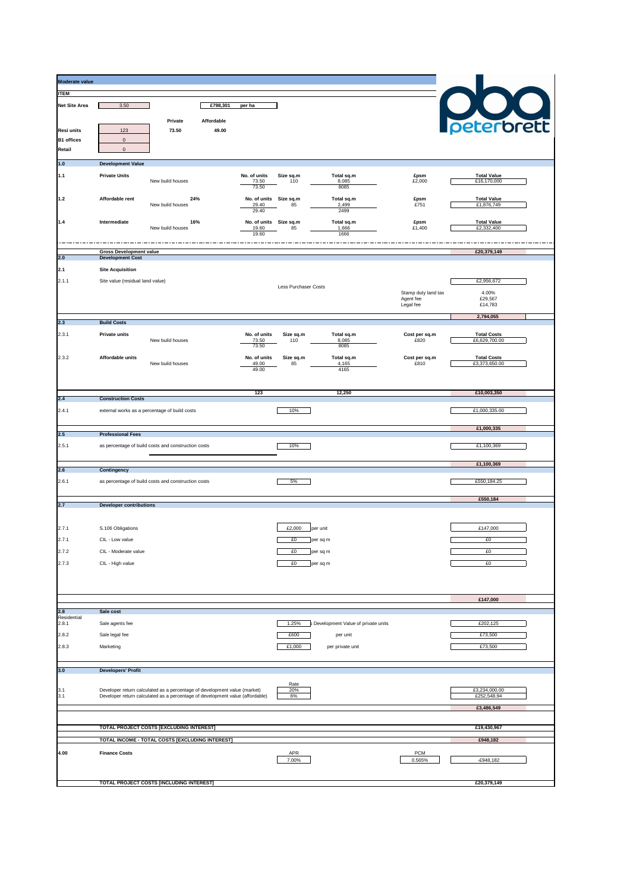**Moderate value**

| ITEM | | | | |
|---|---|---|---|---|
| **Net Site Area** | 3.50 | | £798,301 | per ha |
| | | **Private** | **Affordable** | |
| **Resi units** | 123 | **73.50** | **49.00** | |
| **B1 offices** | 0 | | | |
| **Retail** | 0 | | | |

| | | | | | | | |
|---|---|---|---|---|---|---|---|
| **1.0** | **Development Value** | | | | | | |
| **1.1** | **Private Units** | New build houses | **No. of units** 73.50 / 73.50 | **Size sq.m** 110 | **Total sq.m** 8,085 / 8085 | **£psm** £2,000 | **Total Value** £16,170,000 |
| **1.2** | **Affordable rent** | **24%** New build houses | **No. of units** 29.40 / 29.40 | **Size sq.m** 85 | **Total sq.m** 2,499 / 2499 | **£psm** £751 | **Total Value** £1,876,749 |
| **1.4** | **Intermediate** | **16%** New build houses | **No. of units** 19.60 / 19.60 | **Size sq.m** 85 | **Total sq.m** 1,666 / 1666 | **£psm** £1,400 | **Total Value** £2,332,400 |
| | **Gross Development value** | | | | | | **£20,379,149** |
| **2.0** | **Development Cost** | | | | | | |
| **2.1** | **Site Acquisition** | | | | | | |
| 2.1.1 | Site value (residual land value) | | | | | | £2,956,672 |
| | | | | Less Purchaser Costs | | | |
| | | | | | | Stamp duty land tax | 4.00% |
| | | | | | | Agent fee | £29,567 |
| | | | | | | Legal fee | £14,783 |
| | | | | | | | **2,794,055** |
| **2.3** | **Build Costs** | | | | | | |
| 2.3.1 | **Private units** | New build houses | **No. of units** 73.50 / 73.50 | **Size sq.m** 110 | **Total sq.m** 8,085 / 8085 | **Cost per sq.m** £820 | **Total Costs** £6,629,700.00 |
| 2.3.2 | **Affordable units** | New build houses | **No. of units** 49.00 / 49.00 | **Size sq.m** 85 | **Total sq.m** 4,165 / 4165 | **Cost per sq.m** £810 | **Total Costs** £3,373,650.00 |
| | | | 123 | | 12,250 | | **£10,003,350** |
| **2.4** | **Construction Costs** | | | | | | |
| 2.4.1 | external works as a percentage of build costs | | | 10% | | | £1,000,335.00 |
| | | | | | | | **£1,000,335** |
| **2.5** | **Professional Fees** | | | | | | |
| 2.5.1 | as percentage of build costs and construction costs | | | 10% | | | £1,100,369 |
| | | | | | | | **£1,100,369** |
| **2.6** | **Contingency** | | | | | | |
| 2.6.1 | as percentage of build costs and construction costs | | | 5% | | | £550,184.25 |
| | | | | | | | **£550,184** |
| **2.7** | **Developer contributions** | | | | | | |
| 2.7.1 | S.106 Obligations | | | £2,000 | per unit | | £147,000 |
| 2.7.1 | CIL - Low value | | | £0 | per sq m | | £0 |
| 2.7.2 | CIL - Moderate value | | | £0 | per sq m | | £0 |
| 2.7.3 | CIL - High value | | | £0 | per sq m | | £0 |
| | | | | | | | **£147,000** |
| **2.8** | **Sale cost** | | | | | | |
| Residential 2.8.1 | Sale agents fee | | | 1.25% | Development Value of private units | | £202,125 |
| 2.8.2 | Sale legal fee | | | £600 | per unit | | £73,500 |
| 2.8.3 | Marketing | | | £1,000 | per private unit | | £73,500 |
| **3.0** | **Developers' Profit** | | | | | | |
| | | | | Rate | | | |
| 3.1 | Developer return calculated as a percentage of development value (market) | | | 20% | | | £3,234,000.00 |
| 3.1 | Developer return calculated as a percentage of development value (affordable) | | | 6% | | | £252,548.94 |
| | | | | | | | **£3,486,549** |
| | **TOTAL PROJECT COSTS [EXCLUDING INTEREST]** | | | | | | **£19,430,967** |
| | **TOTAL INCOME - TOTAL COSTS [EXCLUDING INTEREST]** | | | | | | **£948,182** |
| **4.00** | **Finance Costs** | | | APR 7.00% | | PCM 0.565% | -£948,182 |
| | **TOTAL PROJECT COSTS [INCLUDING INTEREST]** | | | | | | **£20,379,149** |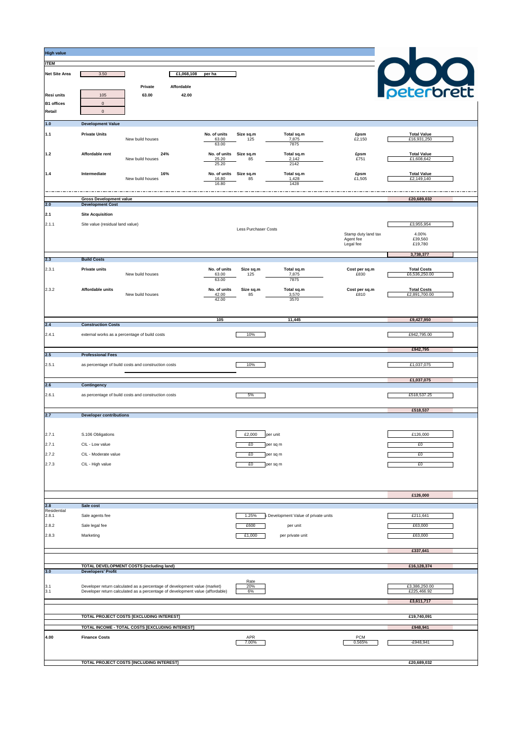**High value**

| ITEM | | | | | | | | |
|---|---|---|---|---|---|---|---|---|
| Net Site Area | 3.50 | | £1,068,108 | per ha | | | | |
| | | Private | Affordable | | | | | |
| Resi units | 105 | 63.00 | 42.00 | | | | | |
| B1 offices | 0 | | | | | | | |
| Retail | 0 | | | | | | | |

peterbrett

| Ref | Item | | No. of units | Size sq.m | Total sq.m | £psm | Total Value |
|---|---|---|---|---|---|---|---|
| **1.0** | **Development Value** | | | | | | |
| 1.1 | **Private Units** | New build houses | 63.00 | 125 | 7,875 | £2,150 | £16,931,250 |
| | | | 63.00 | | 7875 | | |
| 1.2 | **Affordable rent** 24% | New build houses | 25.20 | 85 | 2,142 | £751 | £1,608,642 |
| | | | 25.20 | | 2142 | | |
| 1.4 | **Intermediate** 16% | New build houses | 16.80 | 85 | 1,428 | £1,505 | £2,149,140 |
| | | | 16.80 | | 1428 | | |
| | **Gross Development value** | | | | | | **£20,689,032** |

| Ref | Item | | | | | | Value |
|---|---|---|---|---|---|---|---|
| **2.0** | **Development Cost** | | | | | | |
| 2.1 | **Site Acquisition** | | | | | | |
| 2.1.1 | Site value (residual land value) | | | | | | £3,955,954 |
| | | | Less Purchaser Costs | | | | |
| | | | | | | Stamp duty land tax | 4.00% |
| | | | | | | Agent fee | £39,560 |
| | | | | | | Legal fee | £19,780 |
| | | | | | | | **3,738,377** |

| Ref | Item | | No. of units | Size sq.m | Total sq.m | Cost per sq.m | Total Costs |
|---|---|---|---|---|---|---|---|
| **2.3** | **Build Costs** | | | | | | |
| 2.3.1 | **Private units** | New build houses | 63.00 | 125 | 7,875 | £830 | £6,536,250.00 |
| | | | 63.00 | | 7875 | | |
| 2.3.2 | **Affordable units** | New build houses | 42.00 | 85 | 3,570 | £810 | £2,891,700.00 |
| | | | 42.00 | | 3570 | | |
| | | | **105** | | **11,445** | | **£9,427,950** |

| Ref | Item | Rate | | Value |
|---|---|---|---|---|
| **2.4** | **Construction Costs** | | | |
| 2.4.1 | external works as a percentage of build costs | 10% | | £942,795.00 |
| | | | | **£942,795** |
| **2.5** | **Professional Fees** | | | |
| 2.5.1 | as percentage of build costs and construction costs | 10% | | £1,037,075 |
| | | | | **£1,037,075** |
| **2.6** | **Contingency** | | | |
| 2.6.1 | as percentage of build costs and construction costs | 5% | | £518,537.25 |
| | | | | **£518,537** |
| **2.7** | **Developer contributions** | | | |
| 2.7.1 | S.106 Obligations | £2,000 | per unit | £126,000 |
| 2.7.1 | CIL - Low value | £0 | per sq m | £0 |
| 2.7.2 | CIL - Moderate value | £0 | per sq m | £0 |
| 2.7.3 | CIL - High value | £0 | per sq m | £0 |
| | | | | **£126,000** |
| **2.8** | **Sale cost** | | | |
| Residential 2.8.1 | Sale agents fee | 1.25% | Development Value of private units | £211,641 |
| 2.8.2 | Sale legal fee | £600 | per unit | £63,000 |
| 2.8.3 | Marketing | £1,000 | per private unit | £63,000 |
| | | | | **£337,641** |
| | **TOTAL DEVELOPMENT COSTS (including land)** | | | **£16,128,374** |
| **3.0** | **Developers' Profit** | Rate | | |
| 3.1 | Developer return calculated as a percentage of development value (market) | 20% | | £3,386,250.00 |
| 3.1 | Developer return calculated as a percentage of development value (affordable) | 6% | | £225,466.92 |
| | | | | **£3,611,717** |
| | **TOTAL PROJECT COSTS [EXCLUDING INTEREST]** | | | **£19,740,091** |
| | **TOTAL INCOME - TOTAL COSTS [EXCLUDING INTEREST]** | | | **£948,941** |
| **4.00** | **Finance Costs** | APR 7.00% | PCM 0.565% | -£948,941 |
| | **TOTAL PROJECT COSTS [INCLUDING INTEREST]** | | | **£20,689,032** |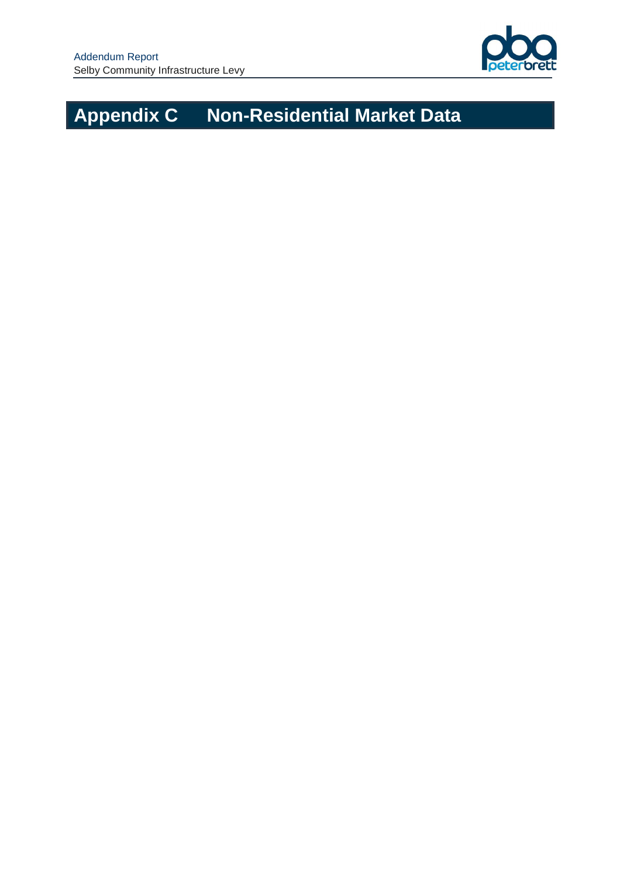# Appendix C Non-Residential Market Data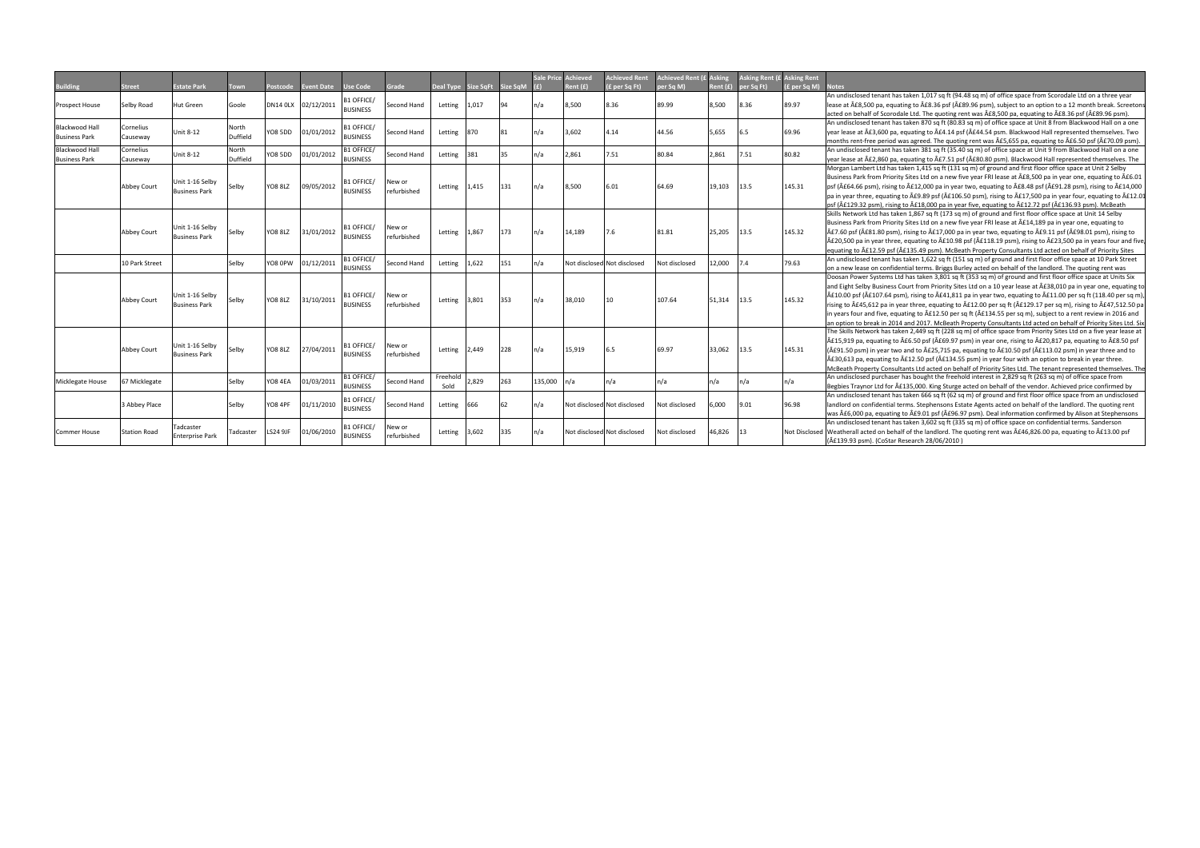| Building | Street | Estate Park | Town | Postcode | Event Date | Use Code | Grade | Deal Type | Size SqFt | Size SqM | Sale Price (£) | Achieved Rent (£) | Achieved Rent (£ per Sq Ft) | Achieved Rent (£ per Sq M) | Asking Rent (£) | Asking Rent (£ per Sq Ft) | Asking Rent (£ per Sq M) | Notes |
|---|---|---|---|---|---|---|---|---|---|---|---|---|---|---|---|---|---|---|
| Prospect House | Selby Road | Hut Green | Goole | DN14 0LX | 02/12/2011 | B1 OFFICE/ BUSINESS | Second Hand | Letting | 1,017 | 94 | n/a | 8,500 | 8.36 | 89.99 | 8,500 | 8.36 | 89.97 | An undisclosed tenant has taken 1,017 sq ft (94.48 sq m) of office space from Scorodale Ltd on a three year lease at Â£8,500 pa, equating to Â£8.36 psf (Â£89.96 psm), subject to an option to a 12 month break. Screetons acted on behalf of Scorodale Ltd. The quoting rent was Â£8,500 pa, equating to Â£8.36 psf (Â£89.96 psm). |
| Blackwood Hall Business Park | Cornelius Causeway | Unit 8-12 | North Duffield | YO8 5DD | 01/01/2012 | B1 OFFICE/ BUSINESS | Second Hand | Letting | 870 | 81 | n/a | 3,602 | 4.14 | 44.56 | 5,655 | 6.5 | 69.96 | An undisclosed tenant has taken 870 sq ft (80.83 sq m) of office space at Unit 8 from Blackwood Hall on a one year lease at Â£3,600 pa, equating to Â£4.14 psf (Â£44.54 psm. Blackwood Hall represented themselves. Two months rent-free period was agreed. The quoting rent was Â£5,655 pa, equating to Â£6.50 psf (Â£70.09 psm). |
| Blackwood Hall Business Park | Cornelius Causeway | Unit 8-12 | North Duffield | YO8 5DD | 01/01/2012 | B1 OFFICE/ BUSINESS | Second Hand | Letting | 381 | 35 | n/a | 2,861 | 7.51 | 80.84 | 2,861 | 7.51 | 80.82 | An undisclosed tenant has taken 381 sq ft (35.40 sq m) of office space at Unit 9 from Blackwood Hall on a one year lease at Â£2,860 pa, equating to Â£7.51 psf (Â£80.80 psm). Blackwood Hall represented themselves. The |
| | Abbey Court | Unit 1-16 Selby Business Park | Selby | YO8 8LZ | 09/05/2012 | B1 OFFICE/ BUSINESS | New or refurbished | Letting | 1,415 | 131 | n/a | 8,500 | 6.01 | 64.69 | 19,103 | 13.5 | 145.31 | Morgan Lambert Ltd has taken 1,415 sq ft (131 sq m) of ground and first floor office space at Unit 2 Selby Business Park from Priority Sites Ltd on a new five year FRI lease at Â£8,500 pa in year one, equating to Â£6.01 psf (Â£64.66 psm), rising to Â£12,000 pa in year two, equating to Â£8.48 psf (Â£91.28 psm), rising to Â£14,000 pa in year three, equating to Â£9.89 psf (Â£106.50 psm), rising to Â£17,500 pa in year four, equating to Â£12.01 psf (Â£129.32 psm), rising to Â£18,000 pa in year five, equating to Â£12.72 psf (Â£136.93 psm). McBeath |
| | Abbey Court | Unit 1-16 Selby Business Park | Selby | YO8 8LZ | 31/01/2012 | B1 OFFICE/ BUSINESS | New or refurbished | Letting | 1,867 | 173 | n/a | 14,189 | 7.6 | 81.81 | 25,205 | 13.5 | 145.32 | Skills Network Ltd has taken 1,867 sq ft (173 sq m) of ground and first floor office space at Unit 14 Selby Business Park from Priority Sites Ltd on a new five year FRI lease at Â£14,189 pa in year one, equating to Â£7.60 psf (Â£81.80 psm), rising to Â£17,000 pa in year two, equating to Â£9.11 psf (Â£98.01 psm), rising to Â£20,500 pa in year three, equating to Â£10.98 psf (Â£118.19 psm), rising to Â£23,500 pa in years four and five, equating to Â£12.59 psf (Â£135.49 psm). McBeath Property Consultants Ltd acted on behalf of Priority Sites |
| | 10 Park Street | | Selby | YO8 0PW | 01/12/2011 | B1 OFFICE/ BUSINESS | Second Hand | Letting | 1,622 | 151 | n/a | Not disclosed | Not disclosed | Not disclosed | 12,000 | 7.4 | 79.63 | An undisclosed tenant has taken 1,622 sq ft (151 sq m) of ground and first floor office space at 10 Park Street on a new lease on confidential terms. Briggs Burley acted on behalf of the landlord. The quoting rent was |
| | Abbey Court | Unit 1-16 Selby Business Park | Selby | YO8 8LZ | 31/10/2011 | B1 OFFICE/ BUSINESS | New or refurbished | Letting | 3,801 | 353 | n/a | 38,010 | 10 | 107.64 | 51,314 | 13.5 | 145.32 | Doosan Power Systems Ltd has taken 3,801 sq ft (353 sq m) of ground and first floor office space at Units Six and Eight Selby Business Court from Priority Sites Ltd on a 10 year lease at Â£38,010 pa in year one, equating to Â£10.00 psf (Â£107.64 psm), rising to Â£41,811 pa in year two, equating to Â£11.00 per sq ft (118.40 per sq m), rising to Â£45,612 pa in year three, equating to Â£12.00 per sq ft (Â£129.17 per sq m), rising to Â£47,512.50 pa in years four and five, equating to Â£12.50 per sq ft (Â£134.55 per sq m), subject to a rent review in 2016 and an option to break in 2014 and 2017. McBeath Property Consultants Ltd acted on behalf of Priority Sites Ltd. Six |
| | Abbey Court | Unit 1-16 Selby Business Park | Selby | YO8 8LZ | 27/04/2011 | B1 OFFICE/ BUSINESS | New or refurbished | Letting | 2,449 | 228 | n/a | 15,919 | 6.5 | 69.97 | 33,062 | 13.5 | 145.31 | The Skills Network has taken 2,449 sq ft (228 sq m) of office space from Priority Sites Ltd on a five year lease at Â£15,919 pa, equating to Â£6.50 psf (Â£69.97 psm) in year one, rising to Â£20,817 pa, equating to Â£8.50 psf (Â£91.50 psm) in year two and to Â£25,715 pa, equating to Â£10.50 psf (Â£113.02 psm) in year three and to Â£30,613 pa, equating to Â£12.50 psf (Â£134.55 psm) in year four with an option to break in year three. McBeath Property Consultants Ltd acted on behalf of Priority Sites Ltd. The tenant represented themselves. The |
| Micklegate House | 67 Micklegate | | Selby | YO8 4EA | 01/03/2011 | B1 OFFICE/ BUSINESS | Second Hand | Freehold Sold | 2,829 | 263 | 135,000 | n/a | n/a | n/a | n/a | n/a | n/a | An undisclosed purchaser has bought the freehold interest in 2,829 sq ft (263 sq m) of office space from Begbies Traynor Ltd for Â£135,000. King Sturge acted on behalf of the vendor. Achieved price confirmed by |
| | 3 Abbey Place | | Selby | YO8 4PF | 01/11/2010 | B1 OFFICE/ BUSINESS | Second Hand | Letting | 666 | 62 | n/a | Not disclosed | Not disclosed | Not disclosed | 6,000 | 9.01 | 96.98 | An undisclosed tenant has taken 666 sq ft (62 sq m) of ground and first floor office space from an undisclosed landlord on confidential terms. Stephensons Estate Agents acted on behalf of the landlord. The quoting rent was Â£6,000 pa, equating to Â£9.01 psf (Â£96.97 psm). Deal information confirmed by Alison at Stephensons |
| Commer House | Station Road | Tadcaster Enterprise Park | Tadcaster | LS24 9JF | 01/06/2010 | B1 OFFICE/ BUSINESS | New or refurbished | Letting | 3,602 | 335 | n/a | Not disclosed | Not disclosed | Not disclosed | 46,826 | 13 | Not Disclosed | An undisclosed tenant has taken 3,602 sq ft (335 sq m) of office space on confidential terms. Sanderson Weatherall acted on behalf of the landlord. The quoting rent was Â£46,826.00 pa, equating to Â£13.00 psf (Â£139.93 psm). (CoStar Research 28/06/2010 ) |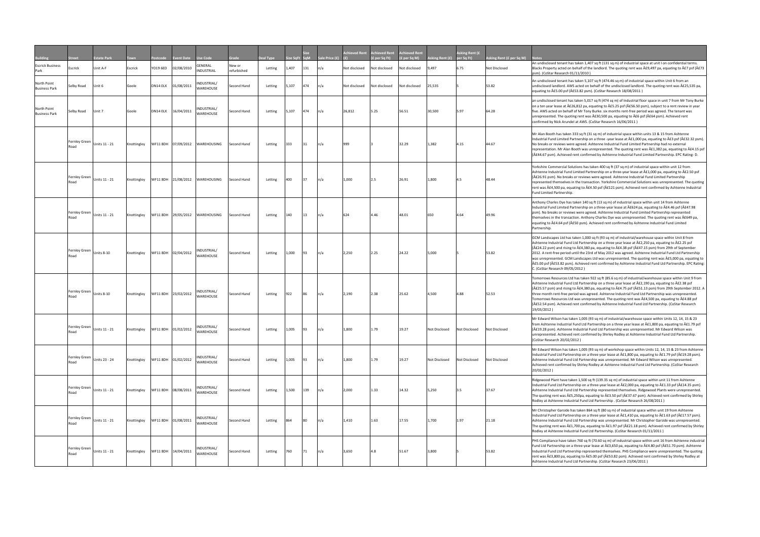| Building | Street | Estate Park | Town | Postcode | Event Date | Use Code | Grade | Deal Type | Size SqFt | Size SqM | Sale Price (£) | Achieved Rent (£) | Achieved Rent (£ per Sq Ft) | Achieved Rent (£ per Sq M) | Asking Rent (£) | Asking Rent (£ per Sq Ft) | Asking Rent (£ per Sq M) | Notes |
|---|---|---|---|---|---|---|---|---|---|---|---|---|---|---|---|---|---|---|
| Escrick Business Park | Escrick | Unit A-F | Escrick | YO19 6ED | 02/08/2010 | GENERAL INDUSTRIAL | New or refurbished | Letting | 1,407 | 131 | n/a | Not disclosed | Not disclosed | Not disclosed | 9,497 | 6.75 | Not Disclosed | An undisclosed tenant has taken 1,407 sq ft (131 sq m) of industrial space at unit I on confidential terms. Blacks Property acted on behalf of the landlord. The quoting rent was Â£9,497 pa, equating to Â£7 psf (Â£73 psm). (CoStar Research 01/11/2010 ) |
| North Point Business Park | Selby Road | Unit 6 | Goole | DN14 0LX | 01/08/2011 | INDUSTRIAL/ WAREHOUSE | Second Hand | Letting | 5,107 | 474 | n/a | Not disclosed | Not disclosed | Not disclosed | 25,535 | 5 | 53.82 | An undisclosed tenant has taken 5,107 sq ft (474.46 sq m) of industrial space within Unit 6 from an undisclosed landlord. AWS acted on behalf of the undisclosed landlord. The quoting rent was Â£25,535 pa, equating to Â£5.00 psf (Â£53.82 psm). (CoStar Research 18/08/2011 ) |
| North Point Business Park | Selby Road | Unit 7 | Goole | DN14 0LX | 16/04/2011 | INDUSTRIAL/ WAREHOUSE | Second Hand | Letting | 5,107 | 474 | n/a | 26,812 | 5.25 | 56.51 | 30,500 | 5.97 | 64.28 | an undisclosed tenant has taken 5,017 sq ft (474 sq m) of Industrial floor space in unit 7 from Mr Tony Burke on a ten year lease at Â£26,812 pa, equating to Â£5.25 psf (Â£56.50 psm), subject to a rent review in year five. AWS acted on behalf of Mr Tony Burke. six months rent-free period was agreed. The tenant was unrepresented. The quoting rent was Â£30,500 pa, equating to Â£6 psf (Â£64 psm). Achieved rent confirmed by Nick Arundel at AWS. (CoStar Research 16/06/2011 ) |
| | Fernley Green Road | Units 11 - 21 | Knottingley | WF11 8DH | 07/09/2012 | WAREHOUSING | Second Hand | Letting | 333 | 31 | n/a | 999 | 3 | 32.29 | 1,382 | 4.15 | 44.67 | Mr Alan Booth has taken 333 sq ft (31 sq m) of industrial space within units 13 & 15 from Ashtenne Industrial Fund Limited Partnership on a three -year lease at Â£1,000 pa, equating to Â£3 psf (Â£32.32 psm). No breaks or reviews were agreed. Ashtenne Industrial Fund Limited Partnership had no external representation. Mr Alan Booth was unrepresented. The quoting rent was Â£1,382 pa, equating to Â£4.15 psf (Â£44.67 psm). Achieved rent confirmed by Ashtenne Industrial Fund Limited Partnership. EPC Rating- D. |
| | Fernley Green Road | Units 11 - 21 | Knottingley | WF11 8DH | 21/08/2012 | WAREHOUSING | Second Hand | Letting | 400 | 37 | n/a | 1,000 | 2.5 | 26.91 | 1,800 | 4.5 | 48.44 | Yorkshire Commercial Solutions has taken 400 sq ft (37 sq m) of industrial space within unit 12 from Ashtenne Industrial Fund Limited Partnership on a three-year lease at Â£1,000 pa, equating to Â£2.50 psf (Â£26.91 psm). No breaks or reviews were agreed. Ashtenne Industrial Fund Limited Partnership represented themselves in the transaction. Yorkshire Commercial Solutions was unrepresented. The quoting rent was Â£4,500 pa, equating to Â£4.50 psf (Â£121 psm). Achieved rent confirmed by Ashtenne Industrial Fund Limited Partnership. |
| | Fernley Green Road | Units 11 - 21 | Knottingley | WF11 8DH | 29/05/2012 | WAREHOUSING | Second Hand | Letting | 140 | 13 | n/a | 624 | 4.46 | 48.01 | 650 | 4.64 | 49.96 | Anthony Charles Dye has taken 140 sq ft (13 sq m) of industrial space within unit 14 from Ashtenne Industrial Fund Limited Partnership on a three-year lease at Â£624 pa, equating to Â£4.46 psf (Â£47.98 psm). No breaks or reviews were agreed. Ashtenne Industrial Fund Limited Partnership represented themselves in the transaction. Anthony Charles Dye was unrepresented. The quoting rent was Â£649 pa, equating to Â£4.64 psf (Â£50 psm). Achieved rent confirmed by Ashtenne Industrial Fund Limited Partnership. |
| | Fernley Green Road | Units 8-10 | Knottingley | WF11 8DH | 02/04/2012 | INDUSTRIAL/ WAREHOUSE | Second Hand | Letting | 1,000 | 93 | n/a | 2,250 | 2.25 | 24.22 | 5,000 | 5 | 53.82 | GCM Landscapes Ltd has taken 1,000 sq ft (93 sq m) of industrial/warehouse space within Unit 8 from Ashtenne Industrial Fund Ltd Partnership on a three year lease at Â£2,250 pa, equating to Â£2.25 psf (Â£24.22 psm) and rising to Â£4,380 pa, equating to Â£4.38 psf (Â£47.15 psm) from 29th of September 2012. A rent-free period until the 23rd of May 2012 was agreed. Ashtenne Industrial Fund Ltd Partnership was unrepresented. GCM Landscapes Ltd was unrepresented. The quoting rent was Â£5,000 pa, equating to Â£5.00 psf (Â£53.82 psm). Achieved rent confirmed by Ashtenne Industrial Fund Ltd Partnership. EPC Rating: C. (CoStar Research 09/05/2012 ) |
| | Fernley Green Road | Units 8-10 | Knottingley | WF11 8DH | 23/02/2012 | INDUSTRIAL/ WAREHOUSE | Second Hand | Letting | 922 | 86 | n/a | 2,190 | 2.38 | 25.62 | 4,500 | 4.88 | 52.53 | Tomorrows Resources Ltd has taken 922 sq ft (85.6 sq m) of industrial/warehouse space within Unit 9 from Ashtenne Industrial Fund Ltd Partnership on a three year lease at Â£2,190 pa, equating to Â£2.38 psf (Â£25.57 psm) and rising to Â£4,380 pa, equating to Â£4.75 psf (Â£51.13 psm) from 29th September 2012. A three month rent-free period was agreed. Ashtenne Industrial Fund Ltd Partnership was unrepresented. Tomorrows Resources Ltd was unrepresented. The quoting rent was Â£4,500 pa, equating to Â£4.88 psf (Â£52.54 psm). Achieved rent confirmed by Ashtenne Industrial Fund Ltd Partnership. (CoStar Research 19/03/2012 ) |
| | Fernley Green Road | Units 11 - 21 | Knottingley | WF11 8DH | 01/02/2012 | INDUSTRIAL/ WAREHOUSE | Second Hand | Letting | 1,005 | 93 | n/a | 1,800 | 1.79 | 19.27 | Not Disclosed | Not Disclosed | Not Disclosed | Mr Edward Wilson has taken 1,005 (93 sq m) of industrial/warehouse space within Units 12, 14, 15 & 23 from Ashtenne Industrial Fund Ltd Partnership on a three year lease at Â£1,800 pa, equating to Â£1.79 psf (Â£19.28 psm). Ashtenne Industrial Fund Ltd Partnership was unrepresented. Mr Edward Wilson was unrepresented. Achieved rent confirmed by Shirley Rodley at Ashtenne Industrial Fund Ltd Partnership. (CoStar Research 20/02/2012 ) |
| | Fernley Green Road | Units 23 - 24 | Knottingley | WF11 8DH | 01/02/2012 | INDUSTRIAL/ WAREHOUSE | Second Hand | Letting | 1,005 | 93 | n/a | 1,800 | 1.79 | 19.27 | Not Disclosed | Not Disclosed | Not Disclosed | Mr Edward Wilson has taken 1,005 (93 sq m) of workshop space within Units 12, 14, 15 & 23 from Ashtenne Industrial Fund Ltd Partnership on a three year lease at Â£1,800 pa, equating to Â£1.79 psf (Â£19.28 psm). Ashtenne Industrial Fund Ltd Partnership was unrepresented. Mr Edward Wilson was unrepresented. Achieved rent confirmed by Shirley Rodley at Ashtenne Industrial Fund Ltd Partnership. (CoStar Research 20/02/2012 ) |
| | Fernley Green Road | Units 11 - 21 | Knottingley | WF11 8DH | 08/08/2011 | INDUSTRIAL/ WAREHOUSE | Second Hand | Letting | 1,500 | 139 | n/a | 2,000 | 1.33 | 14.32 | 5,250 | 3.5 | 37.67 | Ridgewood Plant have taken 1,500 sq ft (139.35 sq m) of industrial space within unit 11 from Ashtenne Industrial Fund Ltd Partnership on a three-year lease at Â£2,000 pa, equating to Â£1.33 psf (Â£14.35 psm). Ashtenne Industrial Fund Ltd Partnership represented themselves. Ridgewood Plants were unrepresented. The quoting rent was Â£5,250pa, equating to Â£3.50 psf (Â£37.67 psm). Achieved rent confirmed by Shirley Rodley at Ashtenne Industrial Fund Ltd Partnership . (CoStar Research 26/08/2011 ) |
| | Fernley Green Road | Units 11 - 21 | Knottingley | WF11 8DH | 01/08/2011 | INDUSTRIAL/ WAREHOUSE | Second Hand | Letting | 864 | 80 | n/a | 1,410 | 1.63 | 17.55 | 1,700 | 1.97 | 21.18 | Mr Christopher Garside has taken 864 sq ft (80 sq m) of industrial space within unit 19 from Ashtenne Industrial Fund Ltd Partnership on a three year lease at Â£1,410 pa, equating to Â£1.63 psf (Â£17.57 psm). Ashtenne Industrial Fund Ltd Partnership was unrepresented. Mr Christopher Garside was unrepresented. The quoting rent was Â£1,700 pa, equating to Â£1.97 psf (Â£21.18 psm). Achieved rent confirmed by Shirley Rodley at Ashtenne Industrial Fund Ltd Partnership. (CoStar Research 01/11/2011 ) |
| | Fernley Green Road | Units 11 - 21 | Knottingley | WF11 8DH | 14/04/2011 | INDUSTRIAL/ WAREHOUSE | Second Hand | Letting | 760 | 71 | n/a | 3,650 | 4.8 | 51.67 | 3,800 | 5 | 53.82 | PHS Compliance have taken 760 sq ft (70.60 sq m) of industrial space within unit 16 from Ashtenne Industrial Fund Ltd Partnership on a three-year lease at Â£3,650 pa, equating to Â£4.80 psf (Â£51.70 psm). Ashtenne Industrial Fund Ltd Partnership represented themselves. PHS Compliance were unrepresented. The quoting rent was Â£3,800 pa, equating to Â£5.00 psf (Â£53.82 psm). Achieved rent confirmed by Shirley Rodley at Ashtenne Industrial Fund Ltd Partnership. (CoStar Research 23/06/2011 ) |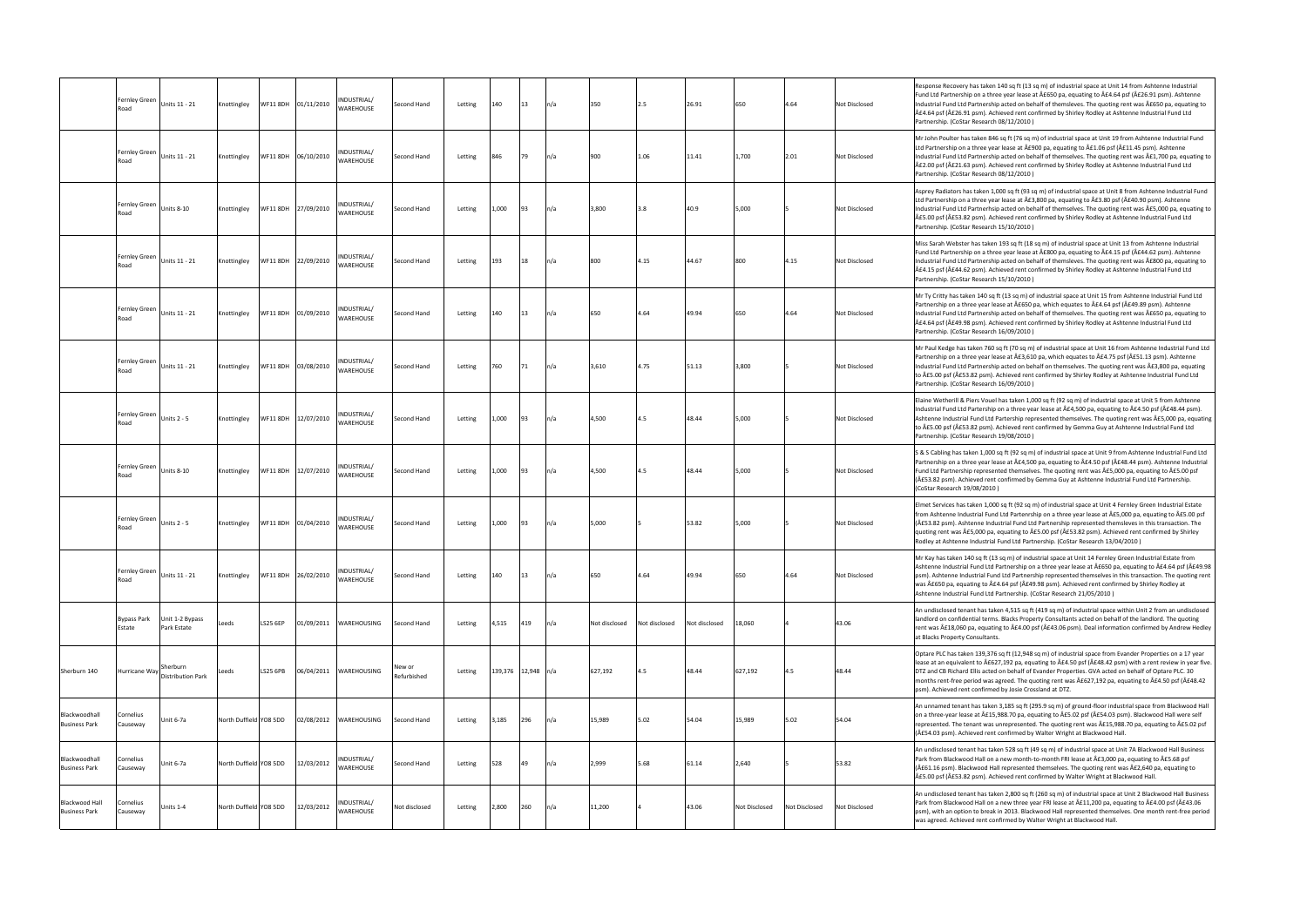| | Fernley Green Road | Units 11 - 21 | Knottingley | WF11 8DH | 01/11/2010 | INDUSTRIAL/ WAREHOUSE | Second Hand | Letting | 140 | 13 | n/a | 350 | 2.5 | 26.91 | 650 | 4.64 | Not Disclosed | Response Recovery has taken 140 sq ft (13 sq m) of industrial space at Unit 14 from Ashtenne Industrial Fund Ltd Partnership on a three year lease at Â£650 pa, equating to Â£4.64 psf (Â£26.91 psm). Ashtenne Industrial Fund Ltd Partnership acted on behalf of themsleves. The quoting rent was Â£650 pa, equating to Â£4.64 psf (Â£26.91 psm). Achieved rent confirmed by Shirley Rodley at Ashtenne Industrial Fund Ltd Partnership. (CoStar Research 08/12/2010 ) |
|---|---|---|---|---|---|---|---|---|---|---|---|---|---|---|---|---|---|---|
| | Fernley Green Road | Units 11 - 21 | Knottingley | WF11 8DH | 06/10/2010 | INDUSTRIAL/ WAREHOUSE | Second Hand | Letting | 846 | 79 | n/a | 900 | 1.06 | 11.41 | 1,700 | 2.01 | Not Disclosed | Mr John Poulter has taken 846 sq ft (76 sq m) of industrial space at Unit 19 from Ashtenne Industrial Fund Ltd Partnership on a three year lease at Â£900 pa, equating to Â£1.06 psf (Â£11.45 psm). Ashtenne Industrial Fund Ltd Partnership acted on behalf of themselves. The quoting rent was Â£1,700 pa, equating to Â£2.00 psf (Â£21.63 psm). Achieved rent confirmed by Shirley Rodley at Ashtenne Industrial Fund Ltd Partnership. (CoStar Research 08/12/2010 ) |
| | Fernley Green Road | Units 8-10 | Knottingley | WF11 8DH | 27/09/2010 | INDUSTRIAL/ WAREHOUSE | Second Hand | Letting | 1,000 | 93 | n/a | 3,800 | 3.8 | 40.9 | 5,000 | 5 | Not Disclosed | Asprey Radiators has taken 1,000 sq ft (93 sq m) of industrial space at Unit 8 from Ashtenne Industrial Fund Ltd Partnership on a three year lease at Â£3,800 pa, equating to Â£3.80 psf (Â£40.90 psm). Ashtenne Industrial Fund Ltd Partnership acted on behalf of themselves. The quoting rent was Â£5,000 pa, equating to Â£5.00 psf (Â£53.82 psm). Achieved rent confirmed by Shirley Rodley at Ashtenne Industrial Fund Ltd Partnership. (CoStar Research 15/10/2010 ) |
| | Fernley Green Road | Units 11 - 21 | Knottingley | WF11 8DH | 22/09/2010 | INDUSTRIAL/ WAREHOUSE | Second Hand | Letting | 193 | 18 | n/a | 800 | 4.15 | 44.67 | 800 | 4.15 | Not Disclosed | Miss Sarah Webster has taken 193 sq ft (18 sq m) of industrial space at Unit 13 from Ashtenne Industrial Fund Ltd Partnership on a three year lease at Â£800 pa, equating to Â£4.15 psf (Â£44.62 psm). Ashtenne Industrial Fund Ltd Partnership acted on behalf of themselves. The quoting rent was Â£800 pa, equating to Â£4.15 psf (Â£44.62 psm). Achieved rent confirmed by Shirley Rodley at Ashtenne Industrial Fund Ltd Partnership. (CoStar Research 15/10/2010 ) |
| | Fernley Green Road | Units 11 - 21 | Knottingley | WF11 8DH | 01/09/2010 | INDUSTRIAL/ WAREHOUSE | Second Hand | Letting | 140 | 13 | n/a | 650 | 4.64 | 49.94 | 650 | 4.64 | Not Disclosed | Mr Ty Critty has taken 140 sq ft (13 sq m) of industrial space at Unit 15 from Ashtenne Industrial Fund Ltd Partnership on a three year lease at Â£650 pa, which equates to Â£4.64 psf (Â£49.89 psm). Ashtenne Industrial Fund Ltd Partnership acted on behalf of themselves. The quoting rent was Â£650 pa, equating to Â£4.64 psf (Â£49.89 psm). Achieved rent confirmed by Shirley Rodley at Ashtenne Industrial Fund Ltd Partnership. (CoStar Research 16/09/2010 ) |
| | Fernley Green Road | Units 11 - 21 | Knottingley | WF11 8DH | 03/08/2010 | INDUSTRIAL/ WAREHOUSE | Second Hand | Letting | 760 | 71 | n/a | 3,610 | 4.75 | 51.13 | 3,800 | 5 | Not Disclosed | Mr Paul Kedge has taken 760 sq ft (70 sq m) of industrial space at Unit 16 from Ashtenne Industrial Fund Ltd Partnership on a three year lease at Â£3,610 pa, which equates to Â£4.75 psf (Â£51.13 psm). Ashtenne Industrial Fund Ltd Partnership acted on behalf on themselves. The quoting rent was Â£3,800 pa, equating to Â£5.00 psf (Â£53.82 psm). Achieved rent confirmed by Shirley Rodley at Ashtenne Industrial Fund Ltd Partnership. (CoStar Research 16/09/2010 ) |
| | Fernley Green Road | Units 2 - 5 | Knottingley | WF11 8DH | 12/07/2010 | INDUSTRIAL/ WAREHOUSE | Second Hand | Letting | 1,000 | 93 | n/a | 4,500 | 4.5 | 48.44 | 5,000 | 5 | Not Disclosed | Elaine Wetherill & Piers Vouel has taken 1,000 sq ft (92 sq m) of industrial space at Unit 5 from Ashtenne Industrial Fund Ltd Partership on a three year lease at Â£4,500 pa, equating to Â£4.50 psf (Â£48.44 psm). Ashtenne Industrial Fund Ltd Partnership represented themselves. The quoting rent was Â£5,000 pa, equating to Â£5.00 psf (Â£53.82 psm). Achieved rent confirmed by Gemma Guy at Ashtenne Industrial Fund Ltd Partnership. (CoStar Research 19/08/2010 ) |
| | Fernley Green Road | Units 8-10 | Knottingley | WF11 8DH | 12/07/2010 | INDUSTRIAL/ WAREHOUSE | Second Hand | Letting | 1,000 | 93 | n/a | 4,500 | 4.5 | 48.44 | 5,000 | 5 | Not Disclosed | S & S Cabling has taken 1,000 sq ft (92 sq m) of industrial space at Unit 9 from Ashtenne Industrial Fund Ltd Partnership on a three year lease at Â£4,500 pa, equating to Â£4.50 psf (Â£48.44 psm). Ashtenne Industrial Fund Ltd Partnership represented themselves. The quoting rent was Â£5,000 pa, equating to Â£5.00 psf (Â£53.82 psm). Achieved rent confirmed by Gemma Guy at Ashtenne Industrial Fund Ltd Partnership. (CoStar Research 19/08/2010 ) |
| | Fernley Green Road | Units 2 - 5 | Knottingley | WF11 8DH | 01/04/2010 | INDUSTRIAL/ WAREHOUSE | Second Hand | Letting | 1,000 | 93 | n/a | 5,000 | 5 | 53.82 | 5,000 | 5 | Not Disclosed | Elmet Services has taken 1,000 sq ft (92 sq m) of industrial space at Unit 4 Fernley Green Industrial Estate from Ashtenne Industrial Fund Ltd Partenrship on a three year lease at Â£5,000 pa, equating to Â£5.00 psf (Â£53.82 psm). Ashtenne Industrial Fund Ltd Partnership represented themsleves in this transaction. The quoting rent was Â£5,000 pa, equating to Â£5.00 psf (Â£53.82 psm). Achieved rent confirmed by Shirley Rodley at Ashtenne Industrial Fund Ltd Partnership. (CoStar Research 13/04/2010 ) |
| | Fernley Green Road | Units 11 - 21 | Knottingley | WF11 8DH | 26/02/2010 | INDUSTRIAL/ WAREHOUSE | Second Hand | Letting | 140 | 13 | n/a | 650 | 4.64 | 49.94 | 650 | 4.64 | Not Disclosed | Mr Kay has taken 140 sq ft (13 sq m) of industrial space at Unit 14 Fernley Green Industrial Estate from Ashtenne Industrial Fund Ltd Partnership on a three year lease at Â£650 pa, equating to Â£4.64 psf (Â£49.98 psm). Ashtenne Industrial Fund Ltd Partnership represented themselves in this transaction. The quoting rent was Â£650 pa, equating to Â£4.64 psf (Â£49.98 psm). Achieved rent confirmed by Shirley Rodley at Ashtenne Industrial Fund Ltd Partnership. (CoStar Research 21/05/2010 ) |
| | Bypass Park Estate | Unit 1-2 Bypass Park Estate | Leeds | LS25 6EP | 01/09/2011 | WAREHOUSING | Second Hand | Letting | 4,515 | 419 | n/a | Not disclosed | Not disclosed | Not disclosed | 18,060 | 4 | 43.06 | An undisclosed tenant has taken 4,515 sq ft (419 sq m) of industrial space within Unit 2 from an undisclosed landlord on confidential terms. Blacks Property Consultants acted on behalf of the landlord. The quoting rent was Â£18,060 pa, equating to Â£4.00 psf (Â£43.06 psm). Deal information confirmed by Andrew Hedley at Blacks Property Consultants. |
| Sherburn 140 | Hurricane Way | Sherburn Distribution Park | Leeds | LS25 6PB | 06/04/2011 | WAREHOUSING | New or Refurbished | Letting | 139,376 | 12,948 | n/a | 627,192 | 4.5 | 48.44 | 627,192 | 4.5 | 48.44 | Optare PLC has taken 139,376 sq ft (12,948 sq m) of industrial space from Evander Properties on a 17 year lease at an equivalent to Â£627,192 pa, equating to Â£4.50 psf (Â£48.42 psm) with a rent review in year five. DTZ and CB Richard Ellis acted on behalf of Evander Properties. GVA acted on behalf of Optare PLC. 30 months rent-free period was agreed. The quoting rent was Â£627,192 pa, equating to Â£4.50 psf (Â£48.42 psm). Achieved rent confirmed by Josie Crossland at DTZ. |
| Blackwoodhall Business Park | Cornelius Causeway | Unit 6-7a | North Duffield | YO8 5DD | 02/08/2012 | WAREHOUSING | Second Hand | Letting | 3,185 | 296 | n/a | 15,989 | 5.02 | 54.04 | 15,989 | 5.02 | 54.04 | An unnamed tenant has taken 3,185 sq ft (295.9 sq m) of ground-floor industrial space from Blackwood Hall on a three-year lease at Â£15,988.70 pa, equating to Â£5.02 psf (Â£54.03 psm). Blackwood Hall were self represented. The tenant was unrepresented. The quoting rent was Â£15,988.70 pa, equating to Â£5.02 psf (Â£54.03 psm). Achieved rent confirmed by Walter Wright at Blackwood Hall. |
| Blackwoodhall Business Park | Cornelius Causeway | Unit 6-7a | North Duffield | YO8 5DD | 12/03/2012 | INDUSTRIAL/ WAREHOUSE | Second Hand | Letting | 528 | 49 | n/a | 2,999 | 5.68 | 61.14 | 2,640 | 5 | 53.82 | An undisclosed tenant has taken 528 sq ft (49 sq m) of industrial space at Unit 7A Blackwood Hall Business Park from Blackwood Hall on a new month-to-month FRI lease at Â£3,000 pa, equating to Â£5.68 psf (Â£61.16 psm). Blackwood Hall represented themselves. The quoting rent was Â£2,640 pa, equating to Â£5.00 psf (Â£53.82 psm). Achieved rent confirmed by Walter Wright at Blackwood Hall. |
| Blackwood Hall Business Park | Cornelius Causeway | Units 1-4 | North Duffield | YO8 5DD | 12/03/2012 | INDUSTRIAL/ WAREHOUSE | Not disclosed | Letting | 2,800 | 260 | n/a | 11,200 | 4 | 43.06 | Not Disclosed | Not Disclosed | Not Disclosed | An undisclosed tenant has taken 2,800 sq ft (260 sq m) of industrial space at Unit 2 Blackwood Hall Business Park from Blackwood Hall on a new three year FRI lease at Â£11,200 pa, equating to Â£4.00 psf (Â£43.06 psm), with an option to break in 2013. Blackwood Hall represented themselves. One month rent-free period was agreed. Achieved rent confirmed by Walter Wright at Blackwood Hall. |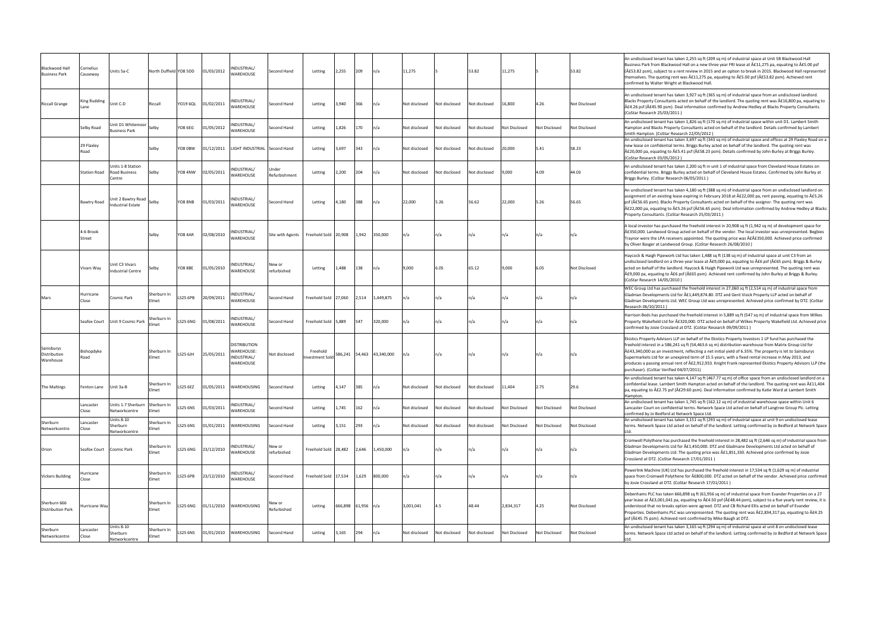| | | | | | | | | | | | | | | | | | | | |
|---|---|---|---|---|---|---|---|---|---|---|---|---|---|---|---|---|---|---|---|
| Blackwood Hall Business Park | Cornelius Causeway | Units 5a-C | North Duffield | YO8 5DD | 01/03/2012 | INDUSTRIAL/ WAREHOUSE | Second Hand | Letting | 2,255 | 209 | n/a | 11,275 | 5 | 53.82 | 11,275 | 5 | 53.82 | An undisclosed tenant has taken 2,255 sq ft (209 sq m) of industrial space at Unit 5B Blackwood Hall Business Park from Blackwood Hall on a new three year FRI lease at Â£11,275 pa, equating to Â£5.00 psf (Â£53.82 psm), subject to a rent review in 2015 and an option to break in 2015. Blackwood Hall represented themselves. The quoting rent was Â£11,275 pa, equating to Â£5.00 psf (Â£53.82 psm). Achieved rent confirmed by Walter Wright at Blackwood Hall. |
| Riccall Grange | King Rudding Lane | Unit C-D | Riccall | YO19 6QL | 01/02/2011 | INDUSTRIAL/ WAREHOUSE | Second Hand | Letting | 3,940 | 366 | n/a | Not disclosed | Not disclosed | Not disclosed | 16,800 | 4.26 | Not Disclosed | An undisclosed tenant has taken 3,927 sq ft (365 sq m) of industrial space from an undisclosed landlord. Blacks Property Consultants acted on behalf of the landlord. The quoting rent was Â£16,800 pa, equating to Â£4.26 psf (Â£45.90 psm). Deal information confirmed by Andrew Hedley at Blacks Property Consultants. (CoStar Research 25/03/2011 ) |
| | Selby Road | Unit D1 Whitemoor Business Park | Selby | YO8 6EG | 01/05/2012 | INDUSTRIAL/ WAREHOUSE | Second Hand | Letting | 1,826 | 170 | n/a | Not disclosed | Not disclosed | Not disclosed | Not Disclosed | Not Disclosed | Not Disclosed | An undisclosed tenant has taken 1,826 sq ft (170 sq m) of industrial space within unit D1. Lambert Smith Hampton and Blacks Property Consultants acted on behalf of the landlord. Details confirmed by Lambert Smith Hampton. (CoStar Research 22/05/2012 ) |
| | 29 Flaxley Road | | Selby | YO8 0BW | 01/12/2011 | LIGHT INDUSTRIAL | Second Hand | Letting | 3,697 | 343 | n/a | Not disclosed | Not disclosed | Not disclosed | 20,000 | 5.41 | 58.23 | An undisclosed tenant has taken 3,697 sq ft (343 sq m) of industrial space and offices at 29 Flaxley Road on a new lease on confidential terms. Briggs Burley acted on behalf of the landlord. The quoting rent was Â£20,000 pa, equating to Â£5.41 psf (Â£58.23 psm). Details confirmed by John Burley at Briggs Burley. (CoStar Research 03/05/2012 ) |
| | Station Road | Units 1-8 Station Road Business Centre | Selby | YO8 4NW | 02/05/2011 | INDUSTRIAL/ WAREHOUSE | Under Refurbishment | Letting | 2,200 | 204 | n/a | Not disclosed | Not disclosed | Not disclosed | 9,000 | 4.09 | 44.03 | An undisclosed tenant has taken 2,200 sq ft in unit 1 of industrial space from Cleveland House Estates on confidential terms. Briggs Burley acted on behalf of Cleveland House Estates. Confirmed by John Burley at Briggs Burley. (CoStar Research 06/05/2011 ) |
| | Bawtry Road | Unit 2 Bawtry Road Industrial Estate | Selby | YO8 8NB | 01/03/2011 | INDUSTRIAL/ WAREHOUSE | Second Hand | Letting | 4,180 | 388 | n/a | 22,000 | 5.26 | 56.62 | 22,000 | 5.26 | 56.65 | An undisclosed tenant has taken 4,180 sq ft (388 sq m) of industrial space from an undisclosed landlord on assignment of an existing lease expiring in February 2018 at Â£22,000 pa, rent passing, equating to Â£5.26 psf (Â£56.65 psm). Blacks Property Consultants acted on behalf of the assignor. The quoting rent was Â£22,000 pa, equating to Â£5.26 psf (Â£56.65 psm). Deal information confirmed by Andrew Hedley at Blacks Property Consultants. (CoStar Research 25/03/2011 ) |
| | 4-6 Brook Street | | Selby | YO8 4AR | 02/08/2010 | INDUSTRIAL/ WAREHOUSE | Site with Agents | Freehold Sold | 20,908 | 1,942 | 350,000 | n/a | n/a | n/a | n/a | n/a | n/a | A local investor has purchased the freehold interest in 20,908 sq ft (1,942 sq m) of development space for Â£350,000. Landwood Group acted on behalf of the vendor. The local investor was unrepresented. Begbies Traynor were the LPA receivers appointed. The quoting price was Â£Â£350,000. Achieved price confirmed by Oliver Basger at Landwood Group. (CoStar Research 26/08/2010 ) |
| | Vivars Way | Unit C3 Vivars Industrial Centre | Selby | YO8 8BE | 01/05/2010 | INDUSTRIAL/ WAREHOUSE | New or refurbished | Letting | 1,488 | 138 | n/a | 9,000 | 6.05 | 65.12 | 9,000 | 6.05 | Not Disclosed | Haycock & Haigh Pipework Ltd has taken 1,488 sq ft (138 sq m) of industrial space at unit C3 from an undisclosed landlord on a three-year lease at Â£9,000 pa, equating to Â£6 psf (Â£65 psm). Briggs & Burley acted on behalf of the landlord. Haycock & Haigh Pipework Ltd was unrepresented. The quoting rent was Â£9,000 pa, equating to Â£6 psf (Â£65 psm). Achieved rent confirmed by John Burley at Briggs & Burley. (CoStar Research 14/05/2010 ) |
| Mars | Hurricane Close | Cosmic Park | Sherburn In Elmet | LS25 6PB | 20/09/2011 | INDUSTRIAL/ WAREHOUSE | Second Hand | Freehold Sold | 27,060 | 2,514 | 1,449,875 | n/a | n/a | n/a | n/a | n/a | n/a | WEC Group Ltd has purchased the freehold interest in 27,060 sq ft (2,514 sq m) of industrial space from Gladman Developments Ltd for Â£1,449,874.80. DTZ and Gent Visick Property LLP acted on behalf of Gladman Developments Ltd. WEC Group Ltd was unrepresented. Achieved price confirmed by DTZ. (CoStar Research 06/10/2011 ) |
| | Seafox Court | Unit 9 Cosmic Park | Sherburn In Elmet | LS25 6NG | 01/08/2011 | INDUSTRIAL/ WAREHOUSE | Second Hand | Freehold Sold | 5,889 | 547 | 320,000 | n/a | n/a | n/a | n/a | n/a | n/a | Harrison Beds has purchased the freehold interest in 5,889 sq ft (547 sq m) of industrial space from Wilkes Property Wakefield Ltd for Â£320,000. DTZ acted on behalf of Wilkes Property Wakefield Ltd. Achieved price confirmed by Josie Crossland at DTZ. (CoStar Research 09/09/2011 ) |
| Sainsburys Distribution Warehouse | Bishopdyke Road | | Sherburn In Elmet | LS25 6JH | 25/05/2011 | DISTRIBUTION WAREHOUSE: INDUSTRIAL/ WAREHOUSE | Not disclosed | Freehold Investment Sold | 586,241 | 54,463 | 43,340,000 | n/a | n/a | n/a | n/a | n/a | n/a | Ekistics Property Advisors LLP on behalf of the Ekistics Property Investors 1 LP fund has purchased the freehold interest in a 586,241 sq ft (54,463.6 sq m) distribution warehouse from Matrix Group Ltd for Â£43,340,000 as an investment, reflecting a net initial yield of 6.35%. The property is let to Sainsburys Supermarkets Ltd for an unexpired term of 15.5 years, with a fixed rental increase in May 2013, and produces a passing annual rent of Â£2,912,933. Knight Frank represented Ekistics Property Advisors LLP (the purchaser). (CoStar Verified 04/07/2011) |
| The Maltings | Fenton Lane | Unit 3a-B | Sherburn In Elmet | LS25 6EZ | 01/05/2011 | WAREHOUSING | Second Hand | Letting | 4,147 | 385 | n/a | Not disclosed | Not disclosed | Not disclosed | 11,404 | 2.75 | 29.6 | An undisclosed tenant has taken 4,147 sq ft (467.77 sq m) of office space from an undisclosed landlord on a confidential lease. Lambert Smith Hampton acted on behalf of the landlord. The quoting rent was Â£11,404 pa, equating to Â£2.75 psf (Â£29.60 psm). Deal information confirmed by Katie Ward at Lambert Smith Hampton. |
| | Lancaster Close | Units 1-7 Sherburn Networkcentre | Sherburn In Elmet | LS25 6NS | 01/03/2011 | INDUSTRIAL/ WAREHOUSE | Second Hand | Letting | 1,745 | 162 | n/a | Not disclosed | Not disclosed | Not disclosed | Not Disclosed | Not Disclosed | Not Disclosed | An undisclosed tenant has taken 1,745 sq ft (162.12 sq m) of industrial warehouse space within Unit 6 Lancaster Court on confidential terms. Network Space Ltd acted on behalf of Langtree Group Plc. Letting confirmed by Jo Bedford at Network Space Ltd. |
| Sherburn Networkcentre | Lancaster Close | Units 8-10 Sherburn Networkcentre | Sherburn In Elmet | LS25 6NS | 01/01/2011 | WAREHOUSING | Second Hand | Letting | 3,151 | 293 | n/a | Not disclosed | Not disclosed | Not disclosed | Not Disclosed | Not Disclosed | Not Disclosed | An undisclosed tenant has taken 3,151 sq ft (293 sq m) of industrial space at unit 9 on undisclosed lease terms. Network Space Ltd acted on behalf of the landlord. Letting confirmed by Jo Bedford at Network Space Ltd. |
| Orion | Seafox Court | Cosmic Park | Sherburn In Elmet | LS25 6NG | 23/12/2010 | INDUSTRIAL/ WAREHOUSE | New or refurbished | Freehold Sold | 28,482 | 2,646 | 1,450,000 | n/a | n/a | n/a | n/a | n/a | n/a | Cromwell Polythene has purchased the freehold interest in 28,482 sq ft (2,646 sq m) of industrial space from Gladman Developments Ltd for Â£1,450,000. DTZ and Gladmane Developments Ltd acted on behalf of Gladman Developments Ltd. The quoting price was Â£1,851,330. Achieved price confirmed by Josie Crossland at DTZ. (CoStar Research 17/01/2011 ) |
| Vickers Building | Hurricane Close | | Sherburn In Elmet | LS25 6PB | 23/12/2010 | INDUSTRIAL/ WAREHOUSE | Second Hand | Freehold Sold | 17,534 | 1,629 | 800,000 | n/a | n/a | n/a | n/a | n/a | n/a | Powerlink Machine (UK) Ltd has purchased the freehold interest in 17,534 sq ft (1,629 sq m) of industrial space from Cromwell Polythene for Â£800,000. DTZ acted on behalf of the vendor. Achieved price confirmed by Josie Crossland at DTZ. (CoStar Research 17/01/2011 ) |
| Sherburn 666 Distribution Park | Hurricane Way | | Sherburn In Elmet | LS25 6NG | 01/11/2010 | WAREHOUSING | New or Refurbished | Letting | 666,898 | 61,956 | n/a | 3,001,041 | 4.5 | 48.44 | 2,834,317 | 4.25 | Not Disclosed | Debenhams PLC has taken 666,898 sq ft (61,956 sq m) of industrial space from Evander Properties on a 27 year lease at Â£3,001,041 pa, equating to Â£4.50 psf (Â£48.44 psm), subject to a five yearly rent review, it is understood that no breaks option were agreed. DTZ and CB Richard Ellis acted on behalf of Evander Properties. Debenhams PLC was unrepresented. The quoting rent was Â£2,834,317 pa, equating to Â£4.25 psf (Â£45.75 psm). Achieved rent confirmed by Mike Baugh at DTZ. |
| Sherburn Networkcentre | Lancaster Close | Units 8-10 Sherburn Networkcentre | Sherburn In Elmet | LS25 6NS | 01/01/2010 | WAREHOUSING | Second Hand | Letting | 3,165 | 294 | n/a | Not disclosed | Not disclosed | Not disclosed | Not Disclosed | Not Disclosed | Not Disclosed | An undisclosed tenant has taken 3,165 sq ft (294 sq m) of industrial space at unit 8 on undisclosed lease terms. Network Space Ltd acted on behalf of the landlord. Letting confirmed by Jo Bedford at Network Space Ltd. |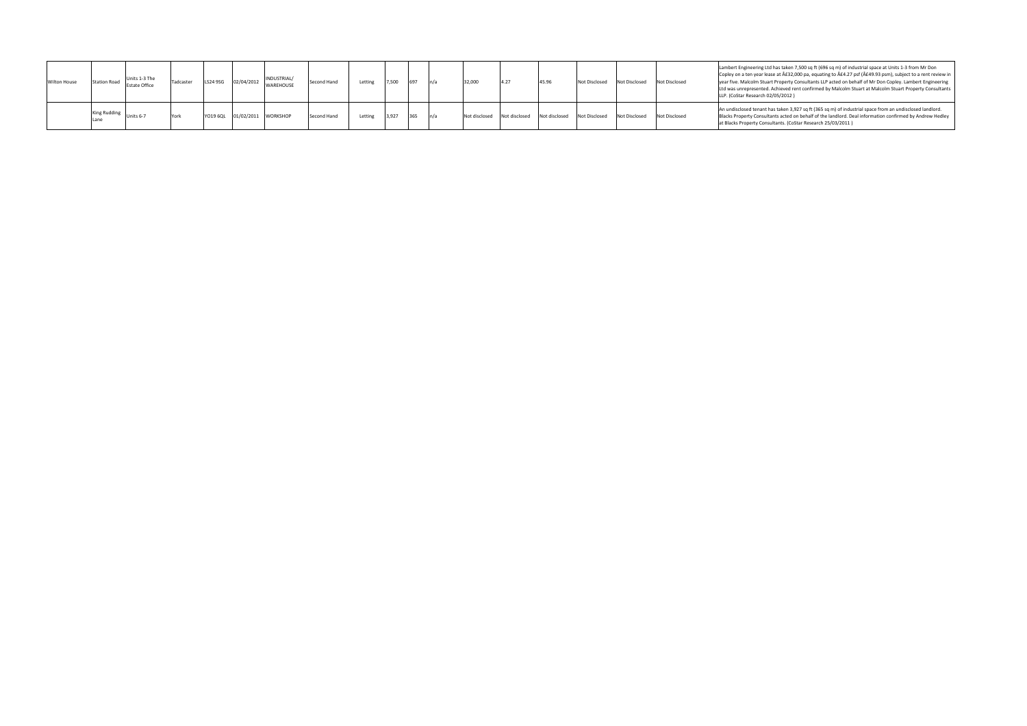| | | | | | | | | | | | | | | | | | | |
|---|---|---|---|---|---|---|---|---|---|---|---|---|---|---|---|---|---|---|
| Wilton House | Station Road | Units 1-3 The Estate Office | Tadcaster | LS24 9SG | 02/04/2012 | INDUSTRIAL/ WAREHOUSE | Second Hand | Letting | 7,500 | 697 | n/a | 32,000 | 4.27 | 45.96 | Not Disclosed | Not Disclosed | Not Disclosed | Lambert Engineering Ltd has taken 7,500 sq ft (696 sq m) of industrial space at Units 1-3 from Mr Don Copley on a ten year lease at Â£32,000 pa, equating to Â£4.27 psf (Â£49.93 psm), subject to a rent review in year five. Malcolm Stuart Property Consultants LLP acted on behalf of Mr Don Copley. Lambert Engineering Ltd was unrepresented. Achieved rent confirmed by Malcolm Stuart at Malcolm Stuart Property Consultants LLP. (CoStar Research 02/05/2012 ) |
| | King Rudding Lane | Units 6-7 | York | YO19 6QL | 01/02/2011 | WORKSHOP | Second Hand | Letting | 3,927 | 365 | n/a | Not disclosed | Not disclosed | Not disclosed | Not Disclosed | Not Disclosed | Not Disclosed | An undisclosed tenant has taken 3,927 sq ft (365 sq m) of industrial space from an undisclosed landlord. Blacks Property Consultants acted on behalf of the landlord. Deal information confirmed by Andrew Hedley at Blacks Property Consultants. (CoStar Research 25/03/2011 ) |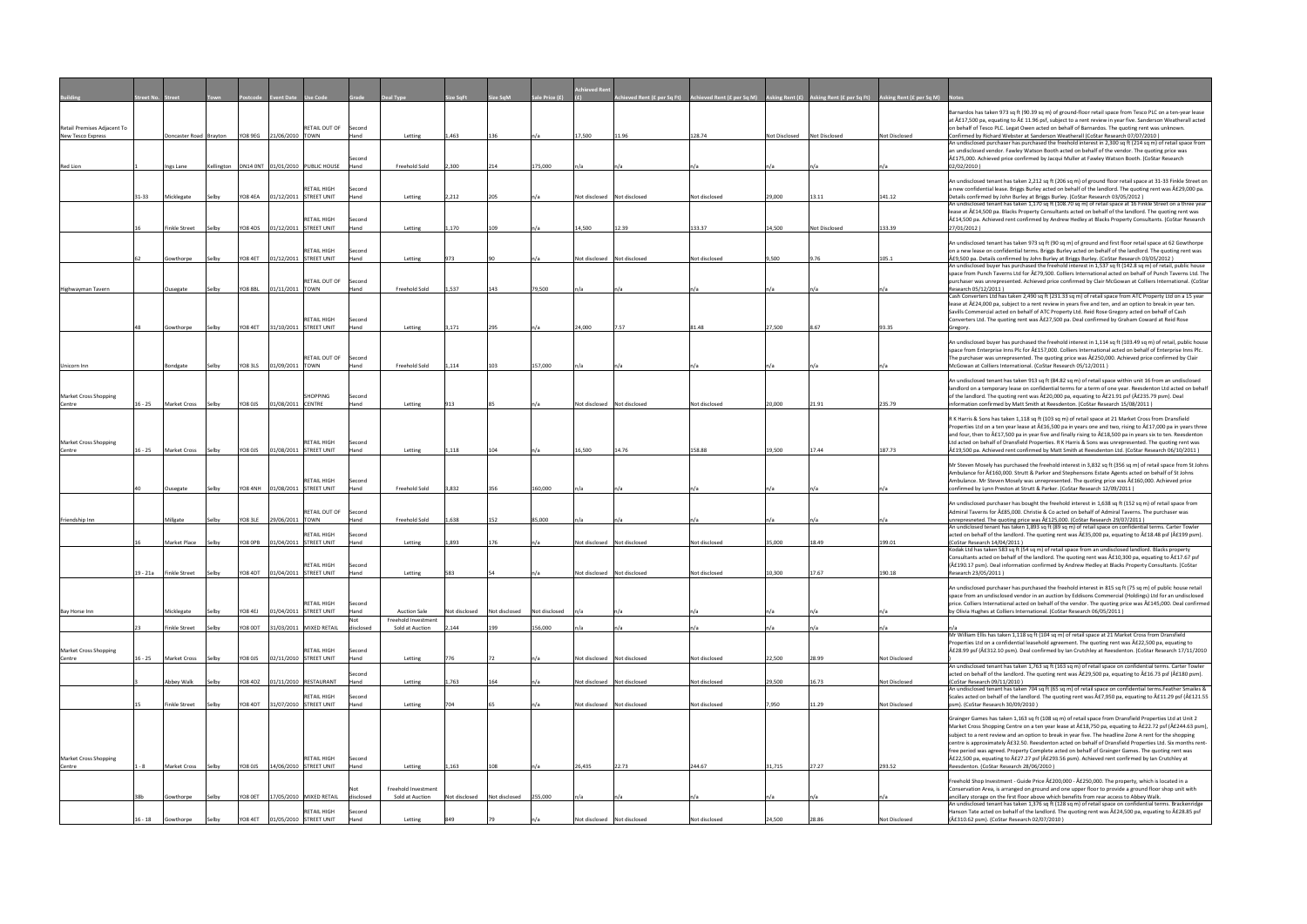| Building | Street No. | Street | Town | Postcode | Event Date | Use Code | Grade | Deal Type | Size SqFt | Size SqM | Sale Price (£) | Achieved Rent (£) | Achieved Rent (£ per Sq Ft) | Achieved Rent (£ per Sq M) | Asking Rent (£) | Asking Rent (£ per Sq Ft) | Asking Rent (£ per Sq M) | Notes |
|---|---|---|---|---|---|---|---|---|---|---|---|---|---|---|---|---|---|---|
| Retail Premises Adjacent To New Tesco Express | | Doncaster Road | Brayton | YO8 9EG | 21/06/2010 | RETAIL OUT OF TOWN | Second Hand | Letting | 1,463 | 136 | n/a | 17,500 | 11.96 | 128.74 | Not Disclosed | Not Disclosed | Not Disclosed | Barnardos has taken 973 sq ft (90.39 sq m) of ground-floor retail space from Tesco PLC on a ten-year lease at Â£17,500 pa, equating to Â£ 11.96 psf, subject to a rent review in year five. Sanderson Weatherall acted on behalf of Tesco PLC. Legat Owen acted on behalf of Barnardos. The quoting rent was unknown. Confirmed by Richard Webster at Sanderson Weatherall (CoStar Research 07/07/2010 ) |
| Red Lion | 1 | Ings Lane | Kellington | DN14 0NT | 01/01/2010 | PUBLIC HOUSE | Second Hand | Freehold Sold | 2,300 | 214 | 175,000 | n/a | n/a | n/a | n/a | n/a | n/a | An undisclosed purchaser has purchased the freehold interest in 2,300 sq ft (214 sq m) of retail space from an undisclosed vendor. Fawley Watson Booth acted on behalf of the vendor. The quoting price was Â£175,000. Achieved price confirmed by Jacqui Muller at Fawley Watson Booth. (CoStar Research 02/02/2010 ) |
| | 31-33 | Micklegate | Selby | YO8 4EA | 01/12/2011 | RETAIL HIGH STREET UNIT | Second Hand | Letting | 2,212 | 205 | n/a | Not disclosed | Not disclosed | Not disclosed | 29,000 | 13.11 | 141.12 | An undisclosed tenant has taken 2,212 sq ft (206 sq m) of ground floor retail space at 31-33 Finkle Street on a new confidential lease. Briggs Burley acted on behalf of the landlord. The quoting rent was Â£29,000 pa. Details confirmed by John Burley at Briggs Burley. (CoStar Research 03/05/2012 ) |
| | 16 | Finkle Street | Selby | YO8 4DS | 01/12/2011 | RETAIL HIGH STREET UNIT | Second Hand | Letting | 1,170 | 109 | n/a | 14,500 | 12.39 | 133.37 | 14,500 | Not Disclosed | 133.39 | An undisclosed tenant has taken 1,170 sq ft (108.70 sq m) of retail space at 16 Finkle Street on a three year lease at Â£14,500 pa. Blacks Property Consultants acted on behalf of the landlord. The quoting rent was Â£14,500 pa. Achieved rent confirmed by Andrew Hedley at Blacks Property Consultants. (CoStar Research 27/01/2012 ) |
| | 62 | Gowthorpe | Selby | YO8 4ET | 01/12/2011 | RETAIL HIGH STREET UNIT | Second Hand | Letting | 973 | 90 | n/a | Not disclosed | Not disclosed | Not disclosed | 9,500 | 9.76 | 105.1 | An undisclosed tenant has taken 973 sq ft (90 sq m) of ground and first floor retail space at 62 Gowthorpe on a new lease on confidential terms. Briggs Burley acted on behalf of the landlord. The quoting rent was Â£9,500 pa. Details confirmed by John Burley at Briggs Burley. (CoStar Research 03/05/2012 ) |
| Highwayman Tavern | | Ousegate | Selby | YO8 8BL | 01/11/2011 | RETAIL OUT OF TOWN | Second Hand | Freehold Sold | 1,537 | 143 | 79,500 | n/a | n/a | n/a | n/a | n/a | n/a | An undisclosed buyer has purchased the freehold interest in 1,537 sq ft (142.8 sq m) of retail, public house space from Punch Taverns Ltd for Â£79,500. Colliers International acted on behalf of Punch Taverns Ltd. The purchaser was unrepresented. Achieved price confirmed by Clair McGowan at Colliers International. (CoStar Research 05/12/2011 ) |
| | 48 | Gowthorpe | Selby | YO8 4ET | 31/10/2011 | RETAIL HIGH STREET UNIT | Second Hand | Letting | 3,171 | 295 | n/a | 24,000 | 7.57 | 81.48 | 27,500 | 8.67 | 93.35 | Cash Converters Ltd has taken 2,490 sq ft (231.33 sq m) of retail space from ATC Property Ltd on a 15 year lease at Â£24,000 pa, subject to a rent review in years five and ten, and an option to break in year ten. Savills Commercial acted on behalf of ATC Property Ltd. Reid Rose Gregory acted on behalf of Cash Converters Ltd. The quoting rent was Â£27,500 pa. Deal confirmed by Graham Coward at Reid Rose Gregory. |
| Unicorn Inn | | Bondgate | Selby | YO8 3LS | 01/09/2011 | RETAIL OUT OF TOWN | Second Hand | Freehold Sold | 1,114 | 103 | 157,000 | n/a | n/a | n/a | n/a | n/a | n/a | An undisclosed buyer has purchased the freehold interest in 1,114 sq ft (103.49 sq m) of retail, public house space from Enterprise Inns Plc for Â£157,000. Colliers International acted on behalf of Enterprise Inns Plc. The purchaser was unrepresented. The quoting price was Â£250,000. Achieved price confirmed by Clair McGowan at Colliers International. (CoStar Research 05/12/2011 ) |
| Market Cross Shopping Centre | 16 - 25 | Market Cross | Selby | YO8 0JS | 01/08/2011 | SHOPPING CENTRE | Second Hand | Letting | 913 | 85 | n/a | Not disclosed | Not disclosed | Not disclosed | 20,000 | 21.91 | 235.79 | An undisclosed tenant has taken 913 sq ft (84.82 sq m) of retail space within unit 16 from an undisclosed landlord on a temporary lease on confidential terms for a term of one year. Reesdenton Ltd acted on behalf of the landlord. The quoting rent was Â£20,000 pa, equating to Â£21.91 psf (Â£235.79 psm). Deal information confirmed by Matt Smith at Reesdenton. (CoStar Research 15/08/2011 ) |
| Market Cross Shopping Centre | 16 - 25 | Market Cross | Selby | YO8 0JS | 01/08/2011 | RETAIL HIGH STREET UNIT | Second Hand | Letting | 1,118 | 104 | n/a | 16,500 | 14.76 | 158.88 | 19,500 | 17.44 | 187.73 | R K Harris & Sons has taken 1,118 sq ft (103 sq m) of retail space at 21 Market Cross from Dransfield Properties Ltd on a ten year lease at Â£16,500 pa in years one and two, rising to Â£17,000 pa in years three and four, then to Â£17,500 pa in year five and finally rising to Â£18,500 pa in years six to ten. Reesdenton Ltd acted on behalf of Dransfield Properties. R K Harris & Sons was unrepresented. The quoting rent was Â£19,500 pa. Achieved rent confirmed by Matt Smith at Reesdenton Ltd. (CoStar Research 06/10/2011 ) |
| | 40 | Ousegate | Selby | YO8 4NH | 01/08/2011 | RETAIL HIGH STREET UNIT | Second Hand | Freehold Sold | 3,832 | 356 | 160,000 | n/a | n/a | n/a | n/a | n/a | n/a | Mr Steven Mosely has purchased the freehold interest in 3,832 sq ft (356 sq m) of retail space from St Johns Ambulance for Â£160,000. Strutt & Parker and Stephensons Estate Agents acted on behalf of St Johns Ambulance. Mr Steven Mosely was unrepresented. The quoting price was Â£160,000. Achieved price confirmed by Lynn Preston at Strutt & Parker. (CoStar Research 12/09/2011 ) |
| Friendship Inn | | Millgate | Selby | YO8 3LE | 29/06/2011 | RETAIL OUT OF TOWN | Second Hand | Freehold Sold | 1,638 | 152 | 85,000 | n/a | n/a | n/a | n/a | n/a | n/a | An undisclosed purchaser has bought the freehold interest in 1,638 sq ft (152 sq m) of retail space from Admiral Taverns for Â£85,000. Christie & Co acted on behalf of Admiral Taverns. The purchaser was unrepresneted. The quoting price was Â£125,000. (CoStar Research 29/07/2011 ) |
| | 16 | Market Place | Selby | YO8 0PB | 01/04/2011 | RETAIL HIGH STREET UNIT | Second Hand | Letting | 1,893 | 176 | n/a | Not disclosed | Not disclosed | Not disclosed | 35,000 | 18.49 | 199.01 | An undisclosed tenant has taken 1,893 sq ft (89 sq m) of retail space on confidential terms. Carter Towler acted on behalf of the landlord. The quoting rent was Â£35,000 pa, equating to Â£18.48 psf (Â£199 psm). (CoStar Research 14/04/2011 ) |
| | 19 - 21a | Finkle Street | Selby | YO8 4DT | 01/04/2011 | RETAIL HIGH STREET UNIT | Second Hand | Letting | 583 | 54 | n/a | Not disclosed | Not disclosed | Not disclosed | 10,300 | 17.67 | 190.18 | Kodak Ltd has taken 583 sq ft (54 sq m) of retail space from an undisclosed landlord. Blacks property Consultants acted on behalf of the landlord. The quoting rent was Â£10,300 pa, equating to Â£17.67 psf (Â£190.17 psm). Deal information confirmed by Andrew Hedley at Blacks Property Consultants. (CoStar Research 23/05/2011 ) |
| Bay Horse Inn | | Micklegate | Selby | YO8 4EJ | 01/04/2011 | RETAIL HIGH STREET UNIT | Second Hand | Auction Sale | Not disclosed | Not disclosed | Not disclosed | n/a | n/a | n/a | n/a | n/a | n/a | An undisclosed purchaser has purchased the freehold interest in 815 sq ft (75 sq m) of public house retail space from an undisclosed vendor in an auction by Eddisons Commercial (Holdings) Ltd for an undisclosed price. Colliers International acted on behalf of the vendor. The quoting price was Â£145,000. Deal confirmed by Olivia Hughes at Colliers International. (CoStar Research 06/05/2011 ) |
| | 23 | Finkle Street | Selby | YO8 0DT | 31/03/2011 | MIXED RETAIL | Not disclosed | Freehold Investment Sold at Auction | 2,144 | 199 | 156,000 | n/a | n/a | n/a | n/a | n/a | n/a | n/a |
| Market Cross Shopping Centre | 16 - 25 | Market Cross | Selby | YO8 0JS | 02/11/2010 | RETAIL HIGH STREET UNIT | Second Hand | Letting | 776 | 72 | n/a | Not disclosed | Not disclosed | Not disclosed | 22,500 | 28.99 | Not Disclosed | Mr William Ellis has taken 1,118 sq ft (104 sq m) of retail space at 21 Market Cross from Dransfield Properties Ltd on a confidential leasehold agreement. The quoting rent was Â£22,500 pa, equating to Â£28.99 psf (Â£312.10 psm). Deal confirmed by Ian Crutchley at Reesdenton. (CoStar Research 17/11/2010 |
| | 3 | Abbey Walk | Selby | YO8 4DZ | 01/11/2010 | RESTAURANT | Second Hand | Letting | 1,763 | 164 | n/a | Not disclosed | Not disclosed | Not disclosed | 29,500 | 16.73 | Not Disclosed | An undisclosed tenant has taken 1,763 sq ft (163 sq m) of retail space on confidential terms. Carter Towler acted on behalf of the landlord. The quoting rent was Â£29,500 pa, equating to Â£16.73 psf (Â£180 psm). (CoStar Research 09/11/2010 ) |
| | 15 | Finkle Street | Selby | YO8 4DT | 31/07/2010 | RETAIL HIGH STREET UNIT | Second Hand | Letting | 704 | 65 | n/a | Not disclosed | Not disclosed | Not disclosed | 7,950 | 11.29 | Not Disclosed | An undisclosed tenant has taken 704 sq ft (65 sq m) of retail space on confidential terms.Feather Smailes & Scales acted on behalf of the landlord. The quoting rent was Â£7,950 pa, equating to Â£11.29 psf (Â£121.55 psm). (CoStar Research 30/09/2010 ) |
| Market Cross Shopping Centre | 1 - 8 | Market Cross | Selby | YO8 0JS | 14/06/2010 | RETAIL HIGH STREET UNIT | Second Hand | Letting | 1,163 | 108 | n/a | 26,435 | 22.73 | 244.67 | 31,715 | 27.27 | 293.52 | Grainger Games has taken 1,163 sq ft (108 sq m) of retail space from Dransfield Properties Ltd at Unit 2 Market Cross Shopping Centre on a ten year lease at Â£18,750 pa, equating to Â£22.72 psf (Â£244.63 psm), subject to a rent review and an option to break in year five. The headline Zone A rent for the shopping centre is approximately Â£32.50. Reesdenton acted on behalf of Dransfield Properties Ltd. Six months rent-free period was agreed. Property Complete acted on behalf of Grainger Games. The quoting rent was Â£22,500 pa, equating to Â£27.27 psf (Â£293.56 psm). Achieved rent confirmed by Ian Crutchley at Reesdenton. (CoStar Research 28/06/2010 ) |
| | 38b | Gowthorpe | Selby | YO8 0ET | 17/05/2010 | MIXED RETAIL | Not disclosed | Freehold Investment Sold at Auction | Not disclosed | Not disclosed | 255,000 | n/a | n/a | n/a | n/a | n/a | n/a | Freehold Shop Investment - Guide Price Â£200,000 - Â£250,000. The property, which is located in a Conservation Area, is arranged on ground and one upper floor to provide a ground floor shop unit with ancillary storage on the first floor above which benefits from rear access to Abbey Walk. |
| | 16 - 18 | Gowthorpe | Selby | YO8 4ET | 01/05/2010 | RETAIL HIGH STREET UNIT | Second Hand | Letting | 849 | 79 | n/a | Not disclosed | Not disclosed | Not disclosed | 24,500 | 28.86 | Not Disclosed | An undisclosed tenant has taken 1,376 sq ft (128 sq m) of retail space on confidential terms. Brackenridge Hanson Tate acted on behalf of the landlord. The quoting rent was Â£24,500 pa, equating to Â£28.85 psf (Â£310.62 psm). (CoStar Research 02/07/2010 ) |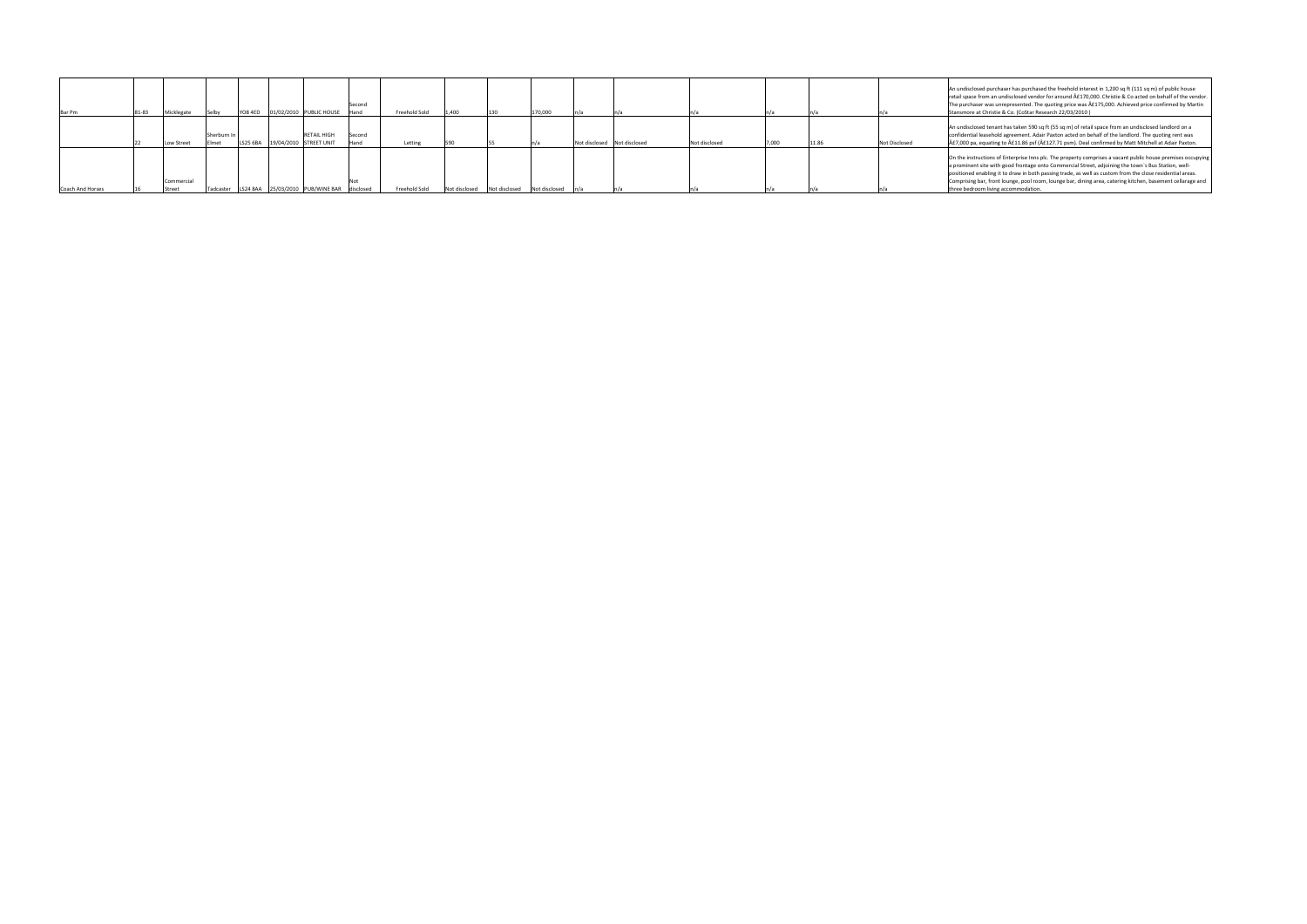| | | | | | | | | | | | | | | | | | | |
|---|---|---|---|---|---|---|---|---|---|---|---|---|---|---|---|---|---|---|
| Bar Pm | 81-83 | Micklegate | Selby | YO8 4ED | 01/02/2010 | PUBLIC HOUSE | Second Hand | Freehold Sold | 1,400 | 130 | 170,000 | n/a | n/a | n/a | n/a | n/a | n/a | An undisclosed purchaser has purchased the freehold interest in 1,200 sq ft (111 sq m) of public house retail space from an undisclosed vendor for around Â£170,000. Christie & Co acted on behalf of the vendor. The purchaser was unrepresented. The quoting price was Â£175,000. Achieved price confirmed by Martin Stansmore at Christie & Co. (CoStar Research 22/03/2010 ) |
| | 22 | Low Street | Sherburn In Elmet | LS25 6BA | 19/04/2010 | RETAIL HIGH STREET UNIT | Second Hand | Letting | 590 | 55 | n/a | Not disclosed | Not disclosed | Not disclosed | 7,000 | 11.86 | Not Disclosed | An undisclosed tenant has taken 590 sq ft (55 sq m) of retail space from an undisclosed landlord on a confidential leasehold agreement. Adair Paxton acted on behalf of the landlord. The quoting rent was Â£7,000 pa, equating to Â£11.86 psf (Â£127.71 psm). Deal confirmed by Matt Mitchell at Adair Paxton. |
| Coach And Horses | 16 | Commercial Street | Tadcaster | LS24 8AA | 25/03/2010 | PUB/WINE BAR | Not disclosed | Freehold Sold | Not disclosed | Not disclosed | Not disclosed | n/a | n/a | n/a | n/a | n/a | n/a | On the instructions of Enterprise Inns plc. The property comprises a vacant public house premises occupying a prominent site with good frontage onto Commercial Street, adjoining the town`s Bus Station, well-positioned enabling it to draw in both passing trade, as well as custom from the close residential areas. Comprising bar, front lounge, pool room, lounge bar, dining area, catering kitchen, basement cellarage and three bedroom living accommodation. |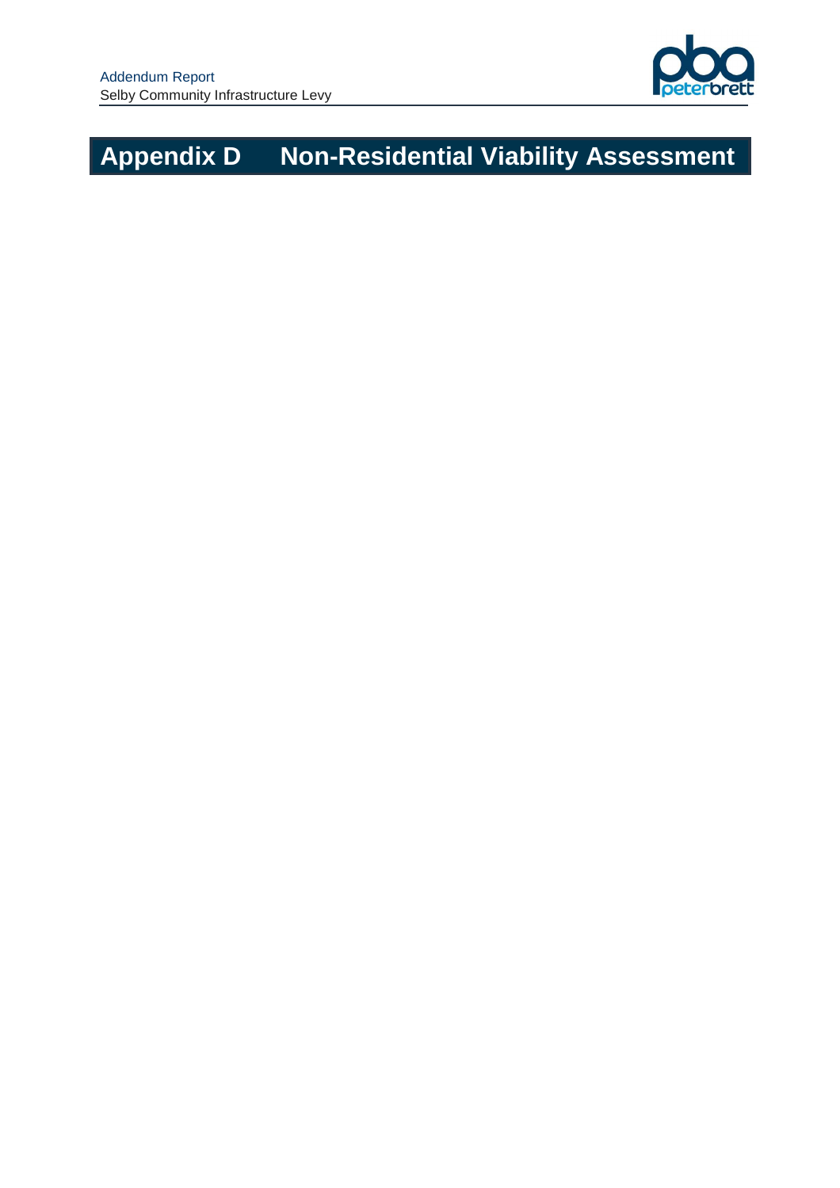# Appendix D Non-Residential Viability Assessment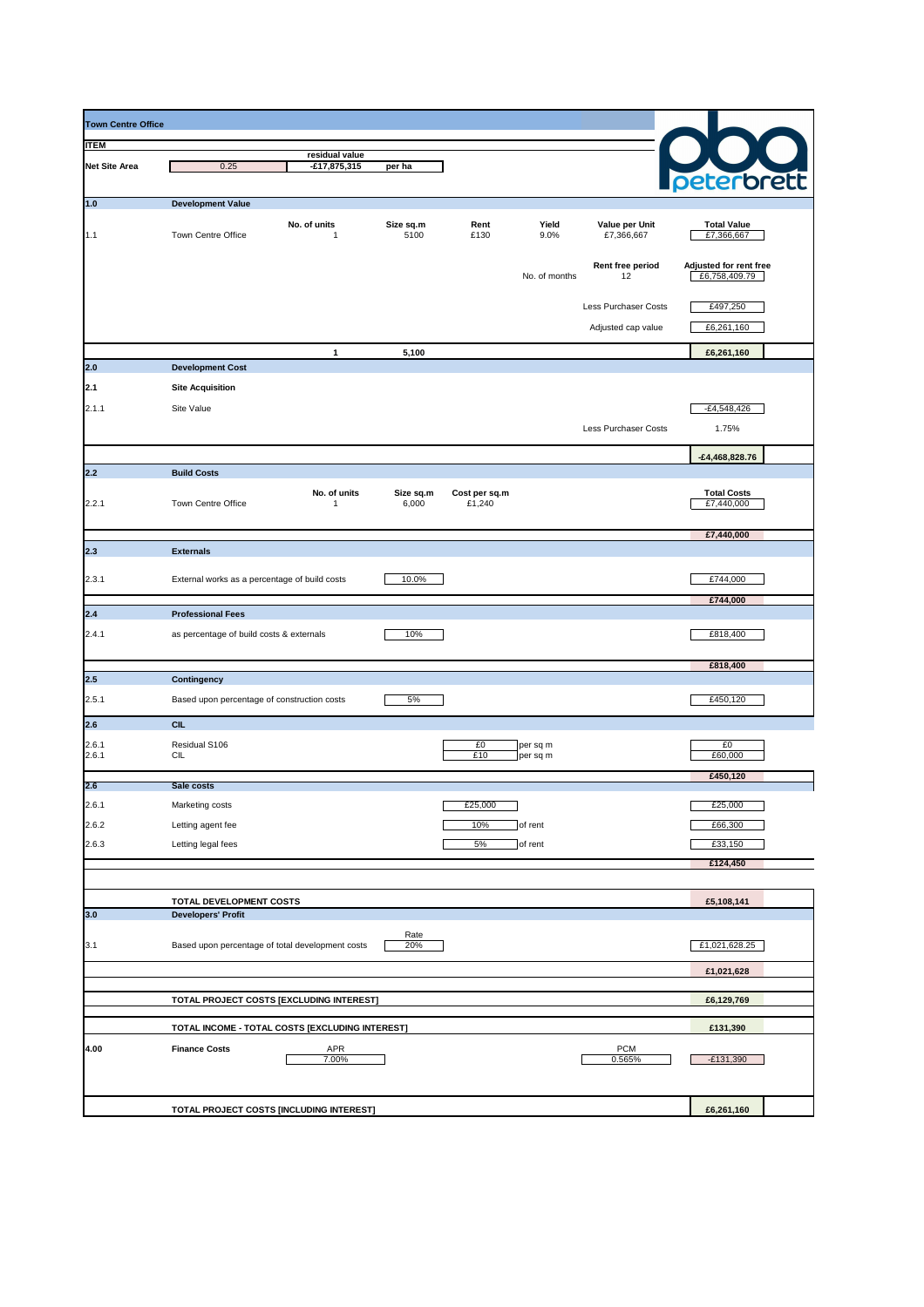## Town Centre Office

| ITEM | | | | | | | | |
|---|---|---|---|---|---|---|---|---|
| **Net Site Area** | 0.25 | **residual value** -£17,875,315 | **per ha** | | | | | |
| **1.0** | **Development Value** | | | | | | | |
| | | **No. of units** | **Size sq.m** | **Rent** | **Yield** | **Value per Unit** | **Total Value** | |
| 1.1 | Town Centre Office | 1 | 5100 | £130 | 9.0% | £7,366,667 | £7,366,667 | |
| | | | | | No. of months | **Rent free period** 12 | **Adjusted for rent free** £6,758,409.79 | |
| | | | | | | Less Purchaser Costs | £497,250 | |
| | | | | | | Adjusted cap value | £6,261,160 | |
| | | **1** | **5,100** | | | | **£6,261,160** | |
| **2.0** | **Development Cost** | | | | | | | |
| **2.1** | **Site Acquisition** | | | | | | | |
| 2.1.1 | Site Value | | | | | | -£4,548,426 | |
| | | | | | | Less Purchaser Costs | 1.75% | |
| | | | | | | | **-£4,468,828.76** | |
| **2.2** | **Build Costs** | | | | | | | |
| | | **No. of units** | **Size sq.m** | **Cost per sq.m** | | | **Total Costs** | |
| 2.2.1 | Town Centre Office | 1 | 6,000 | £1,240 | | | £7,440,000 | |
| | | | | | | | **£7,440,000** | |
| **2.3** | **Externals** | | | | | | | |
| 2.3.1 | External works as a percentage of build costs | | 10.0% | | | | £744,000 | |
| | | | | | | | **£744,000** | |
| **2.4** | **Professional Fees** | | | | | | | |
| 2.4.1 | as percentage of build costs & externals | | 10% | | | | £818,400 | |
| | | | | | | | **£818,400** | |
| **2.5** | **Contingency** | | | | | | | |
| 2.5.1 | Based upon percentage of construction costs | | 5% | | | | £450,120 | |
| **2.6** | **CIL** | | | | | | | |
| 2.6.1 | Residual S106 | | | £0 | per sq m | | £0 | |
| 2.6.1 | CIL | | | £10 | per sq m | | £60,000 | |
| | | | | | | | **£450,120** | |
| **2.6** | **Sale costs** | | | | | | | |
| 2.6.1 | Marketing costs | | | £25,000 | | | £25,000 | |
| 2.6.2 | Letting agent fee | | | 10% | of rent | | £66,300 | |
| 2.6.3 | Letting legal fees | | | 5% | of rent | | £33,150 | |
| | | | | | | | **£124,450** | |
| | **TOTAL DEVELOPMENT COSTS** | | | | | | **£5,108,141** | |
| **3.0** | **Developers' Profit** | | | | | | | |
| 3.1 | Based upon percentage of total development costs | | Rate 20% | | | | £1,021,628.25 | |
| | | | | | | | **£1,021,628** | |
| | **TOTAL PROJECT COSTS [EXCLUDING INTEREST]** | | | | | | **£6,129,769** | |
| | **TOTAL INCOME - TOTAL COSTS [EXCLUDING INTEREST]** | | | | | | **£131,390** | |
| **4.00** | **Finance Costs** | APR 7.00% | | | | PCM 0.565% | -£131,390 | |
| | **TOTAL PROJECT COSTS [INCLUDING INTEREST]** | | | | | | **£6,261,160** | |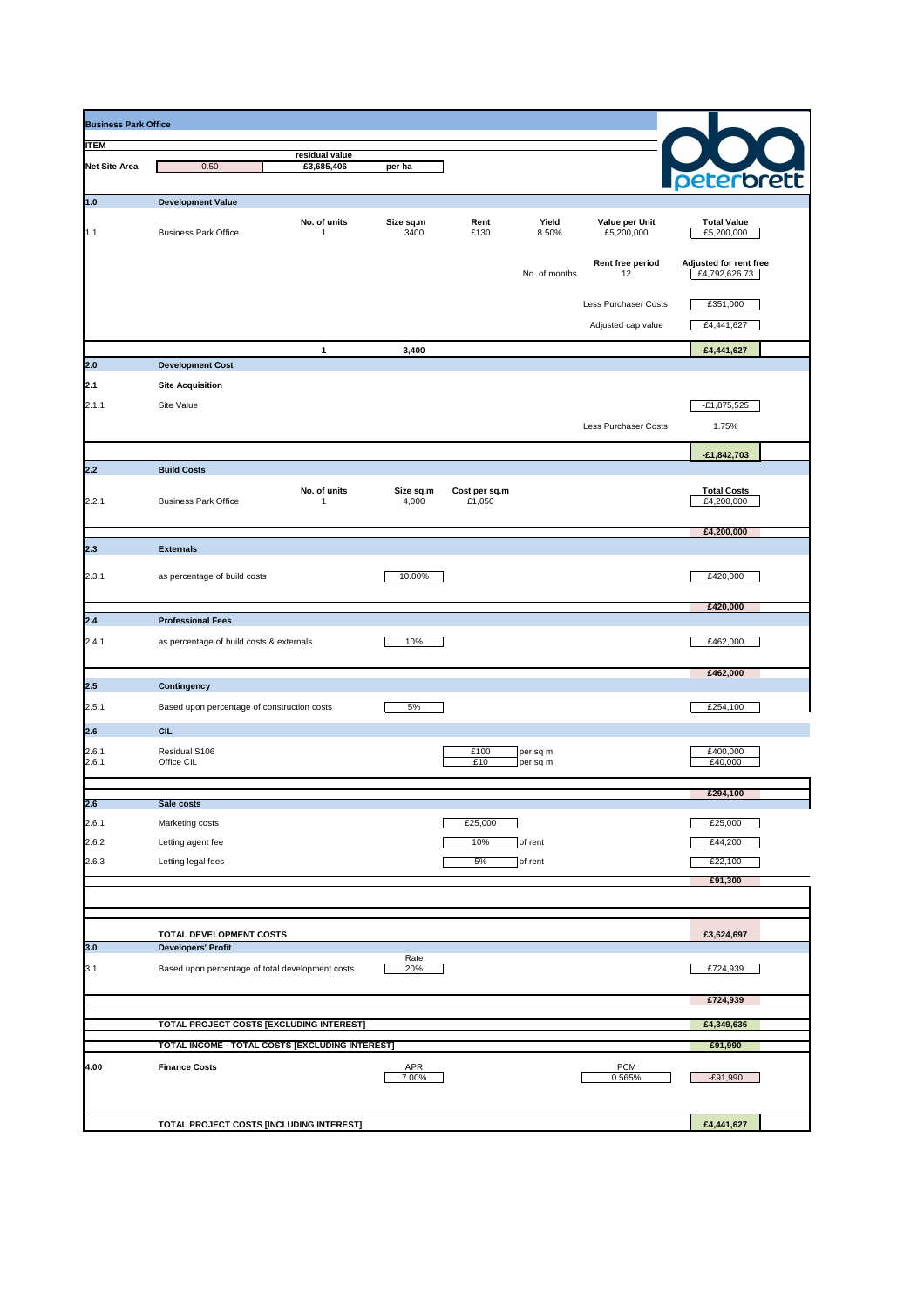## Business Park Office

| ITEM | | | | | | | | |
|---|---|---|---|---|---|---|---|---|
| Net Site Area | 0.50 | residual value -£3,685,406 | per ha | | | | | |
| **1.0** | **Development Value** | | | | | | | |
| | | No. of units | Size sq.m | Rent | Yield | Value per Unit | | Total Value |
| 1.1 | Business Park Office | 1 | 3400 | £130 | 8.50% | £5,200,000 | | £5,200,000 |
| | | | | | No. of months | Rent free period 12 | | Adjusted for rent free £4,792,626.73 |
| | | | | | | Less Purchaser Costs | | £351,000 |
| | | | | | | Adjusted cap value | | £4,441,627 |
| | | 1 | 3,400 | | | | | £4,441,627 |
| **2.0** | **Development Cost** | | | | | | | |
| **2.1** | **Site Acquisition** | | | | | | | |
| 2.1.1 | Site Value | | | | | | | -£1,875,525 |
| | | | | | | Less Purchaser Costs | | 1.75% |
| | | | | | | | | -£1,842,703 |
| **2.2** | **Build Costs** | | | | | | | |
| | | No. of units | Size sq.m | Cost per sq.m | | | | Total Costs |
| 2.2.1 | Business Park Office | 1 | 4,000 | £1,050 | | | | £4,200,000 |
| | | | | | | | | £4,200,000 |
| **2.3** | **Externals** | | | | | | | |
| 2.3.1 | as percentage of build costs | | 10.00% | | | | | £420,000 |
| | | | | | | | | £420,000 |
| **2.4** | **Professional Fees** | | | | | | | |
| 2.4.1 | as percentage of build costs & externals | | 10% | | | | | £462,000 |
| | | | | | | | | £462,000 |
| **2.5** | **Contingency** | | | | | | | |
| 2.5.1 | Based upon percentage of construction costs | | 5% | | | | | £254,100 |
| **2.6** | **CIL** | | | | | | | |
| 2.6.1 | Residual S106 | | | £100 | per sq m | | | £400,000 |
| 2.6.1 | Office CIL | | | £10 | per sq m | | | £40,000 |
| | | | | | | | | £294,100 |
| **2.6** | **Sale costs** | | | | | | | |
| 2.6.1 | Marketing costs | | | £25,000 | | | | £25,000 |
| 2.6.2 | Letting agent fee | | | 10% | of rent | | | £44,200 |
| 2.6.3 | Letting legal fees | | | 5% | of rent | | | £22,100 |
| | | | | | | | | £91,300 |
| | **TOTAL DEVELOPMENT COSTS** | | | | | | | £3,624,697 |
| **3.0** | **Developers' Profit** | | | | | | | |
| 3.1 | Based upon percentage of total development costs | | Rate 20% | | | | | £724,939 |
| | | | | | | | | £724,939 |
| | **TOTAL PROJECT COSTS [EXCLUDING INTEREST]** | | | | | | | £4,349,636 |
| | **TOTAL INCOME - TOTAL COSTS [EXCLUDING INTEREST]** | | | | | | | £91,990 |
| **4.00** | **Finance Costs** | | APR 7.00% | | | PCM 0.565% | | -£91,990 |
| | **TOTAL PROJECT COSTS [INCLUDING INTEREST]** | | | | | | | £4,441,627 |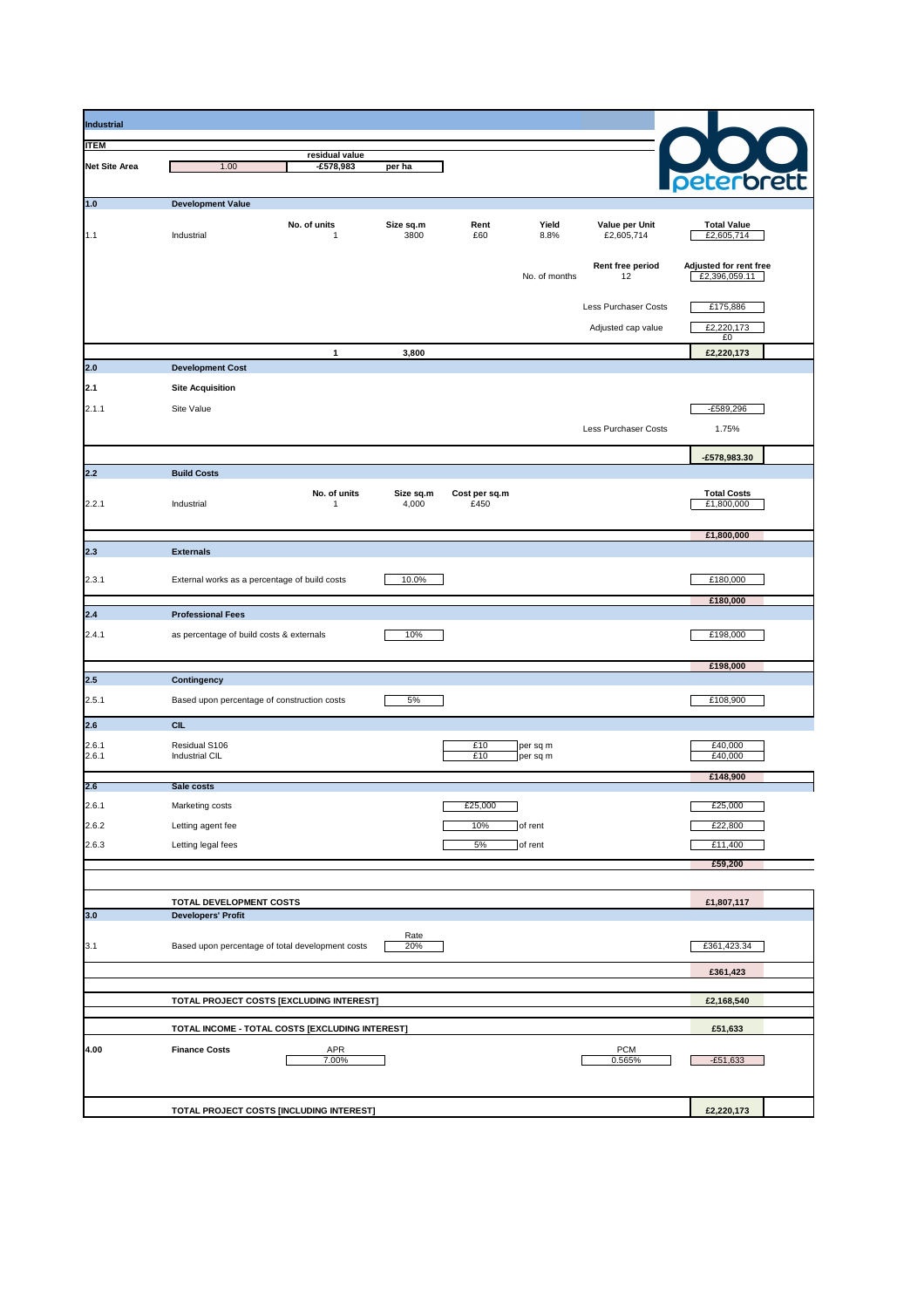## Industrial

| ITEM | | residual value | | | | | |
|---|---|---|---|---|---|---|---|
| Net Site Area | 1.00 | -£578,983 | per ha | | | | |

peterbrett

| | | | | | | | |
|---|---|---|---|---|---|---|---|
| **1.0** | **Development Value** | | | | | | |
| | | **No. of units** | **Size sq.m** | **Rent** | **Yield** | **Value per Unit** | **Total Value** |
| 1.1 | Industrial | 1 | 3800 | £60 | 8.8% | £2,605,714 | £2,605,714 |
| | | | | | | **Rent free period** | **Adjusted for rent free** |
| | | | | | No. of months | 12 | £2,396,059.11 |
| | | | | | | Less Purchaser Costs | £175,886 |
| | | | | | | Adjusted cap value | £2,220,173 |
| | | | | | | | £0 |
| | | **1** | **3,800** | | | | **£2,220,173** |
| **2.0** | **Development Cost** | | | | | | |
| **2.1** | **Site Acquisition** | | | | | | |
| 2.1.1 | Site Value | | | | | | -£589,296 |
| | | | | | | Less Purchaser Costs | 1.75% |
| | | | | | | | **-£578,983.30** |
| **2.2** | **Build Costs** | | | | | | |
| | | **No. of units** | **Size sq.m** | **Cost per sq.m** | | | **Total Costs** |
| 2.2.1 | Industrial | 1 | 4,000 | £450 | | | £1,800,000 |
| | | | | | | | **£1,800,000** |
| **2.3** | **Externals** | | | | | | |
| 2.3.1 | External works as a percentage of build costs | | 10.0% | | | | £180,000 |
| | | | | | | | **£180,000** |
| **2.4** | **Professional Fees** | | | | | | |
| 2.4.1 | as percentage of build costs & externals | | 10% | | | | £198,000 |
| | | | | | | | **£198,000** |
| **2.5** | **Contingency** | | | | | | |
| 2.5.1 | Based upon percentage of construction costs | | 5% | | | | £108,900 |
| **2.6** | **CIL** | | | | | | |
| 2.6.1 | Residual S106 | | | £10 | per sq m | | £40,000 |
| 2.6.1 | Industrial CIL | | | £10 | per sq m | | £40,000 |
| | | | | | | | **£148,900** |
| **2.6** | **Sale costs** | | | | | | |
| 2.6.1 | Marketing costs | | | £25,000 | | | £25,000 |
| 2.6.2 | Letting agent fee | | | 10% | of rent | | £22,800 |
| 2.6.3 | Letting legal fees | | | 5% | of rent | | £11,400 |
| | | | | | | | **£59,200** |
| | **TOTAL DEVELOPMENT COSTS** | | | | | | **£1,807,117** |
| **3.0** | **Developers' Profit** | | | | | | |
| | | | Rate | | | | |
| 3.1 | Based upon percentage of total development costs | | 20% | | | | £361,423.34 |
| | | | | | | | **£361,423** |
| | **TOTAL PROJECT COSTS [EXCLUDING INTEREST]** | | | | | | **£2,168,540** |
| | **TOTAL INCOME - TOTAL COSTS [EXCLUDING INTEREST]** | | | | | | **£51,633** |
| **4.00** | **Finance Costs** | APR | | | | PCM | |
| | | 7.00% | | | | 0.565% | -£51,633 |
| | **TOTAL PROJECT COSTS [INCLUDING INTEREST]** | | | | | | **£2,220,173** |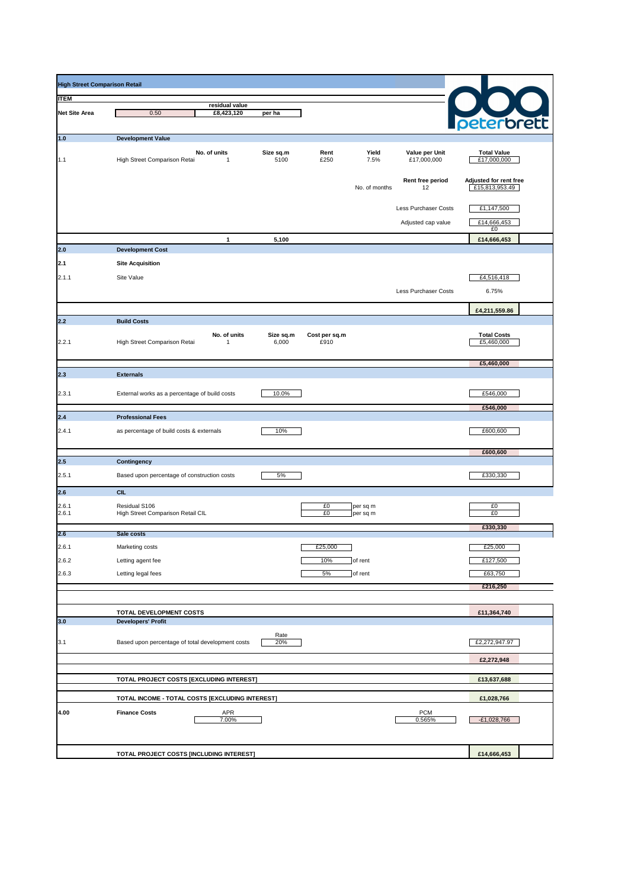**High Street Comparison Retail**

**peterbrett**

| ITEM | | | | | | | |
|---|---|---|---|---|---|---|---|
| **Net Site Area** | 0.50 | **residual value** £8,423,120 | **per ha** | | | | |
| **1.0** | **Development Value** | | | | | | |
| | | **No. of units** | **Size sq.m** | **Rent** | **Yield** | **Value per Unit** | **Total Value** |
| 1.1 | High Street Comparison Retai | 1 | 5100 | £250 | 7.5% | £17,000,000 | £17,000,000 |
| | | | | | | **Rent free period** | **Adjusted for rent free** |
| | | | | | No. of months | 12 | £15,813,953.49 |
| | | | | | | Less Purchaser Costs | £1,147,500 |
| | | | | | | Adjusted cap value | £14,666,453 |
| | | | | | | | £0 |
| | | 1 | 5,100 | | | | **£14,666,453** |
| **2.0** | **Development Cost** | | | | | | |
| **2.1** | **Site Acquisition** | | | | | | |
| 2.1.1 | Site Value | | | | | | £4,516,418 |
| | | | | | | Less Purchaser Costs | 6.75% |
| | | | | | | | **£4,211,559.86** |
| **2.2** | **Build Costs** | | | | | | |
| | | **No. of units** | **Size sq.m** | **Cost per sq.m** | | | **Total Costs** |
| 2.2.1 | High Street Comparison Retai | 1 | 6,000 | £910 | | | £5,460,000 |
| | | | | | | | **£5,460,000** |
| **2.3** | **Externals** | | | | | | |
| 2.3.1 | External works as a percentage of build costs | | 10.0% | | | | £546,000 |
| | | | | | | | **£546,000** |
| **2.4** | **Professional Fees** | | | | | | |
| 2.4.1 | as percentage of build costs & externals | | 10% | | | | £600,600 |
| | | | | | | | **£600,600** |
| **2.5** | **Contingency** | | | | | | |
| 2.5.1 | Based upon percentage of construction costs | | 5% | | | | £330,330 |
| **2.6** | **CIL** | | | | | | |
| 2.6.1 | Residual S106 | | | £0 | per sq m | | £0 |
| 2.6.1 | High Street Comparison Retail CIL | | | £0 | per sq m | | £0 |
| | | | | | | | **£330,330** |
| **2.6** | **Sale costs** | | | | | | |
| 2.6.1 | Marketing costs | | | £25,000 | | | £25,000 |
| 2.6.2 | Letting agent fee | | | 10% | of rent | | £127,500 |
| 2.6.3 | Letting legal fees | | | 5% | of rent | | £63,750 |
| | | | | | | | **£216,250** |
| | **TOTAL DEVELOPMENT COSTS** | | | | | | **£11,364,740** |
| **3.0** | **Developers' Profit** | | | | | | |
| | | | Rate | | | | |
| 3.1 | Based upon percentage of total development costs | | 20% | | | | £2,272,947.97 |
| | | | | | | | **£2,272,948** |
| | **TOTAL PROJECT COSTS [EXCLUDING INTEREST]** | | | | | | **£13,637,688** |
| | **TOTAL INCOME - TOTAL COSTS [EXCLUDING INTEREST]** | | | | | | **£1,028,766** |
| **4.00** | **Finance Costs** | APR 7.00% | | | | PCM 0.565% | -£1,028,766 |
| | **TOTAL PROJECT COSTS [INCLUDING INTEREST]** | | | | | | **£14,666,453** |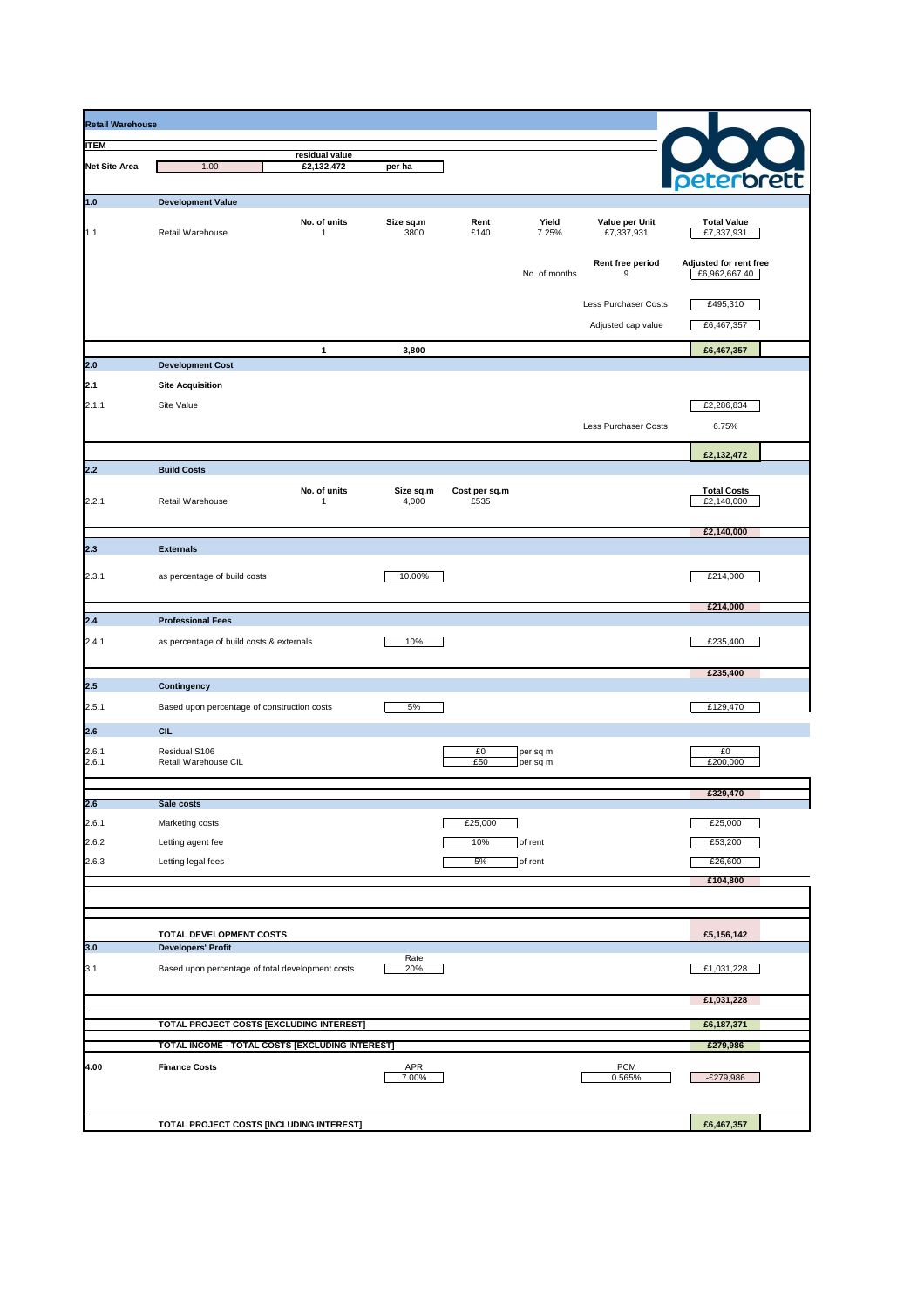**Retail Warehouse**

peterbrett

| ITEM | | | | | | | |
|---|---|---|---|---|---|---|---|
| **Net Site Area** | 1.00 | **residual value** £2,132,472 | **per ha** | | | | |
| **1.0** | **Development Value** | | | | | | |
| | | **No. of units** | **Size sq.m** | **Rent** | **Yield** | **Value per Unit** | **Total Value** |
| 1.1 | Retail Warehouse | 1 | 3800 | £140 | 7.25% | £7,337,931 | £7,337,931 |
| | | | | | | **Rent free period** | **Adjusted for rent free** |
| | | | | | No. of months | 9 | £6,962,667.40 |
| | | | | | | Less Purchaser Costs | £495,310 |
| | | | | | | Adjusted cap value | £6,467,357 |
| | | **1** | **3,800** | | | | **£6,467,357** |
| **2.0** | **Development Cost** | | | | | | |
| **2.1** | **Site Acquisition** | | | | | | |
| 2.1.1 | Site Value | | | | | | £2,286,834 |
| | | | | | | Less Purchaser Costs | 6.75% |
| | | | | | | | **£2,132,472** |
| **2.2** | **Build Costs** | | | | | | |
| | | **No. of units** | **Size sq.m** | **Cost per sq.m** | | | **Total Costs** |
| 2.2.1 | Retail Warehouse | 1 | 4,000 | £535 | | | £2,140,000 |
| | | | | | | | **£2,140,000** |
| **2.3** | **Externals** | | | | | | |
| 2.3.1 | as percentage of build costs | | 10.00% | | | | £214,000 |
| | | | | | | | **£214,000** |
| **2.4** | **Professional Fees** | | | | | | |
| 2.4.1 | as percentage of build costs & externals | | 10% | | | | £235,400 |
| | | | | | | | **£235,400** |
| **2.5** | **Contingency** | | | | | | |
| 2.5.1 | Based upon percentage of construction costs | | 5% | | | | £129,470 |
| **2.6** | **CIL** | | | | | | |
| 2.6.1 | Residual S106 | | | £0 | per sq m | | £0 |
| 2.6.1 | Retail Warehouse CIL | | | £50 | per sq m | | £200,000 |
| | | | | | | | **£329,470** |
| **2.6** | **Sale costs** | | | | | | |
| 2.6.1 | Marketing costs | | | £25,000 | | | £25,000 |
| 2.6.2 | Letting agent fee | | | 10% | of rent | | £53,200 |
| 2.6.3 | Letting legal fees | | | 5% | of rent | | £26,600 |
| | | | | | | | **£104,800** |
| | **TOTAL DEVELOPMENT COSTS** | | | | | | **£5,156,142** |
| **3.0** | **Developers' Profit** | | | | | | |
| | | | Rate | | | | |
| 3.1 | Based upon percentage of total development costs | | 20% | | | | £1,031,228 |
| | | | | | | | **£1,031,228** |
| | **TOTAL PROJECT COSTS [EXCLUDING INTEREST]** | | | | | | **£6,187,371** |
| | **TOTAL INCOME - TOTAL COSTS [EXCLUDING INTEREST]** | | | | | | **£279,986** |
| **4.00** | **Finance Costs** | | APR | | | PCM | |
| | | | 7.00% | | | 0.565% | -£279,986 |
| | **TOTAL PROJECT COSTS [INCLUDING INTEREST]** | | | | | | **£6,467,357** |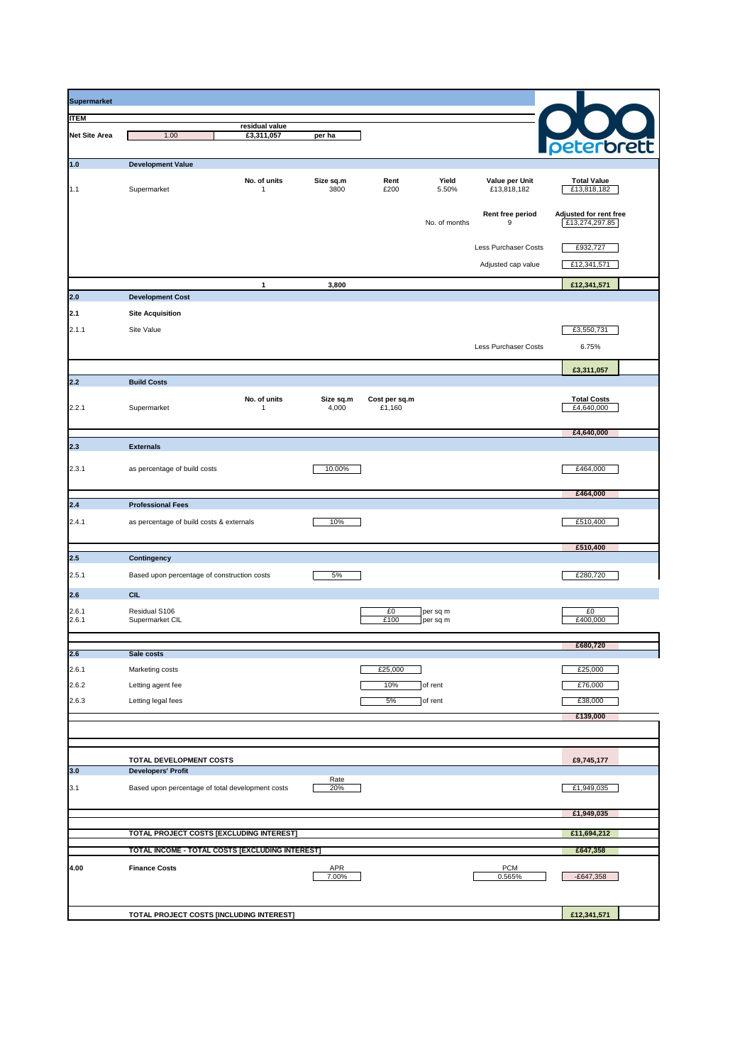**Supermarket**

| ITEM | | | | | | | |
|---|---|---|---|---|---|---|---|
| Net Site Area | 1.00 | residual value £3,311,057 | per ha | | | | |
| **1.0** | **Development Value** | | | | | | |
| 1.1 | Supermarket | No. of units 1 | Size sq.m 3800 | Rent £200 | Yield 5.50% | Value per Unit £13,818,182 | Total Value £13,818,182 |
| | | | | | No. of months | Rent free period 9 | Adjusted for rent free £13,274,297.85 |
| | | | | | | Less Purchaser Costs | £932,727 |
| | | | | | | Adjusted cap value | £12,341,571 |
| | | **1** | **3,800** | | | | **£12,341,571** |
| **2.0** | **Development Cost** | | | | | | |
| **2.1** | **Site Acquisition** | | | | | | |
| 2.1.1 | Site Value | | | | | | £3,550,731 |
| | | | | | | Less Purchaser Costs | 6.75% |
| | | | | | | | **£3,311,057** |
| **2.2** | **Build Costs** | | | | | | |
| 2.2.1 | Supermarket | No. of units 1 | Size sq.m 4,000 | Cost per sq.m £1,160 | | | Total Costs £4,640,000 |
| | | | | | | | **£4,640,000** |
| **2.3** | **Externals** | | | | | | |
| 2.3.1 | as percentage of build costs | | 10.00% | | | | £464,000 |
| | | | | | | | **£464,000** |
| **2.4** | **Professional Fees** | | | | | | |
| 2.4.1 | as percentage of build costs & externals | | 10% | | | | £510,400 |
| | | | | | | | **£510,400** |
| **2.5** | **Contingency** | | | | | | |
| 2.5.1 | Based upon percentage of construction costs | | 5% | | | | £280,720 |
| **2.6** | **CIL** | | | | | | |
| 2.6.1 | Residual S106 | | | £0 | per sq m | | £0 |
| 2.6.1 | Supermarket CIL | | | £100 | per sq m | | £400,000 |
| | | | | | | | **£680,720** |
| **2.6** | **Sale costs** | | | | | | |
| 2.6.1 | Marketing costs | | | £25,000 | | | £25,000 |
| 2.6.2 | Letting agent fee | | | 10% | of rent | | £76,000 |
| 2.6.3 | Letting legal fees | | | 5% | of rent | | £38,000 |
| | | | | | | | **£139,000** |
| | **TOTAL DEVELOPMENT COSTS** | | | | | | **£9,745,177** |
| **3.0** | **Developers' Profit** | | | | | | |
| 3.1 | Based upon percentage of total development costs | | Rate 20% | | | | £1,949,035 |
| | | | | | | | **£1,949,035** |
| | **TOTAL PROJECT COSTS [EXCLUDING INTEREST]** | | | | | | **£11,694,212** |
| | **TOTAL INCOME - TOTAL COSTS [EXCLUDING INTEREST]** | | | | | | **£647,358** |
| **4.00** | **Finance Costs** | | APR 7.00% | | | PCM 0.565% | -£647,358 |
| | **TOTAL PROJECT COSTS [INCLUDING INTEREST]** | | | | | | **£12,341,571** |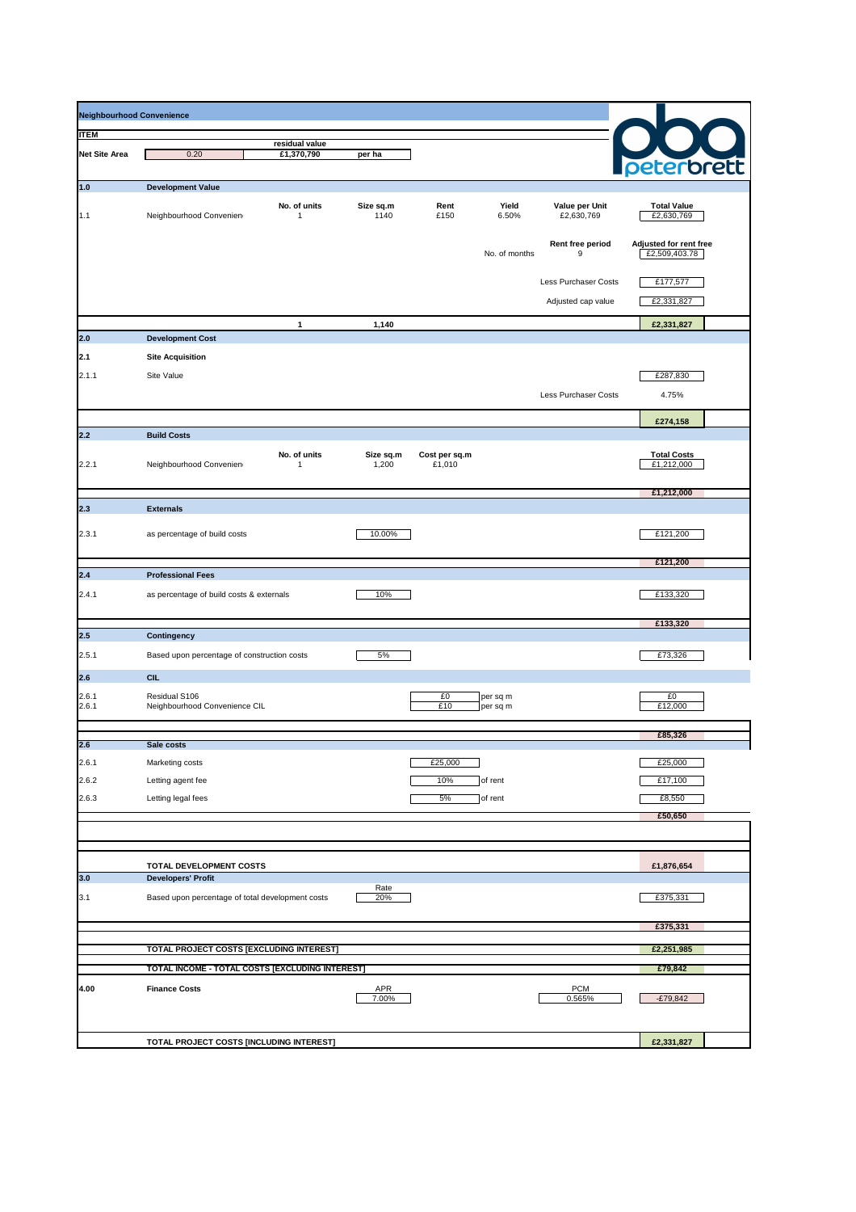| | | | | | | | |
|---|---|---|---|---|---|---|---|
| **Neighbourhood Convenience** | | | | | | | |
| **ITEM** | | | | | | | |
| **Net Site Area** | 0.20 | **residual value** £1,370,790 | **per ha** | | | | |
| **1.0** | **Development Value** | | | | | | |
| | | **No. of units** | **Size sq.m** | **Rent** | **Yield** | **Value per Unit** | **Total Value** |
| 1.1 | Neighbourhood Convenien | 1 | 1140 | £150 | 6.50% | £2,630,769 | £2,630,769 |
| | | | | | | **Rent free period** | **Adjusted for rent free** |
| | | | | | No. of months | 9 | £2,509,403.78 |
| | | | | | | Less Purchaser Costs | £177,577 |
| | | | | | | Adjusted cap value | £2,331,827 |
| | | **1** | **1,140** | | | | **£2,331,827** |
| **2.0** | **Development Cost** | | | | | | |
| **2.1** | **Site Acquisition** | | | | | | |
| 2.1.1 | Site Value | | | | | | £287,830 |
| | | | | | | Less Purchaser Costs | 4.75% |
| | | | | | | | **£274,158** |
| **2.2** | **Build Costs** | | | | | | |
| | | **No. of units** | **Size sq.m** | **Cost per sq.m** | | | **Total Costs** |
| 2.2.1 | Neighbourhood Convenien | 1 | 1,200 | £1,010 | | | £1,212,000 |
| | | | | | | | **£1,212,000** |
| **2.3** | **Externals** | | | | | | |
| 2.3.1 | as percentage of build costs | | 10.00% | | | | £121,200 |
| | | | | | | | **£121,200** |
| **2.4** | **Professional Fees** | | | | | | |
| 2.4.1 | as percentage of build costs & externals | | 10% | | | | £133,320 |
| | | | | | | | **£133,320** |
| **2.5** | **Contingency** | | | | | | |
| 2.5.1 | Based upon percentage of construction costs | | 5% | | | | £73,326 |
| **2.6** | **CIL** | | | | | | |
| 2.6.1 | Residual S106 | | | £0 | per sq m | | £0 |
| 2.6.1 | Neighbourhood Convenience CIL | | | £10 | per sq m | | £12,000 |
| | | | | | | | **£85,326** |
| **2.6** | **Sale costs** | | | | | | |
| 2.6.1 | Marketing costs | | | £25,000 | | | £25,000 |
| 2.6.2 | Letting agent fee | | | 10% | of rent | | £17,100 |
| 2.6.3 | Letting legal fees | | | 5% | of rent | | £8,550 |
| | | | | | | | **£50,650** |
| | **TOTAL DEVELOPMENT COSTS** | | | | | | **£1,876,654** |
| **3.0** | **Developers' Profit** | | | | | | |
| 3.1 | Based upon percentage of total development costs | | Rate 20% | | | | £375,331 |
| | | | | | | | **£375,331** |
| | **TOTAL PROJECT COSTS [EXCLUDING INTEREST]** | | | | | | **£2,251,985** |
| | **TOTAL INCOME - TOTAL COSTS [EXCLUDING INTEREST]** | | | | | | **£79,842** |
| **4.00** | **Finance Costs** | | APR 7.00% | | | PCM 0.565% | -£79,842 |
| | **TOTAL PROJECT COSTS [INCLUDING INTEREST]** | | | | | | **£2,331,827** |